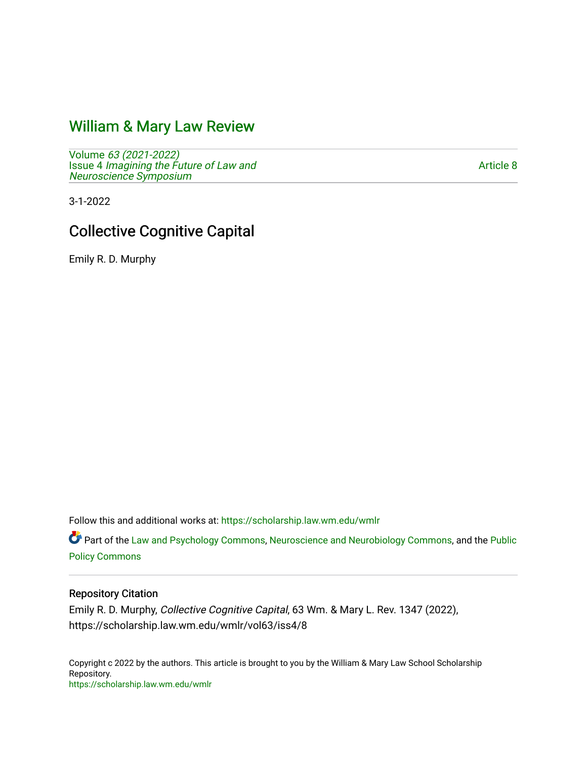# William & Mary Law Review

Volume *63 (2021-2022)*
Issue 4 *Imagining the Future of Law and Neuroscience Symposium*

Article 8

3-1-2022

## Collective Cognitive Capital

Emily R. D. Murphy

Follow this and additional works at: https://scholarship.law.wm.edu/wmlr

Part of the Law and Psychology Commons, Neuroscience and Neurobiology Commons, and the Public Policy Commons

### Repository Citation

Emily R. D. Murphy, *Collective Cognitive Capital*, 63 Wm. & Mary L. Rev. 1347 (2022), https://scholarship.law.wm.edu/wmlr/vol63/iss4/8

Copyright c 2022 by the authors. This article is brought to you by the William & Mary Law School Scholarship Repository.
https://scholarship.law.wm.edu/wmlr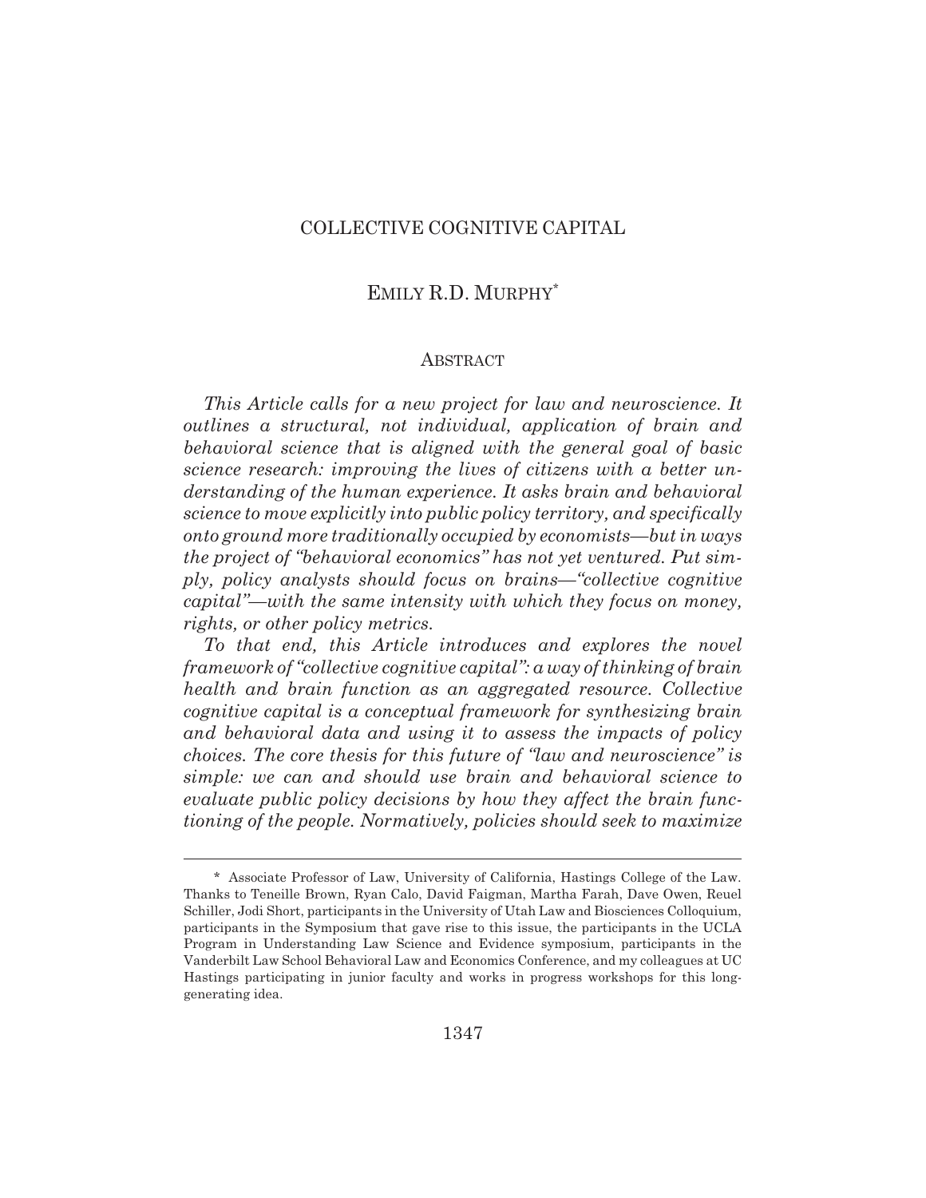# COLLECTIVE COGNITIVE CAPITAL

## EMILY R.D. MURPHY*

### ABSTRACT

*This Article calls for a new project for law and neuroscience. It outlines a structural, not individual, application of brain and behavioral science that is aligned with the general goal of basic science research: improving the lives of citizens with a better understanding of the human experience. It asks brain and behavioral science to move explicitly into public policy territory, and specifically onto ground more traditionally occupied by economists—but in ways the project of "behavioral economics" has not yet ventured. Put simply, policy analysts should focus on brains—"collective cognitive capital"—with the same intensity with which they focus on money, rights, or other policy metrics.*

*To that end, this Article introduces and explores the novel framework of "collective cognitive capital": a way of thinking of brain health and brain function as an aggregated resource. Collective cognitive capital is a conceptual framework for synthesizing brain and behavioral data and using it to assess the impacts of policy choices. The core thesis for this future of "law and neuroscience" is simple: we can and should use brain and behavioral science to evaluate public policy decisions by how they affect the brain functioning of the people. Normatively, policies should seek to maximize*

---

\* Associate Professor of Law, University of California, Hastings College of the Law. Thanks to Teneille Brown, Ryan Calo, David Faigman, Martha Farah, Dave Owen, Reuel Schiller, Jodi Short, participants in the University of Utah Law and Biosciences Colloquium, participants in the Symposium that gave rise to this issue, the participants in the UCLA Program in Understanding Law Science and Evidence symposium, participants in the Vanderbilt Law School Behavioral Law and Economics Conference, and my colleagues at UC Hastings participating in junior faculty and works in progress workshops for this long-generating idea.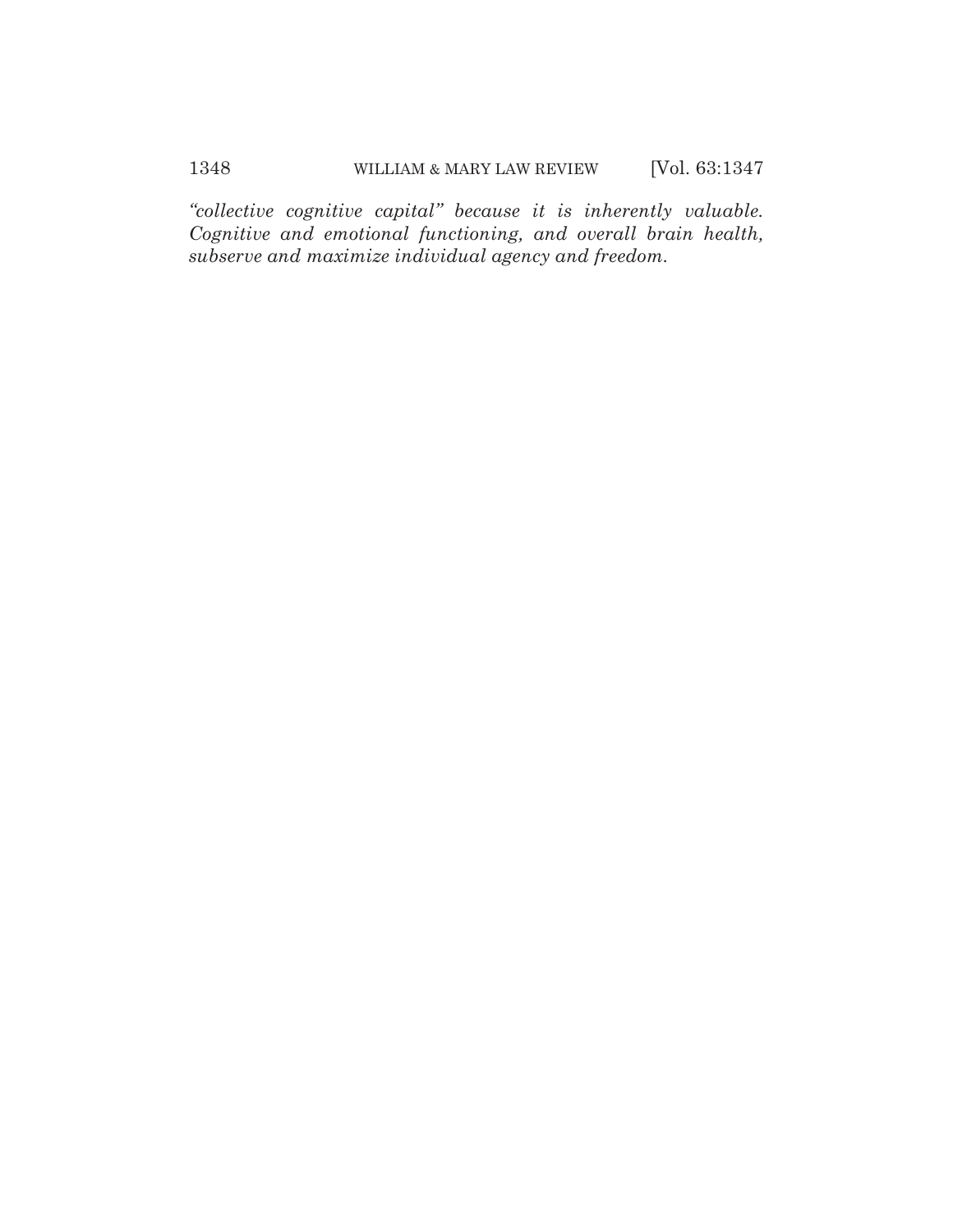*"collective cognitive capital" because it is inherently valuable. Cognitive and emotional functioning, and overall brain health, subserve and maximize individual agency and freedom.*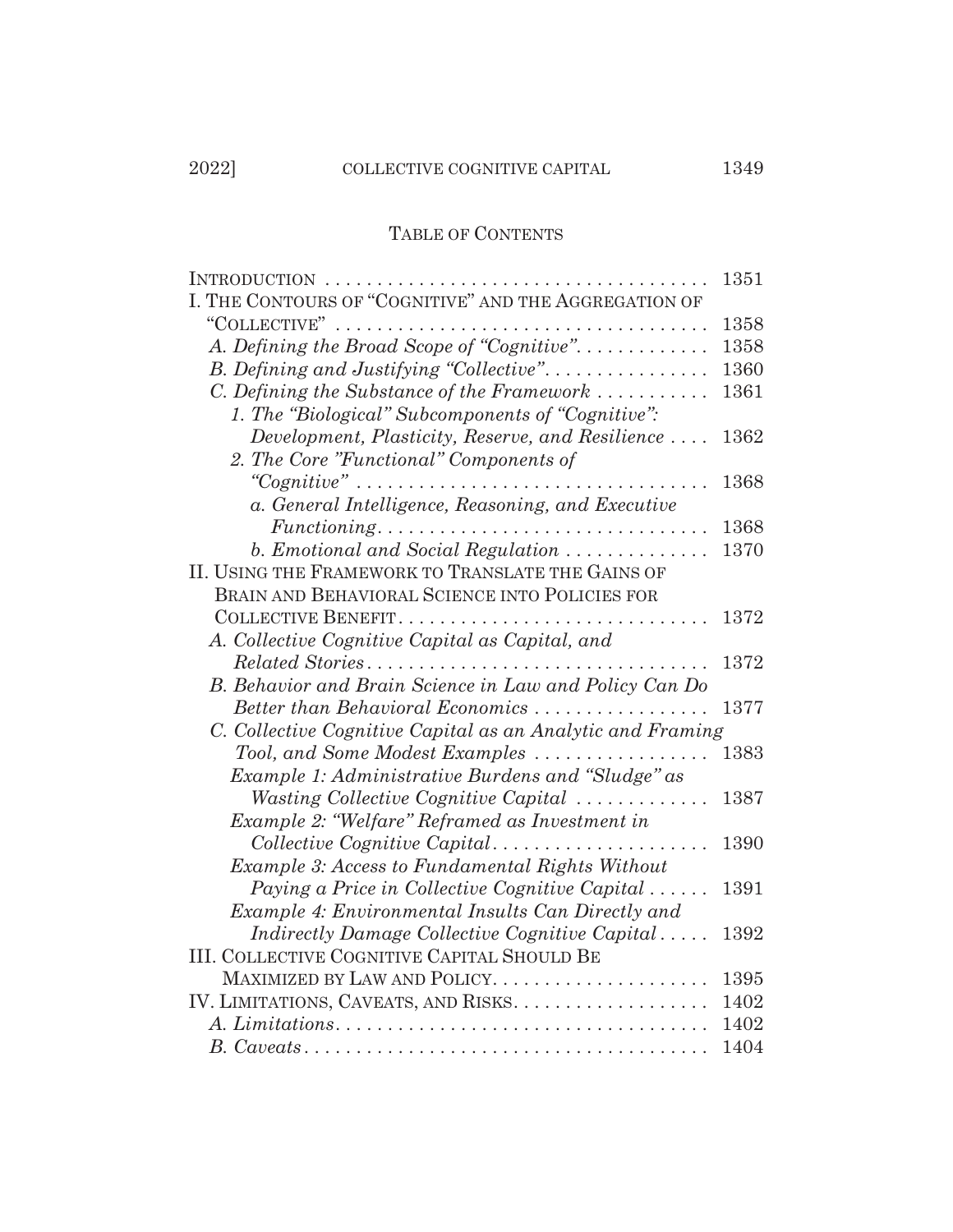## Table of Contents

| | |
|---|---|
| Introduction | 1351 |
| I. The Contours of "Cognitive" and the Aggregation of "Collective" | 1358 |
| *A. Defining the Broad Scope of "Cognitive"* | 1358 |
| *B. Defining and Justifying "Collective"* | 1360 |
| *C. Defining the Substance of the Framework* | 1361 |
| *1. The "Biological" Subcomponents of "Cognitive": Development, Plasticity, Reserve, and Resilience* | 1362 |
| *2. The Core "Functional" Components of "Cognitive"* | 1368 |
| *a. General Intelligence, Reasoning, and Executive Functioning* | 1368 |
| *b. Emotional and Social Regulation* | 1370 |
| II. Using the Framework to Translate the Gains of Brain and Behavioral Science into Policies for Collective Benefit | 1372 |
| *A. Collective Cognitive Capital as Capital, and Related Stories* | 1372 |
| *B. Behavior and Brain Science in Law and Policy Can Do Better than Behavioral Economics* | 1377 |
| *C. Collective Cognitive Capital as an Analytic and Framing Tool, and Some Modest Examples* | 1383 |
| *Example 1: Administrative Burdens and "Sludge" as Wasting Collective Cognitive Capital* | 1387 |
| *Example 2: "Welfare" Reframed as Investment in Collective Cognitive Capital* | 1390 |
| *Example 3: Access to Fundamental Rights Without Paying a Price in Collective Cognitive Capital* | 1391 |
| *Example 4: Environmental Insults Can Directly and Indirectly Damage Collective Cognitive Capital* | 1392 |
| III. Collective Cognitive Capital Should Be Maximized by Law and Policy | 1395 |
| IV. Limitations, Caveats, and Risks | 1402 |
| *A. Limitations* | 1402 |
| *B. Caveats* | 1404 |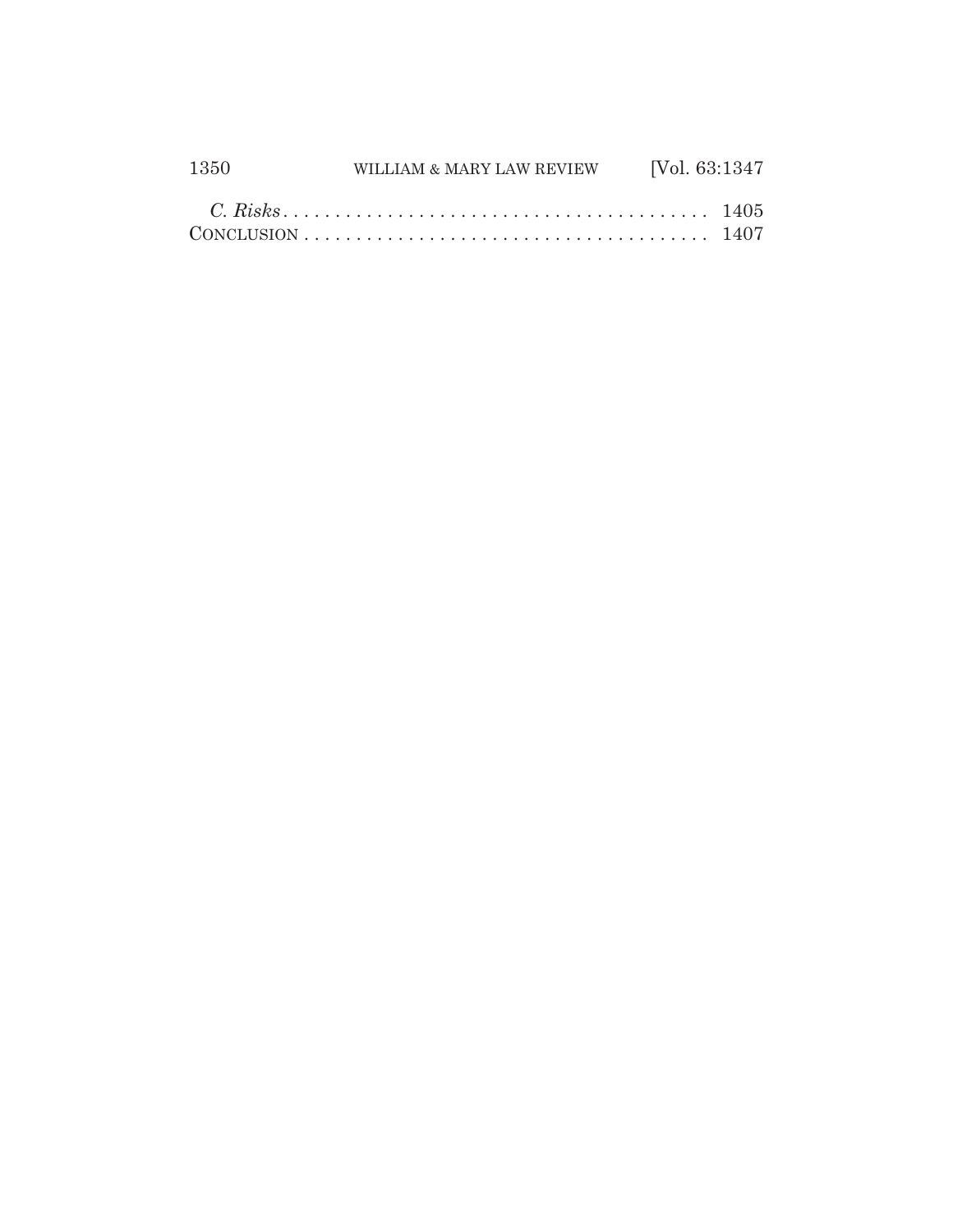*C. Risks* . . . . . . . . . . . . . . . . . . . . . . . . . . . . . . . . . . . . . . . . 1405

CONCLUSION . . . . . . . . . . . . . . . . . . . . . . . . . . . . . . . . . . . . . . 1407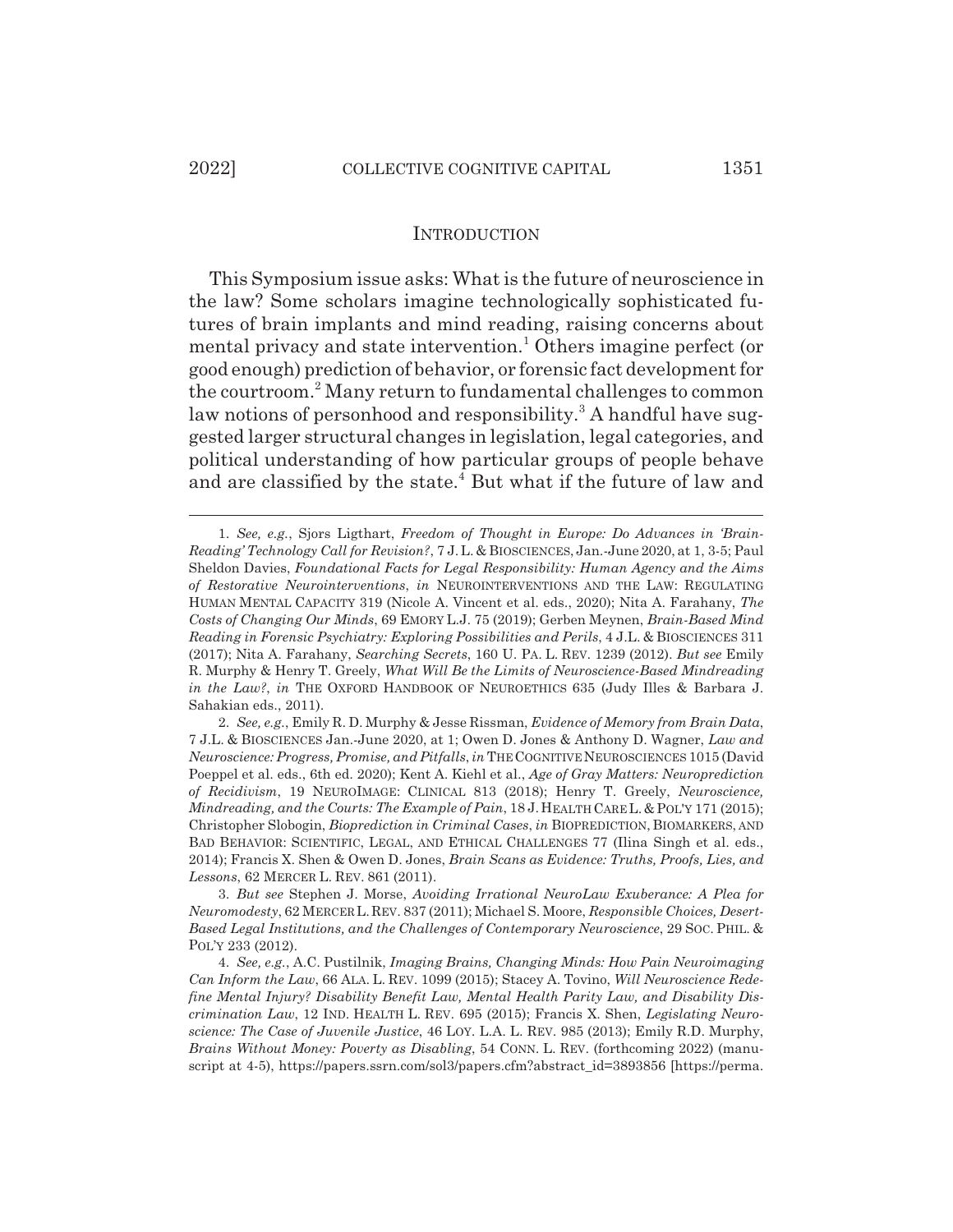## Introduction

This Symposium issue asks: What is the future of neuroscience in the law? Some scholars imagine technologically sophisticated futures of brain implants and mind reading, raising concerns about mental privacy and state intervention.[1] Others imagine perfect (or good enough) prediction of behavior, or forensic fact development for the courtroom.[2] Many return to fundamental challenges to common law notions of personhood and responsibility.[3] A handful have suggested larger structural changes in legislation, legal categories, and political understanding of how particular groups of people behave and are classified by the state.[4] But what if the future of law and

---

1. *See, e.g.*, Sjors Ligthart, *Freedom of Thought in Europe: Do Advances in 'Brain-Reading' Technology Call for Revision?*, 7 J. L. & BIOSCIENCES, Jan.-June 2020, at 1, 3-5; Paul Sheldon Davies, *Foundational Facts for Legal Responsibility: Human Agency and the Aims of Restorative Neurointerventions*, *in* NEUROINTERVENTIONS AND THE LAW: REGULATING HUMAN MENTAL CAPACITY 319 (Nicole A. Vincent et al. eds., 2020); Nita A. Farahany, *The Costs of Changing Our Minds*, 69 EMORY L.J. 75 (2019); Gerben Meynen, *Brain-Based Mind Reading in Forensic Psychiatry: Exploring Possibilities and Perils*, 4 J.L. & BIOSCIENCES 311 (2017); Nita A. Farahany, *Searching Secrets*, 160 U. PA. L. REV. 1239 (2012). *But see* Emily R. Murphy & Henry T. Greely, *What Will Be the Limits of Neuroscience-Based Mindreading in the Law?*, *in* THE OXFORD HANDBOOK OF NEUROETHICS 635 (Judy Illes & Barbara J. Sahakian eds., 2011).

2. *See, e.g.*, Emily R. D. Murphy & Jesse Rissman, *Evidence of Memory from Brain Data*, 7 J.L. & BIOSCIENCES Jan.-June 2020, at 1; Owen D. Jones & Anthony D. Wagner, *Law and Neuroscience: Progress, Promise, and Pitfalls*, *in* THE COGNITIVE NEUROSCIENCES 1015 (David Poeppel et al. eds., 6th ed. 2020); Kent A. Kiehl et al., *Age of Gray Matters: Neuroprediction of Recidivism*, 19 NEUROIMAGE: CLINICAL 813 (2018); Henry T. Greely, *Neuroscience, Mindreading, and the Courts: The Example of Pain*, 18 J. HEALTH CARE L. & POL'Y 171 (2015); Christopher Slobogin, *Bioprediction in Criminal Cases*, *in* BIOPREDICTION, BIOMARKERS, AND BAD BEHAVIOR: SCIENTIFIC, LEGAL, AND ETHICAL CHALLENGES 77 (Ilina Singh et al. eds., 2014); Francis X. Shen & Owen D. Jones, *Brain Scans as Evidence: Truths, Proofs, Lies, and Lessons*, 62 MERCER L. REV. 861 (2011).

3. *But see* Stephen J. Morse, *Avoiding Irrational NeuroLaw Exuberance: A Plea for Neuromodesty*, 62 MERCER L. REV. 837 (2011); Michael S. Moore, *Responsible Choices, Desert-Based Legal Institutions, and the Challenges of Contemporary Neuroscience*, 29 SOC. PHIL. & POL'Y 233 (2012).

4. *See, e.g.*, A.C. Pustilnik, *Imaging Brains, Changing Minds: How Pain Neuroimaging Can Inform the Law*, 66 ALA. L. REV. 1099 (2015); Stacey A. Tovino, *Will Neuroscience Redefine Mental Injury? Disability Benefit Law, Mental Health Parity Law, and Disability Discrimination Law*, 12 IND. HEALTH L. REV. 695 (2015); Francis X. Shen, *Legislating Neuroscience: The Case of Juvenile Justice*, 46 LOY. L.A. L. REV. 985 (2013); Emily R.D. Murphy, *Brains Without Money: Poverty as Disabling*, 54 CONN. L. REV. (forthcoming 2022) (manuscript at 4-5), https://papers.ssrn.com/sol3/papers.cfm?abstract_id=3893856 [https://perma.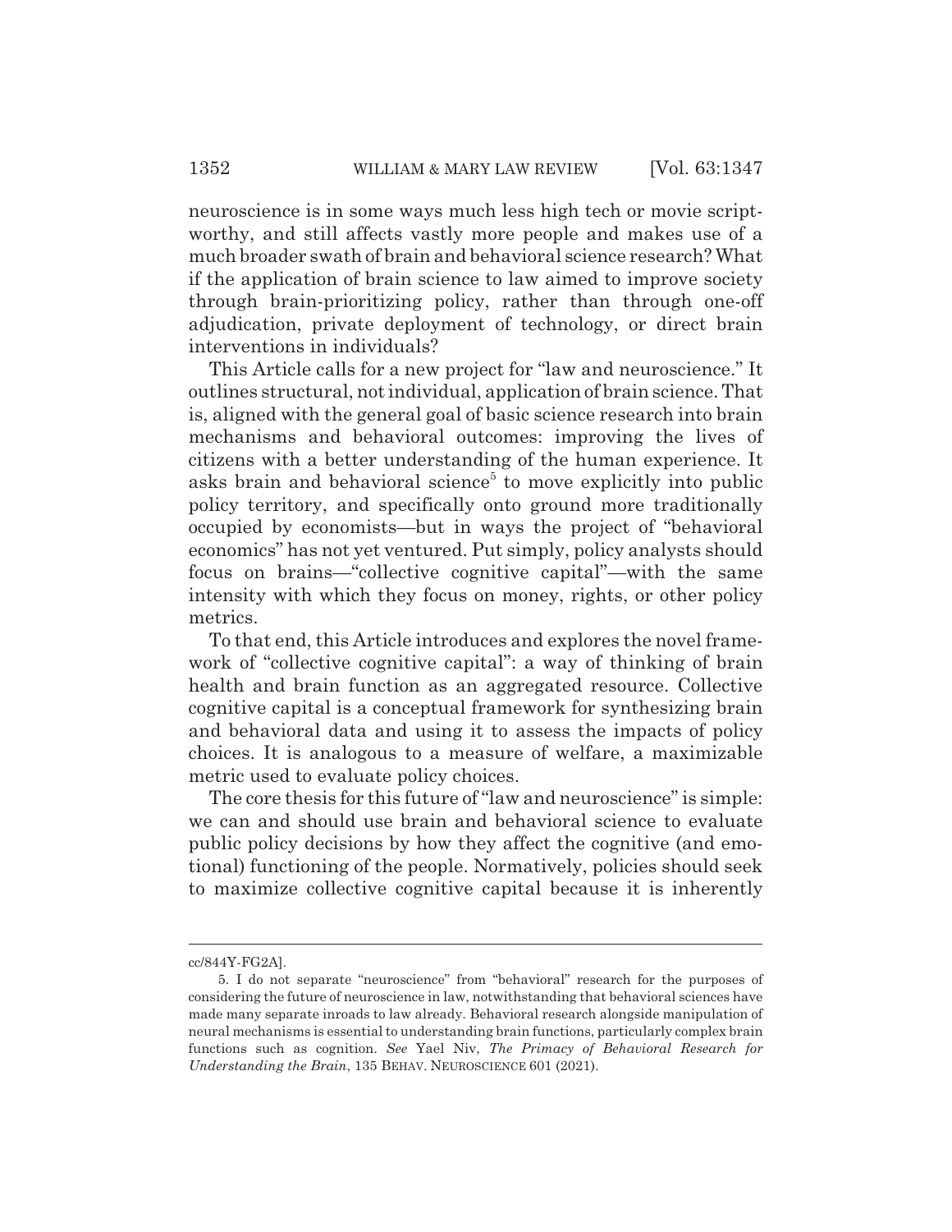neuroscience is in some ways much less high tech or movie script-worthy, and still affects vastly more people and makes use of a much broader swath of brain and behavioral science research? What if the application of brain science to law aimed to improve society through brain-prioritizing policy, rather than through one-off adjudication, private deployment of technology, or direct brain interventions in individuals?

This Article calls for a new project for "law and neuroscience." It outlines structural, not individual, application of brain science. That is, aligned with the general goal of basic science research into brain mechanisms and behavioral outcomes: improving the lives of citizens with a better understanding of the human experience. It asks brain and behavioral science[5] to move explicitly into public policy territory, and specifically onto ground more traditionally occupied by economists—but in ways the project of "behavioral economics" has not yet ventured. Put simply, policy analysts should focus on brains—"collective cognitive capital"—with the same intensity with which they focus on money, rights, or other policy metrics.

To that end, this Article introduces and explores the novel framework of "collective cognitive capital": a way of thinking of brain health and brain function as an aggregated resource. Collective cognitive capital is a conceptual framework for synthesizing brain and behavioral data and using it to assess the impacts of policy choices. It is analogous to a measure of welfare, a maximizable metric used to evaluate policy choices.

The core thesis for this future of "law and neuroscience" is simple: we can and should use brain and behavioral science to evaluate public policy decisions by how they affect the cognitive (and emotional) functioning of the people. Normatively, policies should seek to maximize collective cognitive capital because it is inherently

---

cc/844Y-FG2A].

5. I do not separate "neuroscience" from "behavioral" research for the purposes of considering the future of neuroscience in law, notwithstanding that behavioral sciences have made many separate inroads to law already. Behavioral research alongside manipulation of neural mechanisms is essential to understanding brain functions, particularly complex brain functions such as cognition. *See* Yael Niv, *The Primacy of Behavioral Research for Understanding the Brain*, 135 BEHAV. NEUROSCIENCE 601 (2021).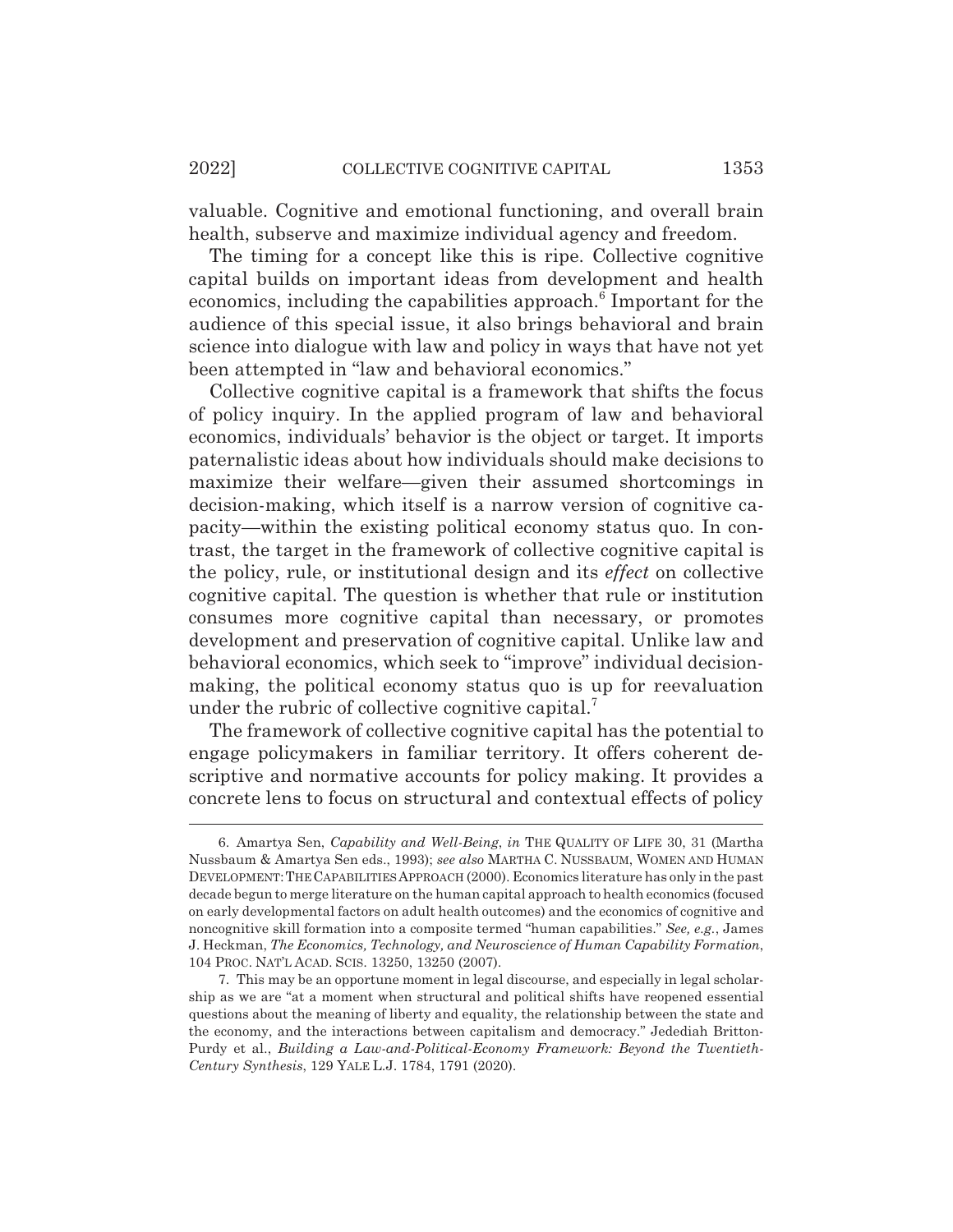valuable. Cognitive and emotional functioning, and overall brain health, subserve and maximize individual agency and freedom.

The timing for a concept like this is ripe. Collective cognitive capital builds on important ideas from development and health economics, including the capabilities approach.[6] Important for the audience of this special issue, it also brings behavioral and brain science into dialogue with law and policy in ways that have not yet been attempted in "law and behavioral economics."

Collective cognitive capital is a framework that shifts the focus of policy inquiry. In the applied program of law and behavioral economics, individuals' behavior is the object or target. It imports paternalistic ideas about how individuals should make decisions to maximize their welfare—given their assumed shortcomings in decision-making, which itself is a narrow version of cognitive capacity—within the existing political economy status quo. In contrast, the target in the framework of collective cognitive capital is the policy, rule, or institutional design and its *effect* on collective cognitive capital. The question is whether that rule or institution consumes more cognitive capital than necessary, or promotes development and preservation of cognitive capital. Unlike law and behavioral economics, which seek to "improve" individual decision-making, the political economy status quo is up for reevaluation under the rubric of collective cognitive capital.[7]

The framework of collective cognitive capital has the potential to engage policymakers in familiar territory. It offers coherent descriptive and normative accounts for policy making. It provides a concrete lens to focus on structural and contextual effects of policy

---

6. Amartya Sen, *Capability and Well-Being*, *in* THE QUALITY OF LIFE 30, 31 (Martha Nussbaum & Amartya Sen eds., 1993); *see also* MARTHA C. NUSSBAUM, WOMEN AND HUMAN DEVELOPMENT: THE CAPABILITIES APPROACH (2000). Economics literature has only in the past decade begun to merge literature on the human capital approach to health economics (focused on early developmental factors on adult health outcomes) and the economics of cognitive and noncognitive skill formation into a composite termed "human capabilities." *See, e.g.*, James J. Heckman, *The Economics, Technology, and Neuroscience of Human Capability Formation*, 104 PROC. NAT'L ACAD. SCIS. 13250, 13250 (2007).

7. This may be an opportune moment in legal discourse, and especially in legal scholarship as we are "at a moment when structural and political shifts have reopened essential questions about the meaning of liberty and equality, the relationship between the state and the economy, and the interactions between capitalism and democracy." Jedediah Britton-Purdy et al., *Building a Law-and-Political-Economy Framework: Beyond the Twentieth-Century Synthesis*, 129 YALE L.J. 1784, 1791 (2020).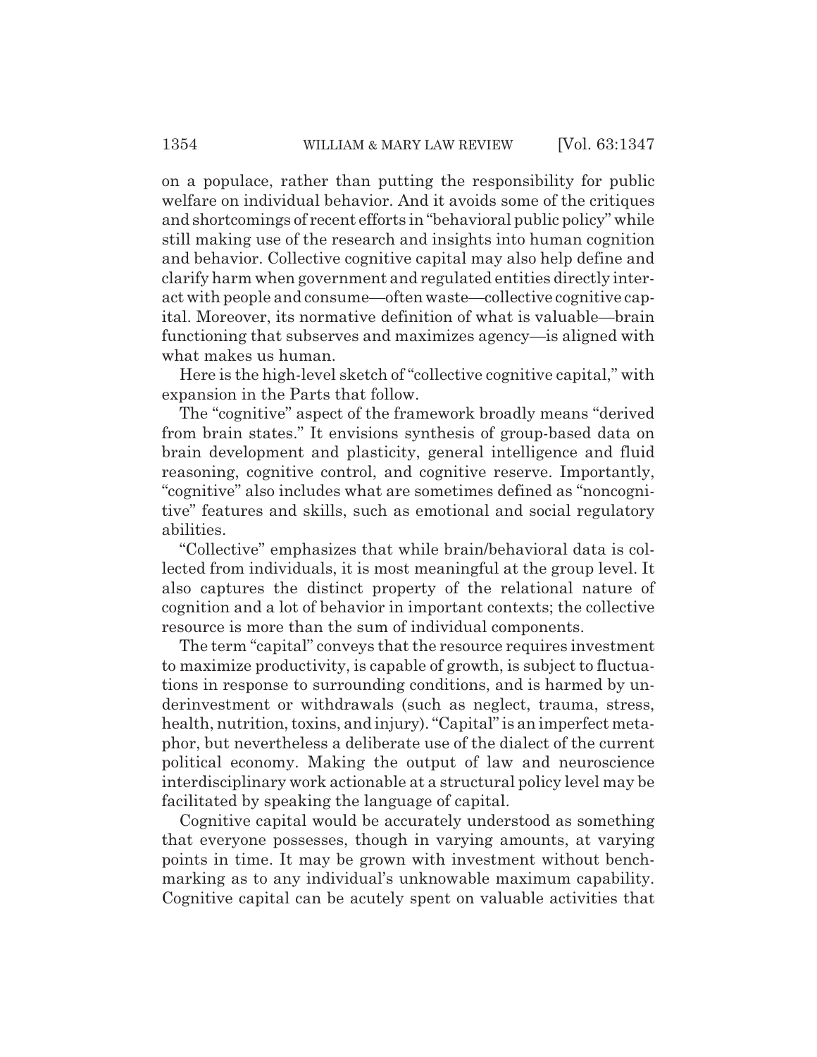on a populace, rather than putting the responsibility for public welfare on individual behavior. And it avoids some of the critiques and shortcomings of recent efforts in "behavioral public policy" while still making use of the research and insights into human cognition and behavior. Collective cognitive capital may also help define and clarify harm when government and regulated entities directly interact with people and consume—often waste—collective cognitive capital. Moreover, its normative definition of what is valuable—brain functioning that subserves and maximizes agency—is aligned with what makes us human.

Here is the high-level sketch of "collective cognitive capital," with expansion in the Parts that follow.

The "cognitive" aspect of the framework broadly means "derived from brain states." It envisions synthesis of group-based data on brain development and plasticity, general intelligence and fluid reasoning, cognitive control, and cognitive reserve. Importantly, "cognitive" also includes what are sometimes defined as "noncognitive" features and skills, such as emotional and social regulatory abilities.

"Collective" emphasizes that while brain/behavioral data is collected from individuals, it is most meaningful at the group level. It also captures the distinct property of the relational nature of cognition and a lot of behavior in important contexts; the collective resource is more than the sum of individual components.

The term "capital" conveys that the resource requires investment to maximize productivity, is capable of growth, is subject to fluctuations in response to surrounding conditions, and is harmed by underinvestment or withdrawals (such as neglect, trauma, stress, health, nutrition, toxins, and injury). "Capital" is an imperfect metaphor, but nevertheless a deliberate use of the dialect of the current political economy. Making the output of law and neuroscience interdisciplinary work actionable at a structural policy level may be facilitated by speaking the language of capital.

Cognitive capital would be accurately understood as something that everyone possesses, though in varying amounts, at varying points in time. It may be grown with investment without benchmarking as to any individual's unknowable maximum capability. Cognitive capital can be acutely spent on valuable activities that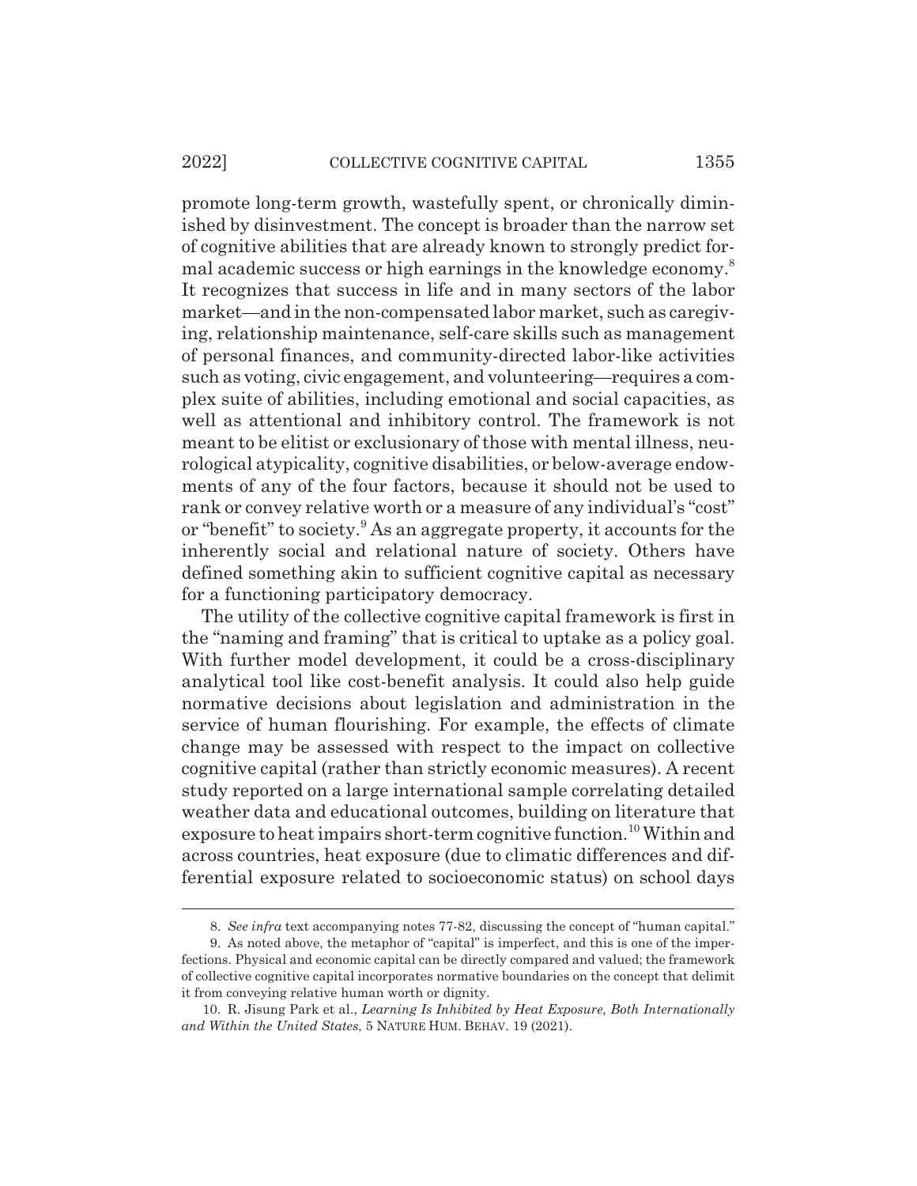promote long-term growth, wastefully spent, or chronically diminished by disinvestment. The concept is broader than the narrow set of cognitive abilities that are already known to strongly predict formal academic success or high earnings in the knowledge economy.[8] It recognizes that success in life and in many sectors of the labor market—and in the non-compensated labor market, such as caregiving, relationship maintenance, self-care skills such as management of personal finances, and community-directed labor-like activities such as voting, civic engagement, and volunteering—requires a complex suite of abilities, including emotional and social capacities, as well as attentional and inhibitory control. The framework is not meant to be elitist or exclusionary of those with mental illness, neurological atypicality, cognitive disabilities, or below-average endowments of any of the four factors, because it should not be used to rank or convey relative worth or a measure of any individual's "cost" or "benefit" to society.[9] As an aggregate property, it accounts for the inherently social and relational nature of society. Others have defined something akin to sufficient cognitive capital as necessary for a functioning participatory democracy.

The utility of the collective cognitive capital framework is first in the "naming and framing" that is critical to uptake as a policy goal. With further model development, it could be a cross-disciplinary analytical tool like cost-benefit analysis. It could also help guide normative decisions about legislation and administration in the service of human flourishing. For example, the effects of climate change may be assessed with respect to the impact on collective cognitive capital (rather than strictly economic measures). A recent study reported on a large international sample correlating detailed weather data and educational outcomes, building on literature that exposure to heat impairs short-term cognitive function.[10] Within and across countries, heat exposure (due to climatic differences and differential exposure related to socioeconomic status) on school days

---

8. *See infra* text accompanying notes 77-82, discussing the concept of "human capital."

9. As noted above, the metaphor of "capital" is imperfect, and this is one of the imperfections. Physical and economic capital can be directly compared and valued; the framework of collective cognitive capital incorporates normative boundaries on the concept that delimit it from conveying relative human worth or dignity.

10. R. Jisung Park et al., *Learning Is Inhibited by Heat Exposure, Both Internationally and Within the United States*, 5 NATURE HUM. BEHAV. 19 (2021).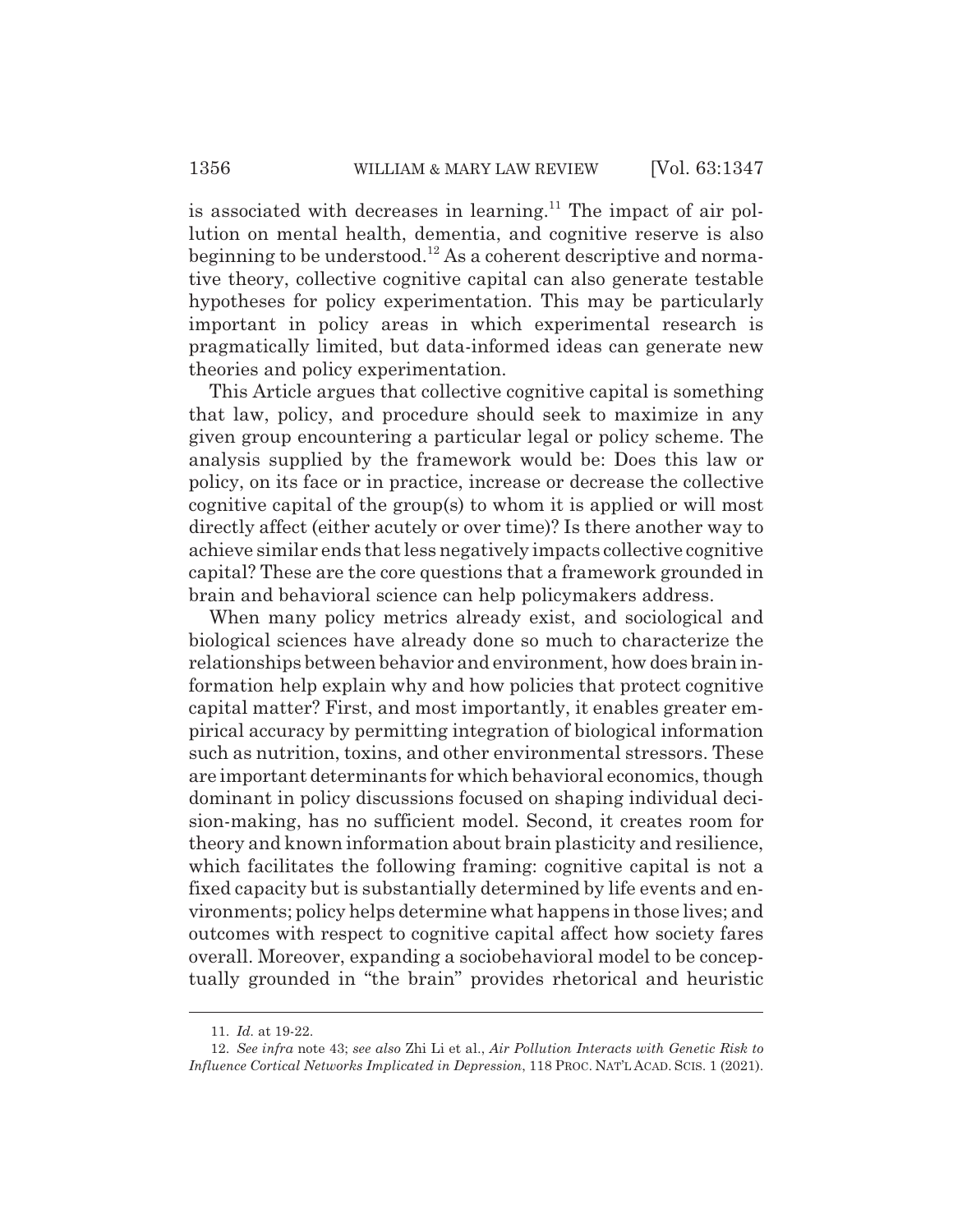is associated with decreases in learning.[11] The impact of air pollution on mental health, dementia, and cognitive reserve is also beginning to be understood.[12] As a coherent descriptive and normative theory, collective cognitive capital can also generate testable hypotheses for policy experimentation. This may be particularly important in policy areas in which experimental research is pragmatically limited, but data-informed ideas can generate new theories and policy experimentation.

This Article argues that collective cognitive capital is something that law, policy, and procedure should seek to maximize in any given group encountering a particular legal or policy scheme. The analysis supplied by the framework would be: Does this law or policy, on its face or in practice, increase or decrease the collective cognitive capital of the group(s) to whom it is applied or will most directly affect (either acutely or over time)? Is there another way to achieve similar ends that less negatively impacts collective cognitive capital? These are the core questions that a framework grounded in brain and behavioral science can help policymakers address.

When many policy metrics already exist, and sociological and biological sciences have already done so much to characterize the relationships between behavior and environment, how does brain information help explain why and how policies that protect cognitive capital matter? First, and most importantly, it enables greater empirical accuracy by permitting integration of biological information such as nutrition, toxins, and other environmental stressors. These are important determinants for which behavioral economics, though dominant in policy discussions focused on shaping individual decision-making, has no sufficient model. Second, it creates room for theory and known information about brain plasticity and resilience, which facilitates the following framing: cognitive capital is not a fixed capacity but is substantially determined by life events and environments; policy helps determine what happens in those lives; and outcomes with respect to cognitive capital affect how society fares overall. Moreover, expanding a sociobehavioral model to be conceptually grounded in "the brain" provides rhetorical and heuristic

---

11. *Id.* at 19-22.

12. *See infra* note 43; *see also* Zhi Li et al., *Air Pollution Interacts with Genetic Risk to Influence Cortical Networks Implicated in Depression*, 118 PROC. NAT'L ACAD. SCIS. 1 (2021).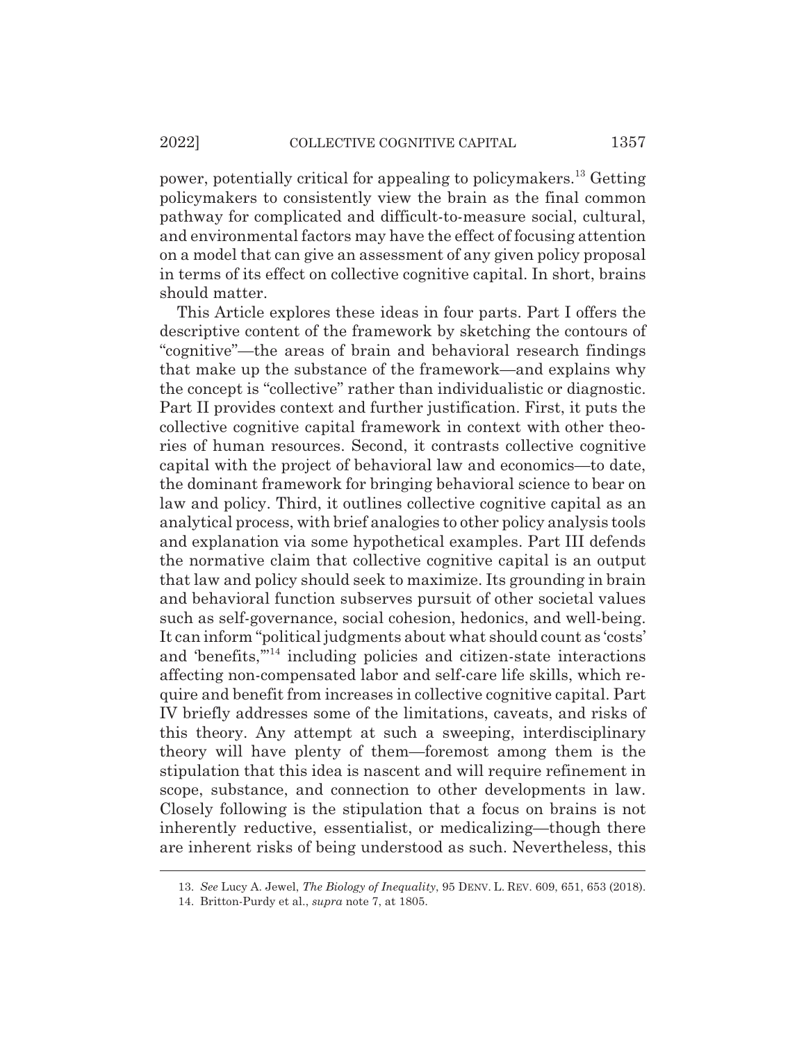power, potentially critical for appealing to policymakers.[13] Getting policymakers to consistently view the brain as the final common pathway for complicated and difficult-to-measure social, cultural, and environmental factors may have the effect of focusing attention on a model that can give an assessment of any given policy proposal in terms of its effect on collective cognitive capital. In short, brains should matter.

This Article explores these ideas in four parts. Part I offers the descriptive content of the framework by sketching the contours of "cognitive"—the areas of brain and behavioral research findings that make up the substance of the framework—and explains why the concept is "collective" rather than individualistic or diagnostic. Part II provides context and further justification. First, it puts the collective cognitive capital framework in context with other theories of human resources. Second, it contrasts collective cognitive capital with the project of behavioral law and economics—to date, the dominant framework for bringing behavioral science to bear on law and policy. Third, it outlines collective cognitive capital as an analytical process, with brief analogies to other policy analysis tools and explanation via some hypothetical examples. Part III defends the normative claim that collective cognitive capital is an output that law and policy should seek to maximize. Its grounding in brain and behavioral function subserves pursuit of other societal values such as self-governance, social cohesion, hedonics, and well-being. It can inform "political judgments about what should count as 'costs' and 'benefits,'"[14] including policies and citizen-state interactions affecting non-compensated labor and self-care life skills, which require and benefit from increases in collective cognitive capital. Part IV briefly addresses some of the limitations, caveats, and risks of this theory. Any attempt at such a sweeping, interdisciplinary theory will have plenty of them—foremost among them is the stipulation that this idea is nascent and will require refinement in scope, substance, and connection to other developments in law. Closely following is the stipulation that a focus on brains is not inherently reductive, essentialist, or medicalizing—though there are inherent risks of being understood as such. Nevertheless, this

---

13. *See* Lucy A. Jewel, *The Biology of Inequality*, 95 DENV. L. REV. 609, 651, 653 (2018).

14. Britton-Purdy et al., *supra* note 7, at 1805.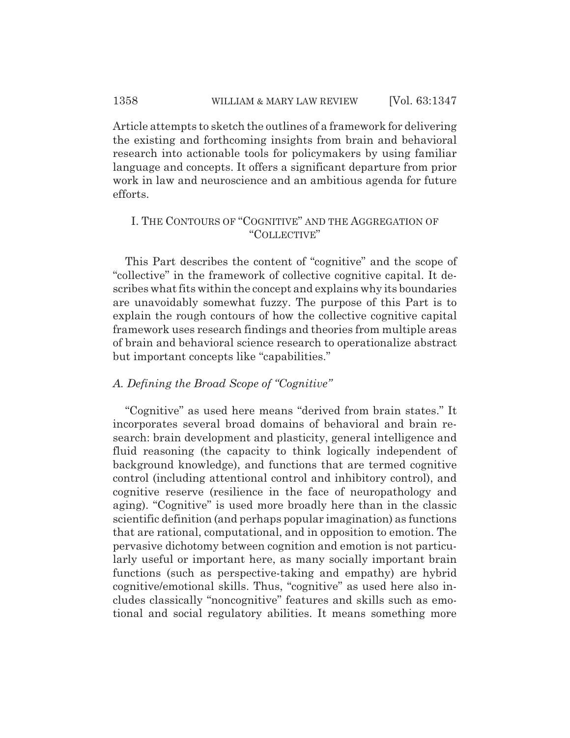Article attempts to sketch the outlines of a framework for delivering the existing and forthcoming insights from brain and behavioral research into actionable tools for policymakers by using familiar language and concepts. It offers a significant departure from prior work in law and neuroscience and an ambitious agenda for future efforts.

## I. THE CONTOURS OF "COGNITIVE" AND THE AGGREGATION OF "COLLECTIVE"

This Part describes the content of "cognitive" and the scope of "collective" in the framework of collective cognitive capital. It describes what fits within the concept and explains why its boundaries are unavoidably somewhat fuzzy. The purpose of this Part is to explain the rough contours of how the collective cognitive capital framework uses research findings and theories from multiple areas of brain and behavioral science research to operationalize abstract but important concepts like "capabilities."

### *A. Defining the Broad Scope of "Cognitive"*

"Cognitive" as used here means "derived from brain states." It incorporates several broad domains of behavioral and brain research: brain development and plasticity, general intelligence and fluid reasoning (the capacity to think logically independent of background knowledge), and functions that are termed cognitive control (including attentional control and inhibitory control), and cognitive reserve (resilience in the face of neuropathology and aging). "Cognitive" is used more broadly here than in the classic scientific definition (and perhaps popular imagination) as functions that are rational, computational, and in opposition to emotion. The pervasive dichotomy between cognition and emotion is not particularly useful or important here, as many socially important brain functions (such as perspective-taking and empathy) are hybrid cognitive/emotional skills. Thus, "cognitive" as used here also includes classically "noncognitive" features and skills such as emotional and social regulatory abilities. It means something more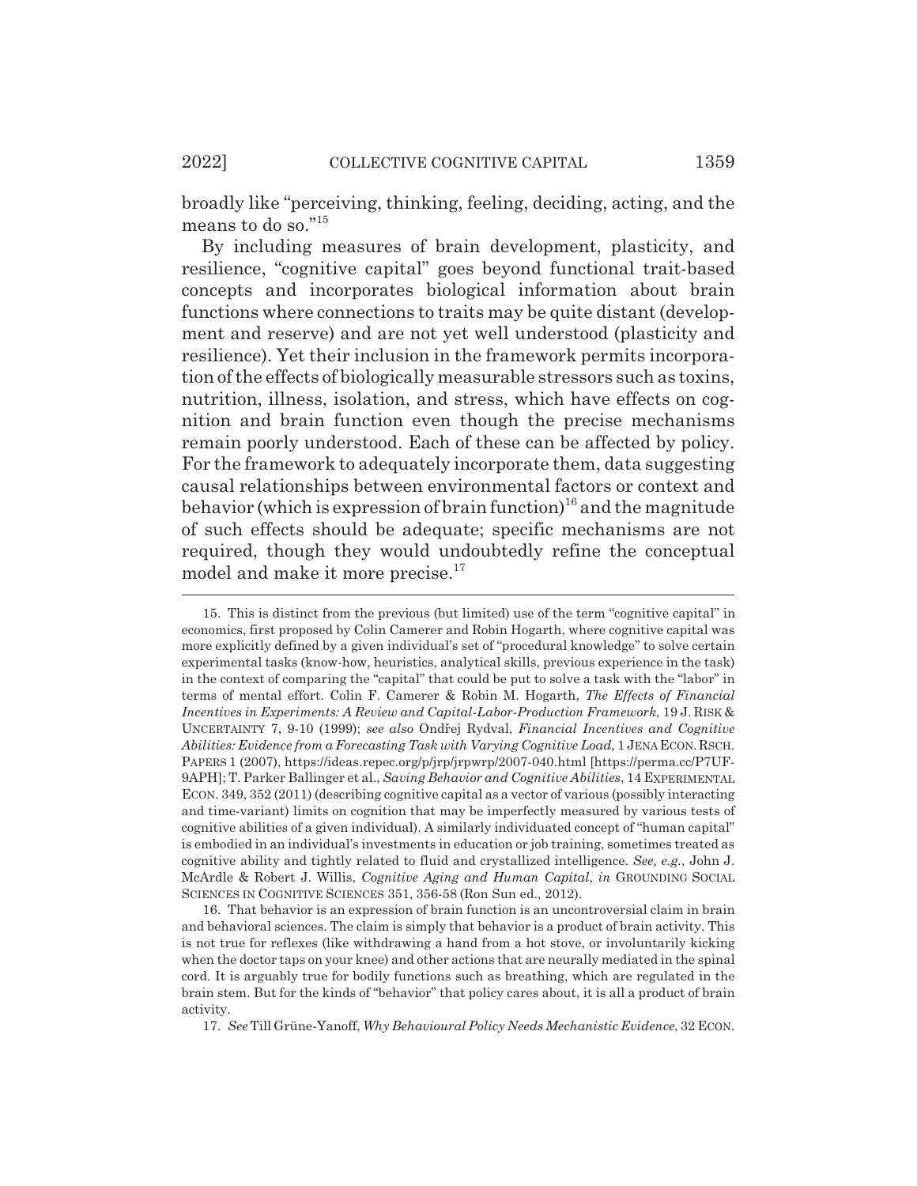broadly like "perceiving, thinking, feeling, deciding, acting, and the means to do so."[15]

By including measures of brain development, plasticity, and resilience, "cognitive capital" goes beyond functional trait-based concepts and incorporates biological information about brain functions where connections to traits may be quite distant (development and reserve) and are not yet well understood (plasticity and resilience). Yet their inclusion in the framework permits incorporation of the effects of biologically measurable stressors such as toxins, nutrition, illness, isolation, and stress, which have effects on cognition and brain function even though the precise mechanisms remain poorly understood. Each of these can be affected by policy. For the framework to adequately incorporate them, data suggesting causal relationships between environmental factors or context and behavior (which is expression of brain function)[16] and the magnitude of such effects should be adequate; specific mechanisms are not required, though they would undoubtedly refine the conceptual model and make it more precise.[17]

---

15. This is distinct from the previous (but limited) use of the term "cognitive capital" in economics, first proposed by Colin Camerer and Robin Hogarth, where cognitive capital was more explicitly defined by a given individual's set of "procedural knowledge" to solve certain experimental tasks (know-how, heuristics, analytical skills, previous experience in the task) in the context of comparing the "capital" that could be put to solve a task with the "labor" in terms of mental effort. Colin F. Camerer & Robin M. Hogarth, *The Effects of Financial Incentives in Experiments: A Review and Capital-Labor-Production Framework*, 19 J. RISK & UNCERTAINTY 7, 9-10 (1999); *see also* Ondřej Rydval, *Financial Incentives and Cognitive Abilities: Evidence from a Forecasting Task with Varying Cognitive Load*, 1 JENA ECON. RSCH. PAPERS 1 (2007), https://ideas.repec.org/p/jrp/jrpwrp/2007-040.html [https://perma.cc/P7UF-9APH]; T. Parker Ballinger et al., *Saving Behavior and Cognitive Abilities*, 14 EXPERIMENTAL ECON. 349, 352 (2011) (describing cognitive capital as a vector of various (possibly interacting and time-variant) limits on cognition that may be imperfectly measured by various tests of cognitive abilities of a given individual). A similarly individuated concept of "human capital" is embodied in an individual's investments in education or job training, sometimes treated as cognitive ability and tightly related to fluid and crystallized intelligence. *See, e.g.*, John J. McArdle & Robert J. Willis, *Cognitive Aging and Human Capital*, *in* GROUNDING SOCIAL SCIENCES IN COGNITIVE SCIENCES 351, 356-58 (Ron Sun ed., 2012).

16. That behavior is an expression of brain function is an uncontroversial claim in brain and behavioral sciences. The claim is simply that behavior is a product of brain activity. This is not true for reflexes (like withdrawing a hand from a hot stove, or involuntarily kicking when the doctor taps on your knee) and other actions that are neurally mediated in the spinal cord. It is arguably true for bodily functions such as breathing, which are regulated in the brain stem. But for the kinds of "behavior" that policy cares about, it is all a product of brain activity.

17. *See* Till Grüne-Yanoff, *Why Behavioural Policy Needs Mechanistic Evidence*, 32 ECON.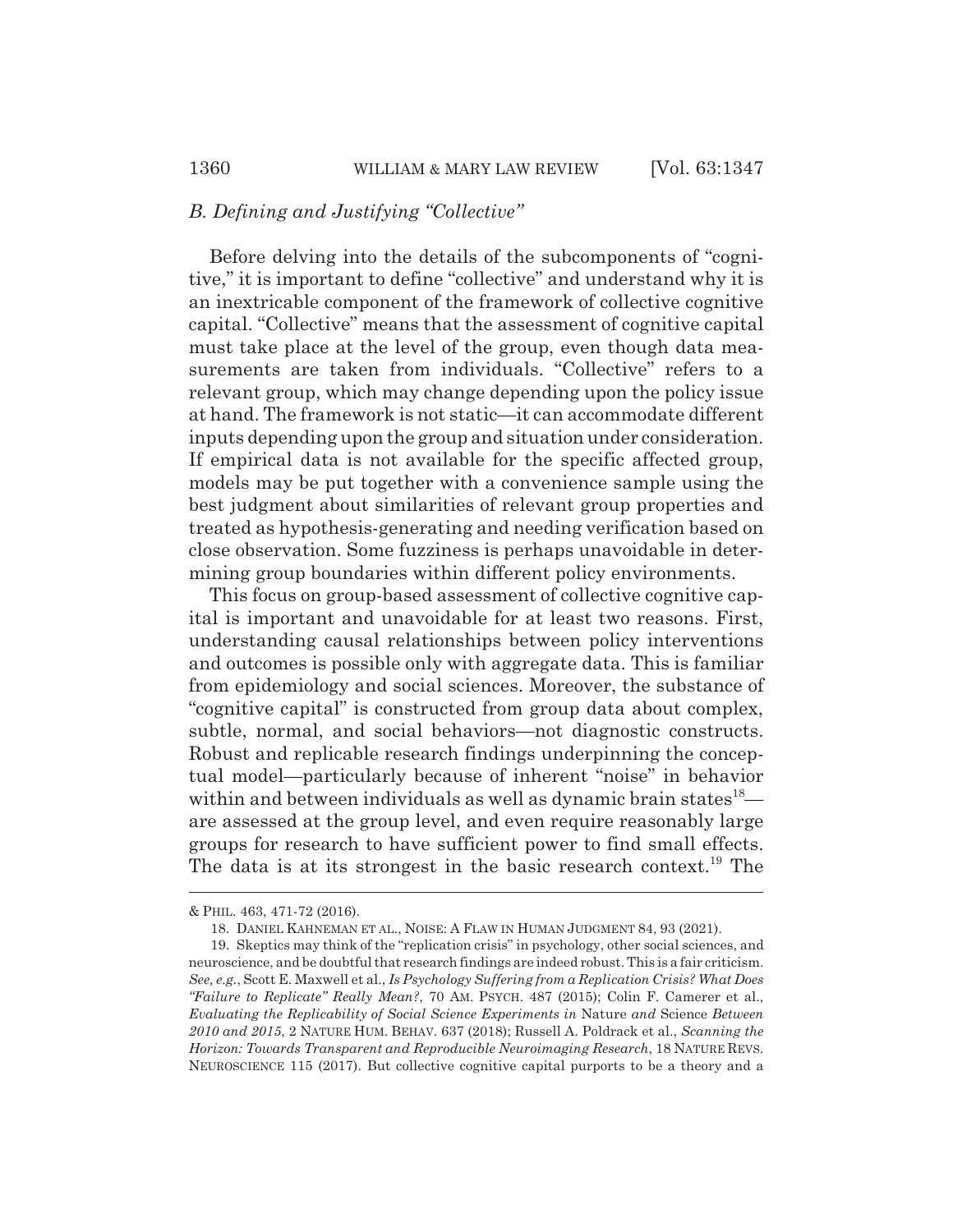### *B. Defining and Justifying "Collective"*

Before delving into the details of the subcomponents of "cognitive," it is important to define "collective" and understand why it is an inextricable component of the framework of collective cognitive capital. "Collective" means that the assessment of cognitive capital must take place at the level of the group, even though data measurements are taken from individuals. "Collective" refers to a relevant group, which may change depending upon the policy issue at hand. The framework is not static—it can accommodate different inputs depending upon the group and situation under consideration. If empirical data is not available for the specific affected group, models may be put together with a convenience sample using the best judgment about similarities of relevant group properties and treated as hypothesis-generating and needing verification based on close observation. Some fuzziness is perhaps unavoidable in determining group boundaries within different policy environments.

This focus on group-based assessment of collective cognitive capital is important and unavoidable for at least two reasons. First, understanding causal relationships between policy interventions and outcomes is possible only with aggregate data. This is familiar from epidemiology and social sciences. Moreover, the substance of "cognitive capital" is constructed from group data about complex, subtle, normal, and social behaviors—not diagnostic constructs. Robust and replicable research findings underpinning the conceptual model—particularly because of inherent "noise" in behavior within and between individuals as well as dynamic brain states[18]—are assessed at the group level, and even require reasonably large groups for research to have sufficient power to find small effects. The data is at its strongest in the basic research context.[19] The

---

& PHIL. 463, 471-72 (2016).

18. DANIEL KAHNEMAN ET AL., NOISE: A FLAW IN HUMAN JUDGMENT 84, 93 (2021).

19. Skeptics may think of the "replication crisis" in psychology, other social sciences, and neuroscience, and be doubtful that research findings are indeed robust. This is a fair criticism. *See, e.g.*, Scott E. Maxwell et al., *Is Psychology Suffering from a Replication Crisis? What Does "Failure to Replicate" Really Mean?*, 70 AM. PSYCH. 487 (2015); Colin F. Camerer et al., *Evaluating the Replicability of Social Science Experiments in* Nature *and* Science *Between 2010 and 2015*, 2 NATURE HUM. BEHAV. 637 (2018); Russell A. Poldrack et al., *Scanning the Horizon: Towards Transparent and Reproducible Neuroimaging Research*, 18 NATURE REVS. NEUROSCIENCE 115 (2017). But collective cognitive capital purports to be a theory and a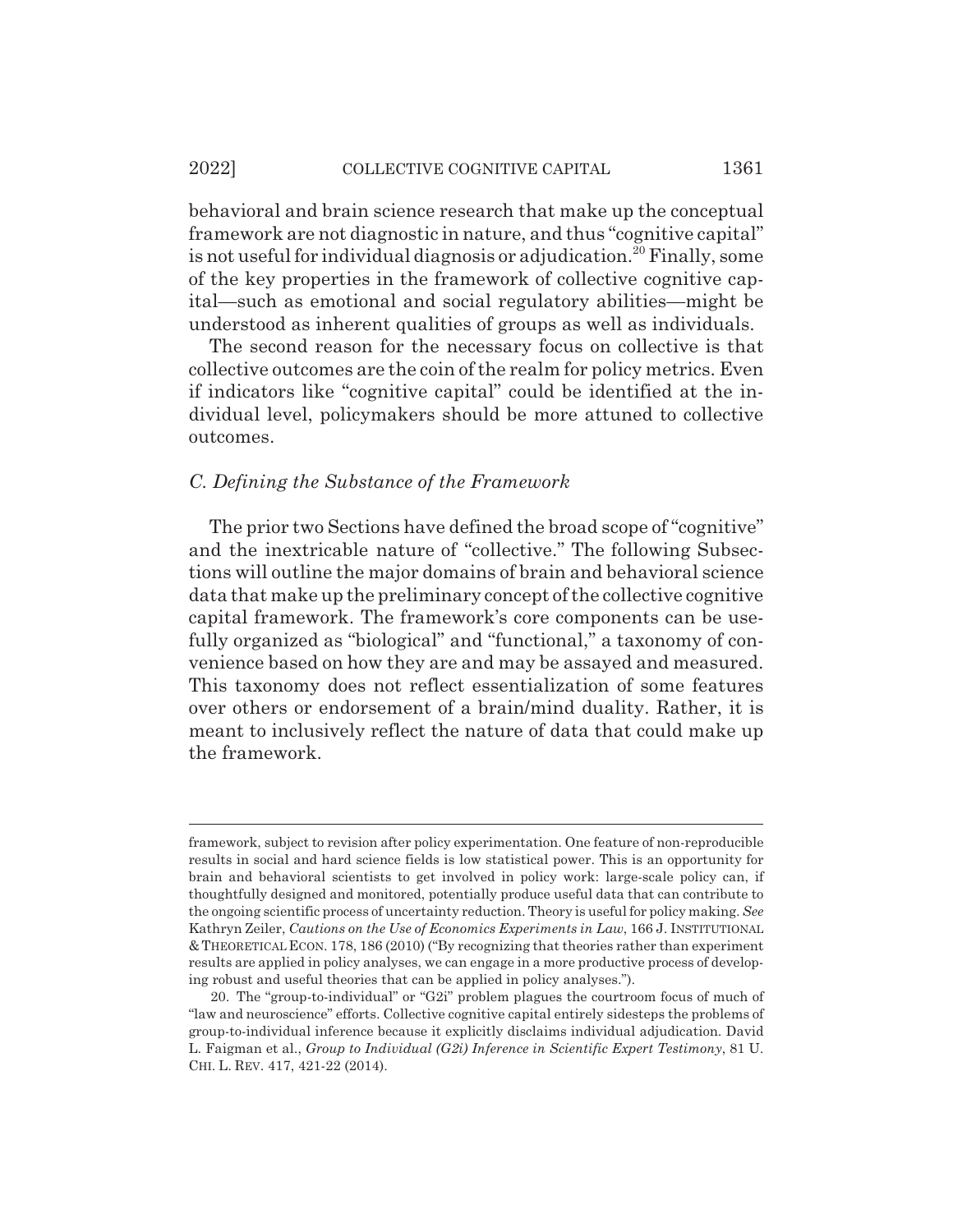behavioral and brain science research that make up the conceptual framework are not diagnostic in nature, and thus "cognitive capital" is not useful for individual diagnosis or adjudication.[20] Finally, some of the key properties in the framework of collective cognitive capital—such as emotional and social regulatory abilities—might be understood as inherent qualities of groups as well as individuals.

The second reason for the necessary focus on collective is that collective outcomes are the coin of the realm for policy metrics. Even if indicators like "cognitive capital" could be identified at the individual level, policymakers should be more attuned to collective outcomes.

### *C. Defining the Substance of the Framework*

The prior two Sections have defined the broad scope of "cognitive" and the inextricable nature of "collective." The following Subsections will outline the major domains of brain and behavioral science data that make up the preliminary concept of the collective cognitive capital framework. The framework's core components can be usefully organized as "biological" and "functional," a taxonomy of convenience based on how they are and may be assayed and measured. This taxonomy does not reflect essentialization of some features over others or endorsement of a brain/mind duality. Rather, it is meant to inclusively reflect the nature of data that could make up the framework.

---

framework, subject to revision after policy experimentation. One feature of non-reproducible results in social and hard science fields is low statistical power. This is an opportunity for brain and behavioral scientists to get involved in policy work: large-scale policy can, if thoughtfully designed and monitored, potentially produce useful data that can contribute to the ongoing scientific process of uncertainty reduction. Theory is useful for policy making. *See* Kathryn Zeiler, *Cautions on the Use of Economics Experiments in Law*, 166 J. INSTITUTIONAL & THEORETICAL ECON. 178, 186 (2010) ("By recognizing that theories rather than experiment results are applied in policy analyses, we can engage in a more productive process of developing robust and useful theories that can be applied in policy analyses.").

20. The "group-to-individual" or "G2i" problem plagues the courtroom focus of much of "law and neuroscience" efforts. Collective cognitive capital entirely sidesteps the problems of group-to-individual inference because it explicitly disclaims individual adjudication. David L. Faigman et al., *Group to Individual (G2i) Inference in Scientific Expert Testimony*, 81 U. CHI. L. REV. 417, 421-22 (2014).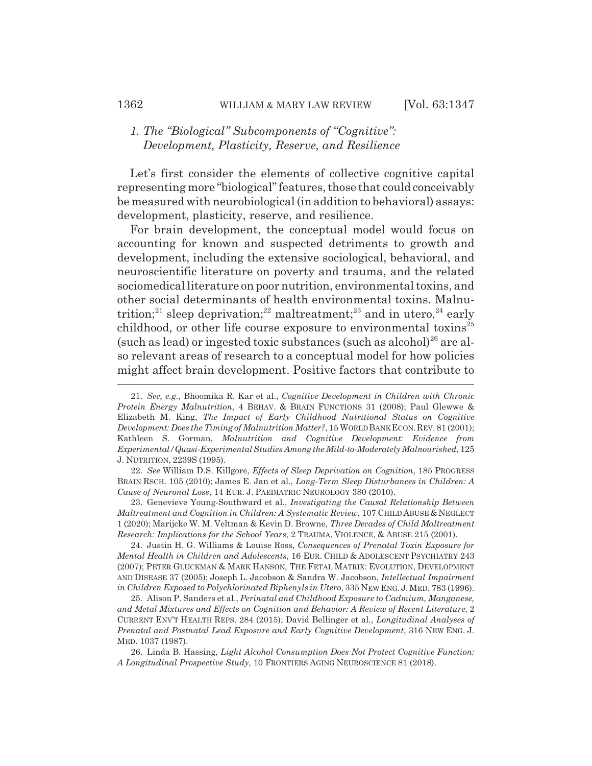### *1. The "Biological" Subcomponents of "Cognitive": Development, Plasticity, Reserve, and Resilience*

Let's first consider the elements of collective cognitive capital representing more "biological" features, those that could conceivably be measured with neurobiological (in addition to behavioral) assays: development, plasticity, reserve, and resilience.

For brain development, the conceptual model would focus on accounting for known and suspected detriments to growth and development, including the extensive sociological, behavioral, and neuroscientific literature on poverty and trauma, and the related sociomedical literature on poor nutrition, environmental toxins, and other social determinants of health environmental toxins. Malnutrition;[21] sleep deprivation;[22] maltreatment;[23] and in utero,[24] early childhood, or other life course exposure to environmental toxins[25] (such as lead) or ingested toxic substances (such as alcohol)[26] are also relevant areas of research to a conceptual model for how policies might affect brain development. Positive factors that contribute to

---

21. *See, e.g.*, Bhoomika R. Kar et al., *Cognitive Development in Children with Chronic Protein Energy Malnutrition*, 4 BEHAV. & BRAIN FUNCTIONS 31 (2008); Paul Glewwe & Elizabeth M. King, *The Impact of Early Childhood Nutritional Status on Cognitive Development: Does the Timing of Malnutrition Matter?*, 15 WORLD BANK ECON. REV. 81 (2001); Kathleen S. Gorman, *Malnutrition and Cognitive Development: Evidence from Experimental/Quasi-Experimental Studies Among the Mild-to-Moderately Malnourished*, 125 J. NUTRITION, 2239S (1995).

22. *See* William D.S. Killgore, *Effects of Sleep Deprivation on Cognition*, 185 PROGRESS BRAIN RSCH. 105 (2010); James E. Jan et al., *Long-Term Sleep Disturbances in Children: A Cause of Neuronal Loss*, 14 EUR. J. PAEDIATRIC NEUROLOGY 380 (2010).

23. Genevieve Young-Southward et al., *Investigating the Causal Relationship Between Maltreatment and Cognition in Children: A Systematic Review*, 107 CHILD ABUSE & NEGLECT 1 (2020); Marijcke W. M. Veltman & Kevin D. Browne, *Three Decades of Child Maltreatment Research: Implications for the School Years*, 2 TRAUMA, VIOLENCE, & ABUSE 215 (2001).

24. Justin H. G. Williams & Louise Ross, *Consequences of Prenatal Toxin Exposure for Mental Health in Children and Adolescents*, 16 EUR. CHILD & ADOLESCENT PSYCHIATRY 243 (2007); PETER GLUCKMAN & MARK HANSON, THE FETAL MATRIX: EVOLUTION, DEVELOPMENT AND DISEASE 37 (2005); Joseph L. Jacobson & Sandra W. Jacobson, *Intellectual Impairment in Children Exposed to Polychlorinated Biphenyls in Utero*, 335 NEW ENG. J. MED. 783 (1996).

25. Alison P. Sanders et al., *Perinatal and Childhood Exposure to Cadmium, Manganese, and Metal Mixtures and Effects on Cognition and Behavior: A Review of Recent Literature*, 2 CURRENT ENV'T HEALTH REPS. 284 (2015); David Bellinger et al., *Longitudinal Analyses of Prenatal and Postnatal Lead Exposure and Early Cognitive Development*, 316 NEW ENG. J. MED. 1037 (1987).

26. Linda B. Hassing, *Light Alcohol Consumption Does Not Protect Cognitive Function: A Longitudinal Prospective Study*, 10 FRONTIERS AGING NEUROSCIENCE 81 (2018).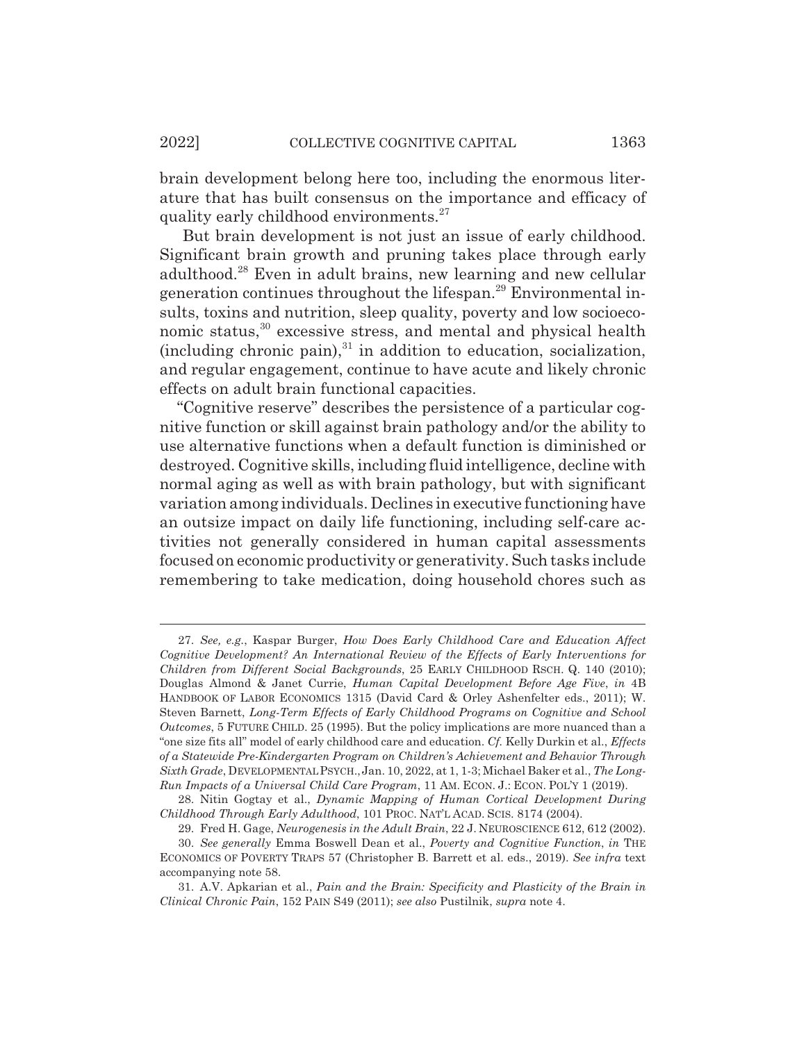brain development belong here too, including the enormous literature that has built consensus on the importance and efficacy of quality early childhood environments.[27]

But brain development is not just an issue of early childhood. Significant brain growth and pruning takes place through early adulthood.[28] Even in adult brains, new learning and new cellular generation continues throughout the lifespan.[29] Environmental insults, toxins and nutrition, sleep quality, poverty and low socioeconomic status,[30] excessive stress, and mental and physical health (including chronic pain),[31] in addition to education, socialization, and regular engagement, continue to have acute and likely chronic effects on adult brain functional capacities.

"Cognitive reserve" describes the persistence of a particular cognitive function or skill against brain pathology and/or the ability to use alternative functions when a default function is diminished or destroyed. Cognitive skills, including fluid intelligence, decline with normal aging as well as with brain pathology, but with significant variation among individuals. Declines in executive functioning have an outsize impact on daily life functioning, including self-care activities not generally considered in human capital assessments focused on economic productivity or generativity. Such tasks include remembering to take medication, doing household chores such as

---

27. *See, e.g.*, Kaspar Burger, *How Does Early Childhood Care and Education Affect Cognitive Development? An International Review of the Effects of Early Interventions for Children from Different Social Backgrounds*, 25 EARLY CHILDHOOD RSCH. Q. 140 (2010); Douglas Almond & Janet Currie, *Human Capital Development Before Age Five*, *in* 4B HANDBOOK OF LABOR ECONOMICS 1315 (David Card & Orley Ashenfelter eds., 2011); W. Steven Barnett, *Long-Term Effects of Early Childhood Programs on Cognitive and School Outcomes*, 5 FUTURE CHILD. 25 (1995). But the policy implications are more nuanced than a "one size fits all" model of early childhood care and education. *Cf.* Kelly Durkin et al., *Effects of a Statewide Pre-Kindergarten Program on Children's Achievement and Behavior Through Sixth Grade*, DEVELOPMENTAL PSYCH., Jan. 10, 2022, at 1, 1-3; Michael Baker et al., *The Long-Run Impacts of a Universal Child Care Program*, 11 AM. ECON. J.: ECON. POL'Y 1 (2019).

28. Nitin Gogtay et al., *Dynamic Mapping of Human Cortical Development During Childhood Through Early Adulthood*, 101 PROC. NAT'L ACAD. SCIS. 8174 (2004).

29. Fred H. Gage, *Neurogenesis in the Adult Brain*, 22 J. NEUROSCIENCE 612, 612 (2002).

30. *See generally* Emma Boswell Dean et al., *Poverty and Cognitive Function*, *in* THE ECONOMICS OF POVERTY TRAPS 57 (Christopher B. Barrett et al. eds., 2019). *See infra* text accompanying note 58.

31. A.V. Apkarian et al., *Pain and the Brain: Specificity and Plasticity of the Brain in Clinical Chronic Pain*, 152 PAIN S49 (2011); *see also* Pustilnik, *supra* note 4.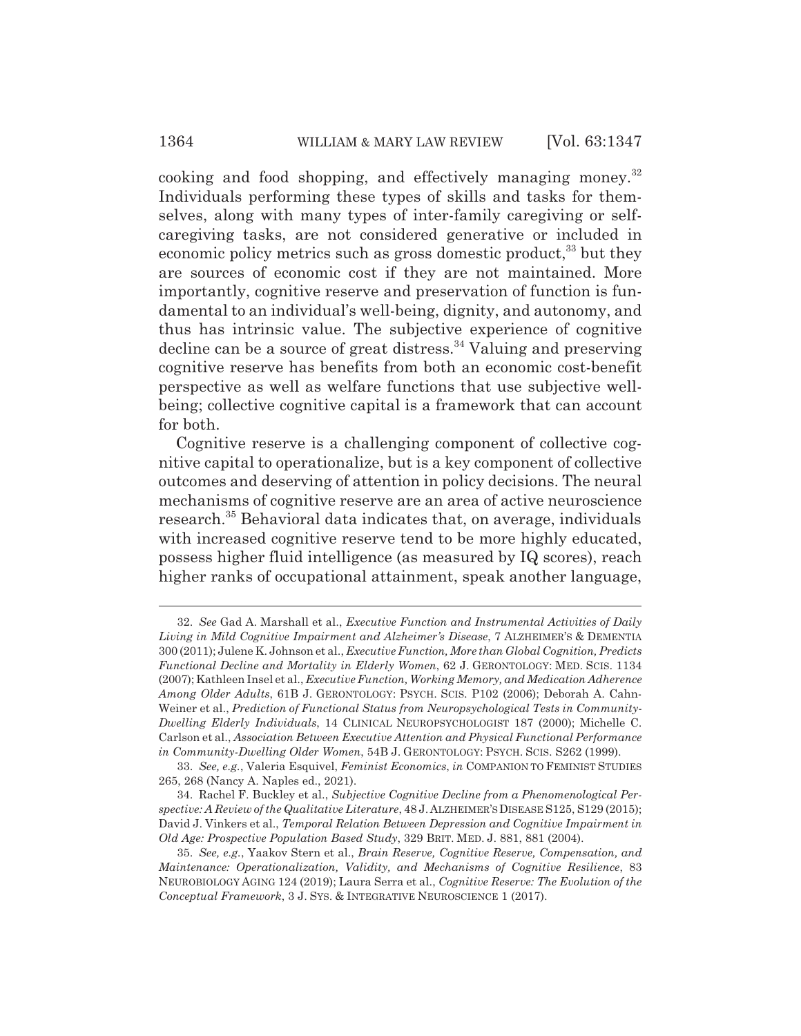cooking and food shopping, and effectively managing money.[32] Individuals performing these types of skills and tasks for themselves, along with many types of inter-family caregiving or self-caregiving tasks, are not considered generative or included in economic policy metrics such as gross domestic product,[33] but they are sources of economic cost if they are not maintained. More importantly, cognitive reserve and preservation of function is fundamental to an individual's well-being, dignity, and autonomy, and thus has intrinsic value. The subjective experience of cognitive decline can be a source of great distress.[34] Valuing and preserving cognitive reserve has benefits from both an economic cost-benefit perspective as well as welfare functions that use subjective well-being; collective cognitive capital is a framework that can account for both.

Cognitive reserve is a challenging component of collective cognitive capital to operationalize, but is a key component of collective outcomes and deserving of attention in policy decisions. The neural mechanisms of cognitive reserve are an area of active neuroscience research.[35] Behavioral data indicates that, on average, individuals with increased cognitive reserve tend to be more highly educated, possess higher fluid intelligence (as measured by IQ scores), reach higher ranks of occupational attainment, speak another language,

---

32. *See* Gad A. Marshall et al., *Executive Function and Instrumental Activities of Daily Living in Mild Cognitive Impairment and Alzheimer's Disease*, 7 ALZHEIMER'S & DEMENTIA 300 (2011); Julene K. Johnson et al., *Executive Function, More than Global Cognition, Predicts Functional Decline and Mortality in Elderly Women*, 62 J. GERONTOLOGY: MED. SCIS. 1134 (2007); Kathleen Insel et al., *Executive Function, Working Memory, and Medication Adherence Among Older Adults*, 61B J. GERONTOLOGY: PSYCH. SCIS. P102 (2006); Deborah A. Cahn-Weiner et al., *Prediction of Functional Status from Neuropsychological Tests in Community-Dwelling Elderly Individuals*, 14 CLINICAL NEUROPSYCHOLOGIST 187 (2000); Michelle C. Carlson et al., *Association Between Executive Attention and Physical Functional Performance in Community-Dwelling Older Women*, 54B J. GERONTOLOGY: PSYCH. SCIS. S262 (1999).

33. *See, e.g.*, Valeria Esquivel, *Feminist Economics*, *in* COMPANION TO FEMINIST STUDIES 265, 268 (Nancy A. Naples ed., 2021).

34. Rachel F. Buckley et al., *Subjective Cognitive Decline from a Phenomenological Perspective: A Review of the Qualitative Literature*, 48 J. ALZHEIMER'S DISEASE S125, S129 (2015); David J. Vinkers et al., *Temporal Relation Between Depression and Cognitive Impairment in Old Age: Prospective Population Based Study*, 329 BRIT. MED. J. 881, 881 (2004).

35. *See, e.g.*, Yaakov Stern et al., *Brain Reserve, Cognitive Reserve, Compensation, and Maintenance: Operationalization, Validity, and Mechanisms of Cognitive Resilience*, 83 NEUROBIOLOGY AGING 124 (2019); Laura Serra et al., *Cognitive Reserve: The Evolution of the Conceptual Framework*, 3 J. SYS. & INTEGRATIVE NEUROSCIENCE 1 (2017).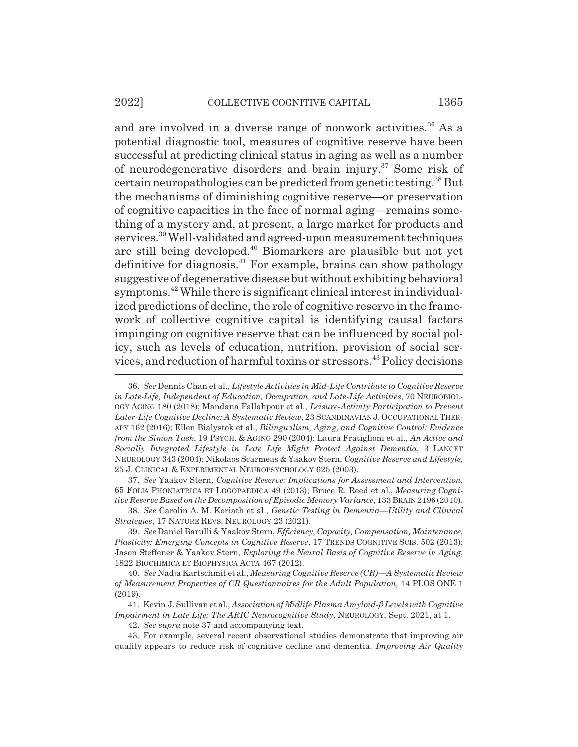and are involved in a diverse range of nonwork activities.[36] As a potential diagnostic tool, measures of cognitive reserve have been successful at predicting clinical status in aging as well as a number of neurodegenerative disorders and brain injury.[37] Some risk of certain neuropathologies can be predicted from genetic testing.[38] But the mechanisms of diminishing cognitive reserve—or preservation of cognitive capacities in the face of normal aging—remains something of a mystery and, at present, a large market for products and services.[39] Well-validated and agreed-upon measurement techniques are still being developed.[40] Biomarkers are plausible but not yet definitive for diagnosis.[41] For example, brains can show pathology suggestive of degenerative disease but without exhibiting behavioral symptoms.[42] While there is significant clinical interest in individualized predictions of decline, the role of cognitive reserve in the framework of collective cognitive capital is identifying causal factors impinging on cognitive reserve that can be influenced by social policy, such as levels of education, nutrition, provision of social services, and reduction of harmful toxins or stressors.[43] Policy decisions

---

36. *See* Dennis Chan et al., *Lifestyle Activities in Mid-Life Contribute to Cognitive Reserve in Late-Life, Independent of Education, Occupation, and Late-Life Activities*, 70 NEUROBIOLOGY AGING 180 (2018); Mandana Fallahpour et al., *Leisure-Activity Participation to Prevent Later-Life Cognitive Decline: A Systematic Review*, 23 SCANDINAVIAN J. OCCUPATIONAL THERAPY 162 (2016); Ellen Bialystok et al., *Bilingualism, Aging, and Cognitive Control: Evidence from the Simon Task*, 19 PSYCH. & AGING 290 (2004); Laura Fratiglioni et al., *An Active and Socially Integrated Lifestyle in Late Life Might Protect Against Dementia*, 3 LANCET NEUROLOGY 343 (2004); Nikolaos Scarmeas & Yaakov Stern, *Cognitive Reserve and Lifestyle*, 25 J. CLINICAL & EXPERIMENTAL NEUROPSYCHOLOGY 625 (2003).

37. *See* Yaakov Stern, *Cognitive Reserve: Implications for Assessment and Intervention*, 65 FOLIA PHONIATRICA ET LOGOPAEDICA 49 (2013); Bruce R. Reed et al., *Measuring Cognitive Reserve Based on the Decomposition of Episodic Memory Variance*, 133 BRAIN 2196 (2010).

38. *See* Carolin A. M. Koriath et al., *Genetic Testing in Dementia—Utility and Clinical Strategies*, 17 NATURE REVS. NEUROLOGY 23 (2021).

39. *See* Daniel Barulli & Yaakov Stern, *Efficiency, Capacity, Compensation, Maintenance, Plasticity: Emerging Concepts in Cognitive Reserve*, 17 TRENDS COGNITIVE SCIS. 502 (2013); Jason Steffener & Yaakov Stern, *Exploring the Neural Basis of Cognitive Reserve in Aging*, 1822 BIOCHIMICA ET BIOPHYSICA ACTA 467 (2012).

40. *See* Nadja Kartschmit et al., *Measuring Cognitive Reserve (CR)—A Systematic Review of Measurement Properties of CR Questionnaires for the Adult Population*, 14 PLOS ONE 1 (2019).

41. Kevin J. Sullivan et al., *Association of Midlife Plasma Amyloid-β Levels with Cognitive Impairment in Late Life: The ARIC Neurocognitive Study*, NEUROLOGY, Sept. 2021, at 1.

42. *See supra* note 37 and accompanying text.

43. For example, several recent observational studies demonstrate that improving air quality appears to reduce risk of cognitive decline and dementia. *Improving Air Quality*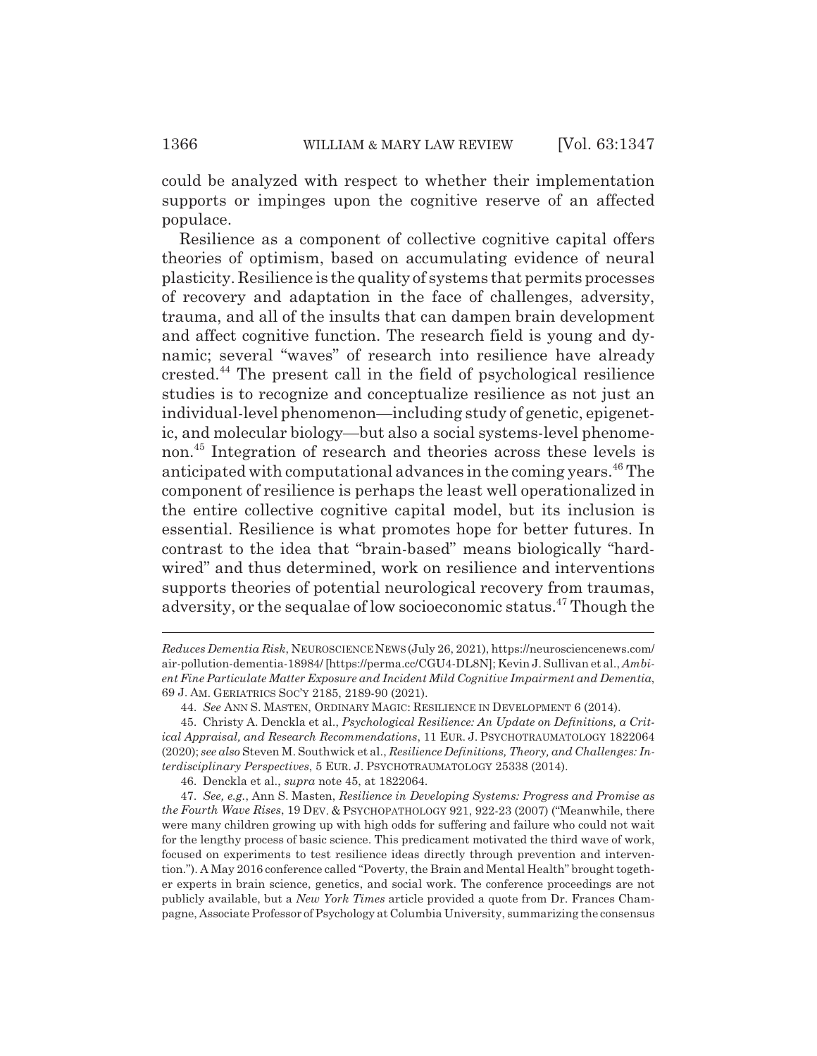could be analyzed with respect to whether their implementation supports or impinges upon the cognitive reserve of an affected populace.

Resilience as a component of collective cognitive capital offers theories of optimism, based on accumulating evidence of neural plasticity. Resilience is the quality of systems that permits processes of recovery and adaptation in the face of challenges, adversity, trauma, and all of the insults that can dampen brain development and affect cognitive function. The research field is young and dynamic; several "waves" of research into resilience have already crested.[44] The present call in the field of psychological resilience studies is to recognize and conceptualize resilience as not just an individual-level phenomenon—including study of genetic, epigenetic, and molecular biology—but also a social systems-level phenomenon.[45] Integration of research and theories across these levels is anticipated with computational advances in the coming years.[46] The component of resilience is perhaps the least well operationalized in the entire collective cognitive capital model, but its inclusion is essential. Resilience is what promotes hope for better futures. In contrast to the idea that "brain-based" means biologically "hardwired" and thus determined, work on resilience and interventions supports theories of potential neurological recovery from traumas, adversity, or the sequalae of low socioeconomic status.[47] Though the

---

*Reduces Dementia Risk*, NEUROSCIENCE NEWS (July 26, 2021), https://neurosciencenews.com/air-pollution-dementia-18984/ [https://perma.cc/CGU4-DL8N]; Kevin J. Sullivan et al., *Ambient Fine Particulate Matter Exposure and Incident Mild Cognitive Impairment and Dementia*, 69 J. AM. GERIATRICS SOC'Y 2185, 2189-90 (2021).

44. *See* ANN S. MASTEN, ORDINARY MAGIC: RESILIENCE IN DEVELOPMENT 6 (2014).

45. Christy A. Denckla et al., *Psychological Resilience: An Update on Definitions, a Critical Appraisal, and Research Recommendations*, 11 EUR. J. PSYCHOTRAUMATOLOGY 1822064 (2020); *see also* Steven M. Southwick et al., *Resilience Definitions, Theory, and Challenges: Interdisciplinary Perspectives*, 5 EUR. J. PSYCHOTRAUMATOLOGY 25338 (2014).

46. Denckla et al., *supra* note 45, at 1822064.

47. *See, e.g.*, Ann S. Masten, *Resilience in Developing Systems: Progress and Promise as the Fourth Wave Rises*, 19 DEV. & PSYCHOPATHOLOGY 921, 922-23 (2007) ("Meanwhile, there were many children growing up with high odds for suffering and failure who could not wait for the lengthy process of basic science. This predicament motivated the third wave of work, focused on experiments to test resilience ideas directly through prevention and intervention."). A May 2016 conference called "Poverty, the Brain and Mental Health" brought together experts in brain science, genetics, and social work. The conference proceedings are not publicly available, but a *New York Times* article provided a quote from Dr. Frances Champagne, Associate Professor of Psychology at Columbia University, summarizing the consensus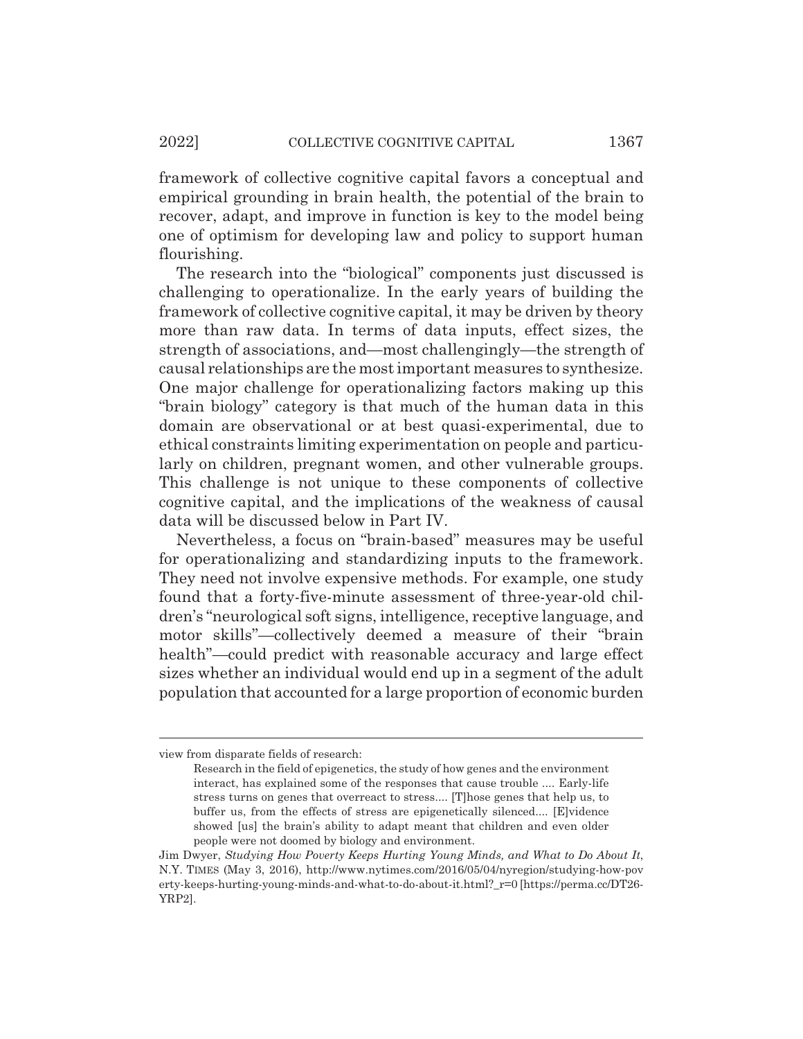framework of collective cognitive capital favors a conceptual and empirical grounding in brain health, the potential of the brain to recover, adapt, and improve in function is key to the model being one of optimism for developing law and policy to support human flourishing.

The research into the "biological" components just discussed is challenging to operationalize. In the early years of building the framework of collective cognitive capital, it may be driven by theory more than raw data. In terms of data inputs, effect sizes, the strength of associations, and—most challengingly—the strength of causal relationships are the most important measures to synthesize. One major challenge for operationalizing factors making up this "brain biology" category is that much of the human data in this domain are observational or at best quasi-experimental, due to ethical constraints limiting experimentation on people and particularly on children, pregnant women, and other vulnerable groups. This challenge is not unique to these components of collective cognitive capital, and the implications of the weakness of causal data will be discussed below in Part IV.

Nevertheless, a focus on "brain-based" measures may be useful for operationalizing and standardizing inputs to the framework. They need not involve expensive methods. For example, one study found that a forty-five-minute assessment of three-year-old children's "neurological soft signs, intelligence, receptive language, and motor skills"—collectively deemed a measure of their "brain health"—could predict with reasonable accuracy and large effect sizes whether an individual would end up in a segment of the adult population that accounted for a large proportion of economic burden

---

view from disparate fields of research:

> Research in the field of epigenetics, the study of how genes and the environment interact, has explained some of the responses that cause trouble .... Early-life stress turns on genes that overreact to stress.... [T]hose genes that help us, to buffer us, from the effects of stress are epigenetically silenced.... [E]vidence showed [us] the brain's ability to adapt meant that children and even older people were not doomed by biology and environment.

Jim Dwyer, *Studying How Poverty Keeps Hurting Young Minds, and What to Do About It*, N.Y. TIMES (May 3, 2016), http://www.nytimes.com/2016/05/04/nyregion/studying-how-poverty-keeps-hurting-young-minds-and-what-to-do-about-it.html?_r=0 [https://perma.cc/DT26-YRP2].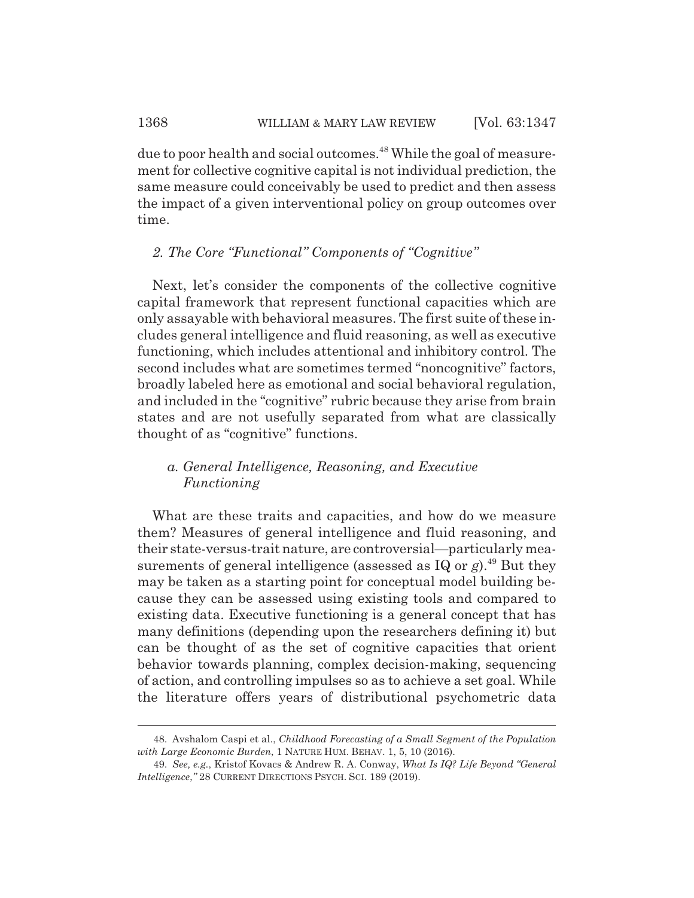due to poor health and social outcomes.[48] While the goal of measurement for collective cognitive capital is not individual prediction, the same measure could conceivably be used to predict and then assess the impact of a given interventional policy on group outcomes over time.

### *2. The Core "Functional" Components of "Cognitive"*

Next, let's consider the components of the collective cognitive capital framework that represent functional capacities which are only assayable with behavioral measures. The first suite of these includes general intelligence and fluid reasoning, as well as executive functioning, which includes attentional and inhibitory control. The second includes what are sometimes termed "noncognitive" factors, broadly labeled here as emotional and social behavioral regulation, and included in the "cognitive" rubric because they arise from brain states and are not usefully separated from what are classically thought of as "cognitive" functions.

#### *a. General Intelligence, Reasoning, and Executive Functioning*

What are these traits and capacities, and how do we measure them? Measures of general intelligence and fluid reasoning, and their state-versus-trait nature, are controversial—particularly measurements of general intelligence (assessed as IQ or *g*).[49] But they may be taken as a starting point for conceptual model building because they can be assessed using existing tools and compared to existing data. Executive functioning is a general concept that has many definitions (depending upon the researchers defining it) but can be thought of as the set of cognitive capacities that orient behavior towards planning, complex decision-making, sequencing of action, and controlling impulses so as to achieve a set goal. While the literature offers years of distributional psychometric data

---

48. Avshalom Caspi et al., *Childhood Forecasting of a Small Segment of the Population with Large Economic Burden*, 1 NATURE HUM. BEHAV. 1, 5, 10 (2016).

49. *See, e.g.*, Kristof Kovacs & Andrew R. A. Conway, *What Is IQ? Life Beyond "General Intelligence*,*"* 28 CURRENT DIRECTIONS PSYCH. SCI. 189 (2019).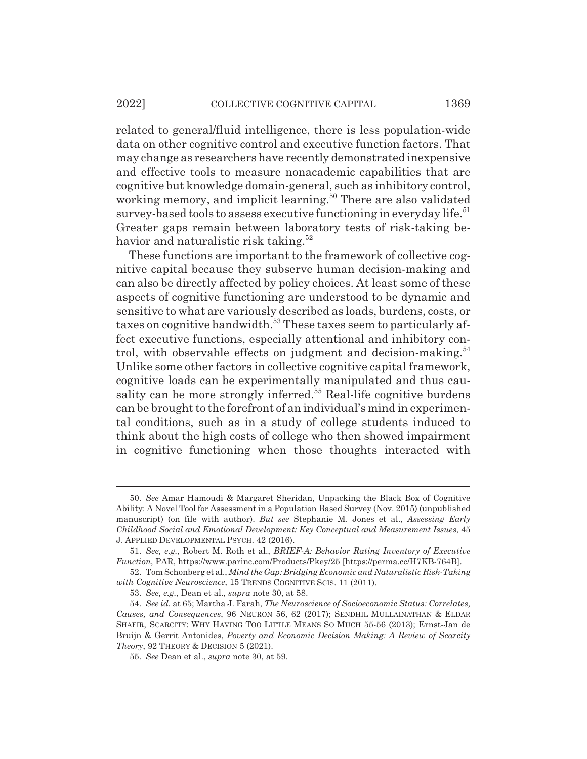related to general/fluid intelligence, there is less population-wide data on other cognitive control and executive function factors. That may change as researchers have recently demonstrated inexpensive and effective tools to measure nonacademic capabilities that are cognitive but knowledge domain-general, such as inhibitory control, working memory, and implicit learning.[50] There are also validated survey-based tools to assess executive functioning in everyday life.[51] Greater gaps remain between laboratory tests of risk-taking behavior and naturalistic risk taking.[52]

These functions are important to the framework of collective cognitive capital because they subserve human decision-making and can also be directly affected by policy choices. At least some of these aspects of cognitive functioning are understood to be dynamic and sensitive to what are variously described as loads, burdens, costs, or taxes on cognitive bandwidth.[53] These taxes seem to particularly affect executive functions, especially attentional and inhibitory control, with observable effects on judgment and decision-making.[54] Unlike some other factors in collective cognitive capital framework, cognitive loads can be experimentally manipulated and thus causality can be more strongly inferred.[55] Real-life cognitive burdens can be brought to the forefront of an individual's mind in experimental conditions, such as in a study of college students induced to think about the high costs of college who then showed impairment in cognitive functioning when those thoughts interacted with

---

50. *See* Amar Hamoudi & Margaret Sheridan, Unpacking the Black Box of Cognitive Ability: A Novel Tool for Assessment in a Population Based Survey (Nov. 2015) (unpublished manuscript) (on file with author). *But see* Stephanie M. Jones et al., *Assessing Early Childhood Social and Emotional Development: Key Conceptual and Measurement Issues*, 45 J. APPLIED DEVELOPMENTAL PSYCH. 42 (2016).

51. *See, e.g.*, Robert M. Roth et al., *BRIEF-A: Behavior Rating Inventory of Executive Function*, PAR, https://www.parinc.com/Products/Pkey/25 [https://perma.cc/H7KB-764B].

52. Tom Schonberg et al., *Mind the Gap: Bridging Economic and Naturalistic Risk-Taking with Cognitive Neuroscience*, 15 TRENDS COGNITIVE SCIS. 11 (2011).

53. *See, e.g.*, Dean et al., *supra* note 30, at 58.

54. *See id.* at 65; Martha J. Farah, *The Neuroscience of Socioeconomic Status: Correlates, Causes, and Consequences*, 96 NEURON 56, 62 (2017); SENDHIL MULLAINATHAN & ELDAR SHAFIR, SCARCITY: WHY HAVING TOO LITTLE MEANS SO MUCH 55-56 (2013); Ernst-Jan de Bruijn & Gerrit Antonides, *Poverty and Economic Decision Making: A Review of Scarcity Theory*, 92 THEORY & DECISION 5 (2021).

55. *See* Dean et al., *supra* note 30, at 59.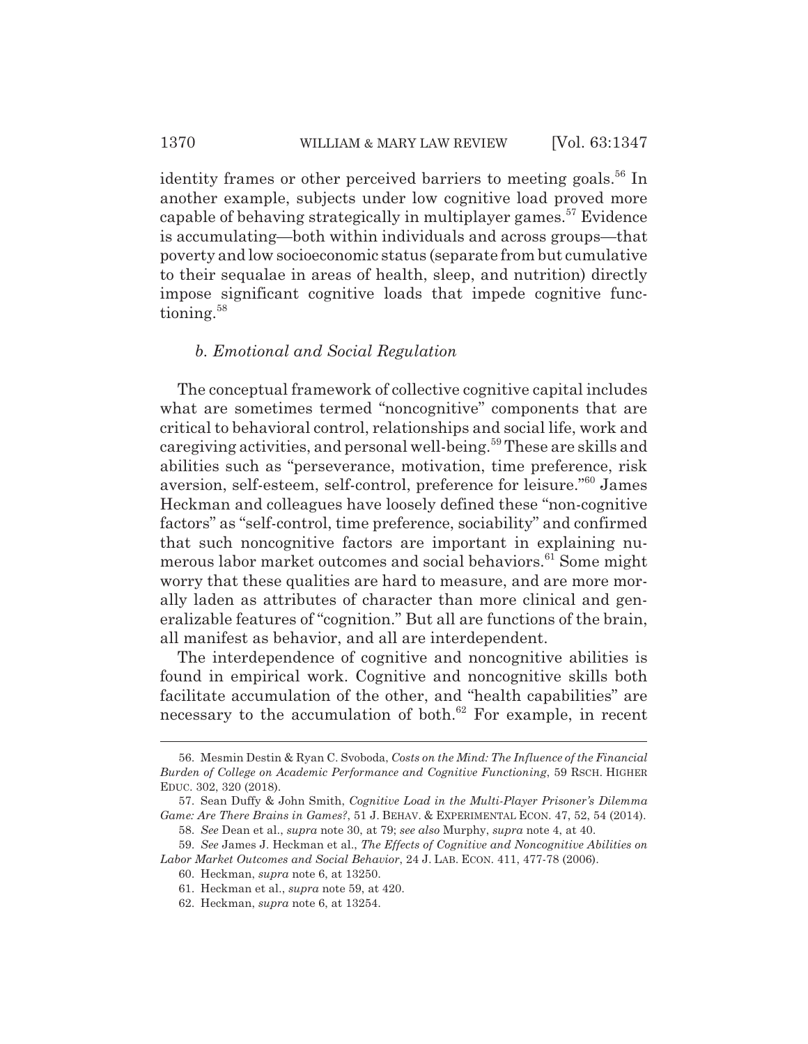identity frames or other perceived barriers to meeting goals.[56] In another example, subjects under low cognitive load proved more capable of behaving strategically in multiplayer games.[57] Evidence is accumulating—both within individuals and across groups—that poverty and low socioeconomic status (separate from but cumulative to their sequalae in areas of health, sleep, and nutrition) directly impose significant cognitive loads that impede cognitive functioning.[58]

### *b. Emotional and Social Regulation*

The conceptual framework of collective cognitive capital includes what are sometimes termed "noncognitive" components that are critical to behavioral control, relationships and social life, work and caregiving activities, and personal well-being.[59] These are skills and abilities such as "perseverance, motivation, time preference, risk aversion, self-esteem, self-control, preference for leisure."[60] James Heckman and colleagues have loosely defined these "non-cognitive factors" as "self-control, time preference, sociability" and confirmed that such noncognitive factors are important in explaining numerous labor market outcomes and social behaviors.[61] Some might worry that these qualities are hard to measure, and are more morally laden as attributes of character than more clinical and generalizable features of "cognition." But all are functions of the brain, all manifest as behavior, and all are interdependent.

The interdependence of cognitive and noncognitive abilities is found in empirical work. Cognitive and noncognitive skills both facilitate accumulation of the other, and "health capabilities" are necessary to the accumulation of both.[62] For example, in recent

---

56. Mesmin Destin & Ryan C. Svoboda, *Costs on the Mind: The Influence of the Financial Burden of College on Academic Performance and Cognitive Functioning*, 59 RSCH. HIGHER EDUC. 302, 320 (2018).

57. Sean Duffy & John Smith, *Cognitive Load in the Multi-Player Prisoner's Dilemma Game: Are There Brains in Games?*, 51 J. BEHAV. & EXPERIMENTAL ECON. 47, 52, 54 (2014).

58. *See* Dean et al., *supra* note 30, at 79; *see also* Murphy, *supra* note 4, at 40.

59. *See* James J. Heckman et al., *The Effects of Cognitive and Noncognitive Abilities on Labor Market Outcomes and Social Behavior*, 24 J. LAB. ECON. 411, 477-78 (2006).

60. Heckman, *supra* note 6, at 13250.

61. Heckman et al., *supra* note 59, at 420.

62. Heckman, *supra* note 6, at 13254.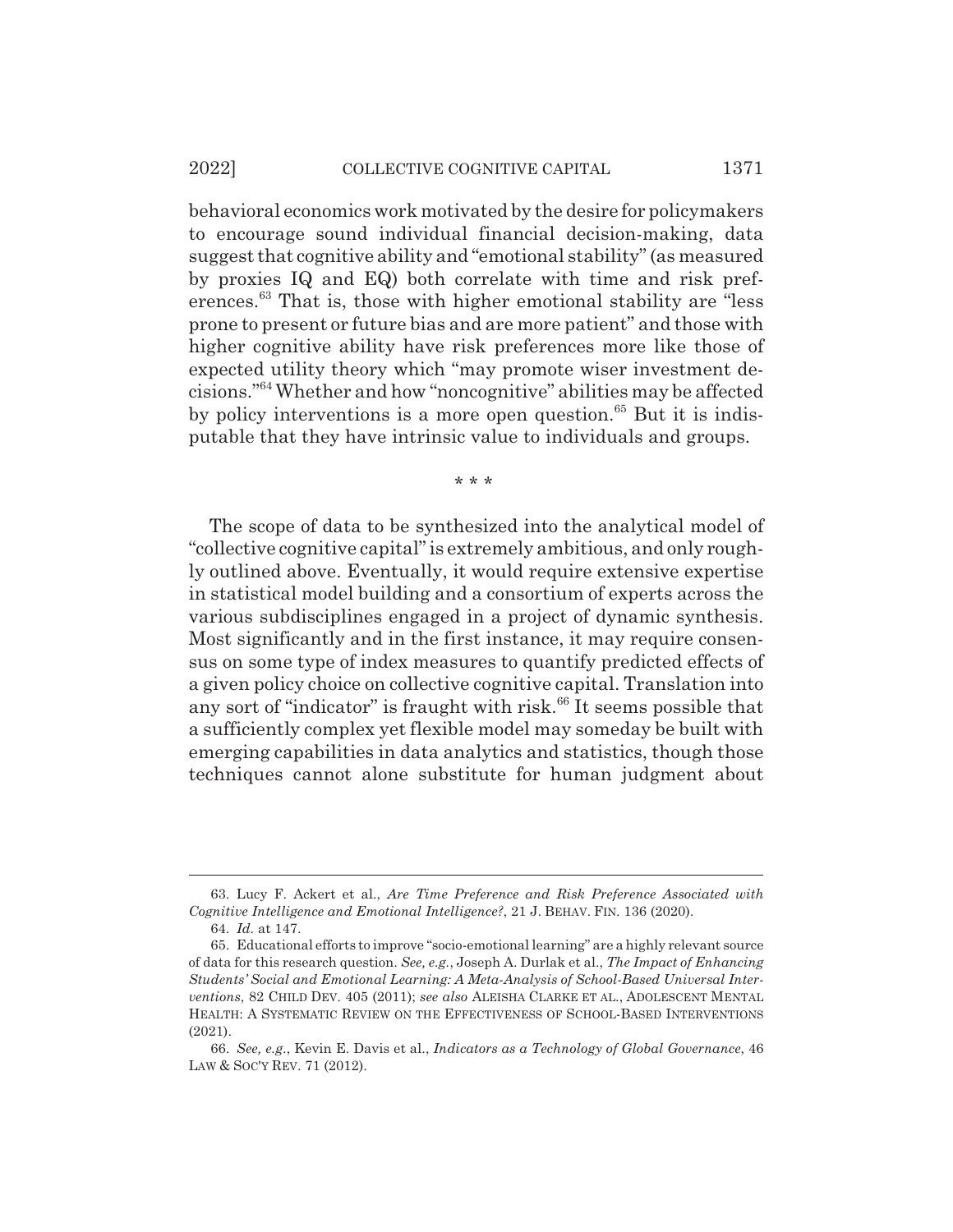behavioral economics work motivated by the desire for policymakers to encourage sound individual financial decision-making, data suggest that cognitive ability and "emotional stability" (as measured by proxies IQ and EQ) both correlate with time and risk preferences.[63] That is, those with higher emotional stability are "less prone to present or future bias and are more patient" and those with higher cognitive ability have risk preferences more like those of expected utility theory which "may promote wiser investment decisions."[64] Whether and how "noncognitive" abilities may be affected by policy interventions is a more open question.[65] But it is indisputable that they have intrinsic value to individuals and groups.

\* \* \*

The scope of data to be synthesized into the analytical model of "collective cognitive capital" is extremely ambitious, and only roughly outlined above. Eventually, it would require extensive expertise in statistical model building and a consortium of experts across the various subdisciplines engaged in a project of dynamic synthesis. Most significantly and in the first instance, it may require consensus on some type of index measures to quantify predicted effects of a given policy choice on collective cognitive capital. Translation into any sort of "indicator" is fraught with risk.[66] It seems possible that a sufficiently complex yet flexible model may someday be built with emerging capabilities in data analytics and statistics, though those techniques cannot alone substitute for human judgment about

---

63. Lucy F. Ackert et al., *Are Time Preference and Risk Preference Associated with Cognitive Intelligence and Emotional Intelligence?*, 21 J. BEHAV. FIN. 136 (2020).

64. *Id.* at 147.

65. Educational efforts to improve "socio-emotional learning" are a highly relevant source of data for this research question. *See, e.g.*, Joseph A. Durlak et al., *The Impact of Enhancing Students' Social and Emotional Learning: A Meta-Analysis of School-Based Universal Interventions*, 82 CHILD DEV. 405 (2011); *see also* ALEISHA CLARKE ET AL., ADOLESCENT MENTAL HEALTH: A SYSTEMATIC REVIEW ON THE EFFECTIVENESS OF SCHOOL-BASED INTERVENTIONS (2021).

66. *See, e.g.*, Kevin E. Davis et al., *Indicators as a Technology of Global Governance*, 46 LAW & SOC'Y REV. 71 (2012).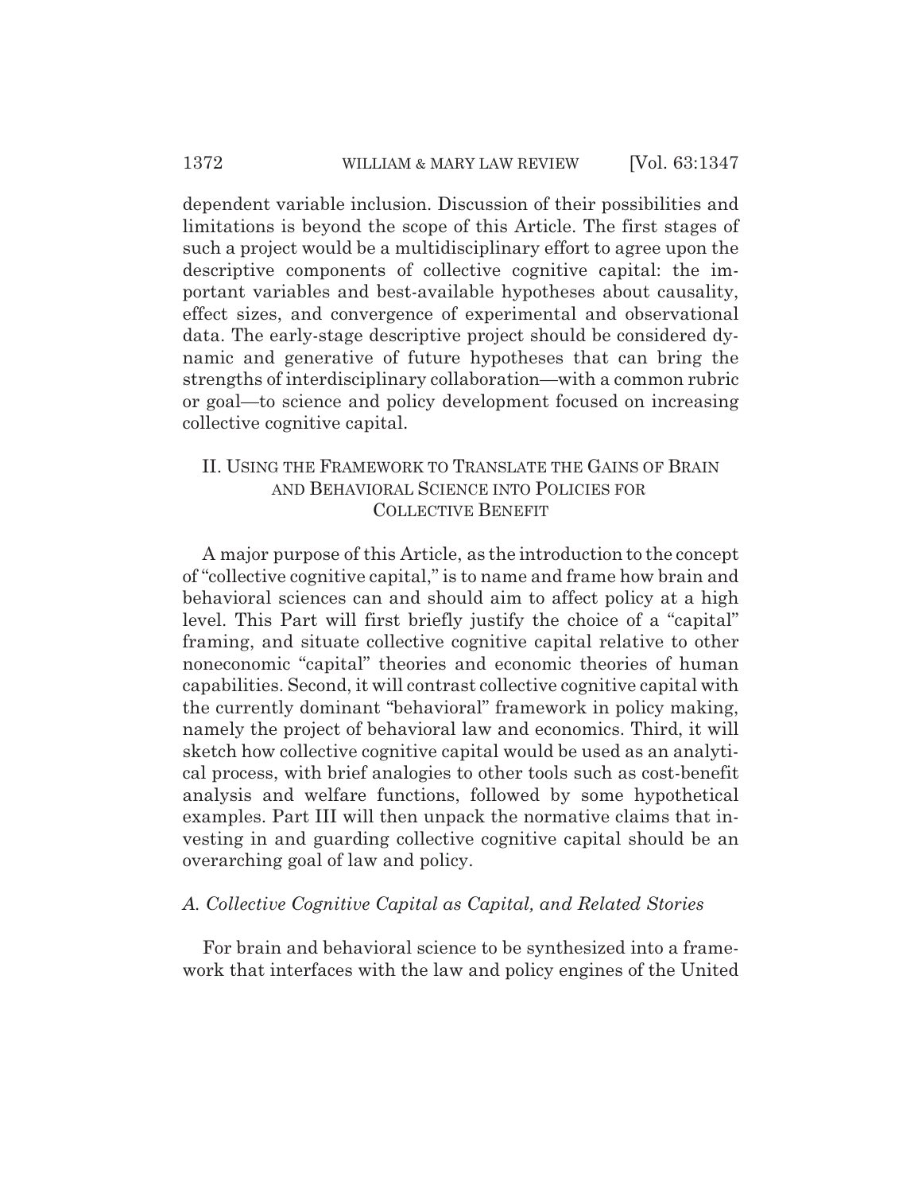dependent variable inclusion. Discussion of their possibilities and limitations is beyond the scope of this Article. The first stages of such a project would be a multidisciplinary effort to agree upon the descriptive components of collective cognitive capital: the important variables and best-available hypotheses about causality, effect sizes, and convergence of experimental and observational data. The early-stage descriptive project should be considered dynamic and generative of future hypotheses that can bring the strengths of interdisciplinary collaboration—with a common rubric or goal—to science and policy development focused on increasing collective cognitive capital.

## II. Using the Framework to Translate the Gains of Brain and Behavioral Science into Policies for Collective Benefit

A major purpose of this Article, as the introduction to the concept of "collective cognitive capital," is to name and frame how brain and behavioral sciences can and should aim to affect policy at a high level. This Part will first briefly justify the choice of a "capital" framing, and situate collective cognitive capital relative to other noneconomic "capital" theories and economic theories of human capabilities. Second, it will contrast collective cognitive capital with the currently dominant "behavioral" framework in policy making, namely the project of behavioral law and economics. Third, it will sketch how collective cognitive capital would be used as an analytical process, with brief analogies to other tools such as cost-benefit analysis and welfare functions, followed by some hypothetical examples. Part III will then unpack the normative claims that investing in and guarding collective cognitive capital should be an overarching goal of law and policy.

### *A. Collective Cognitive Capital as Capital, and Related Stories*

For brain and behavioral science to be synthesized into a framework that interfaces with the law and policy engines of the United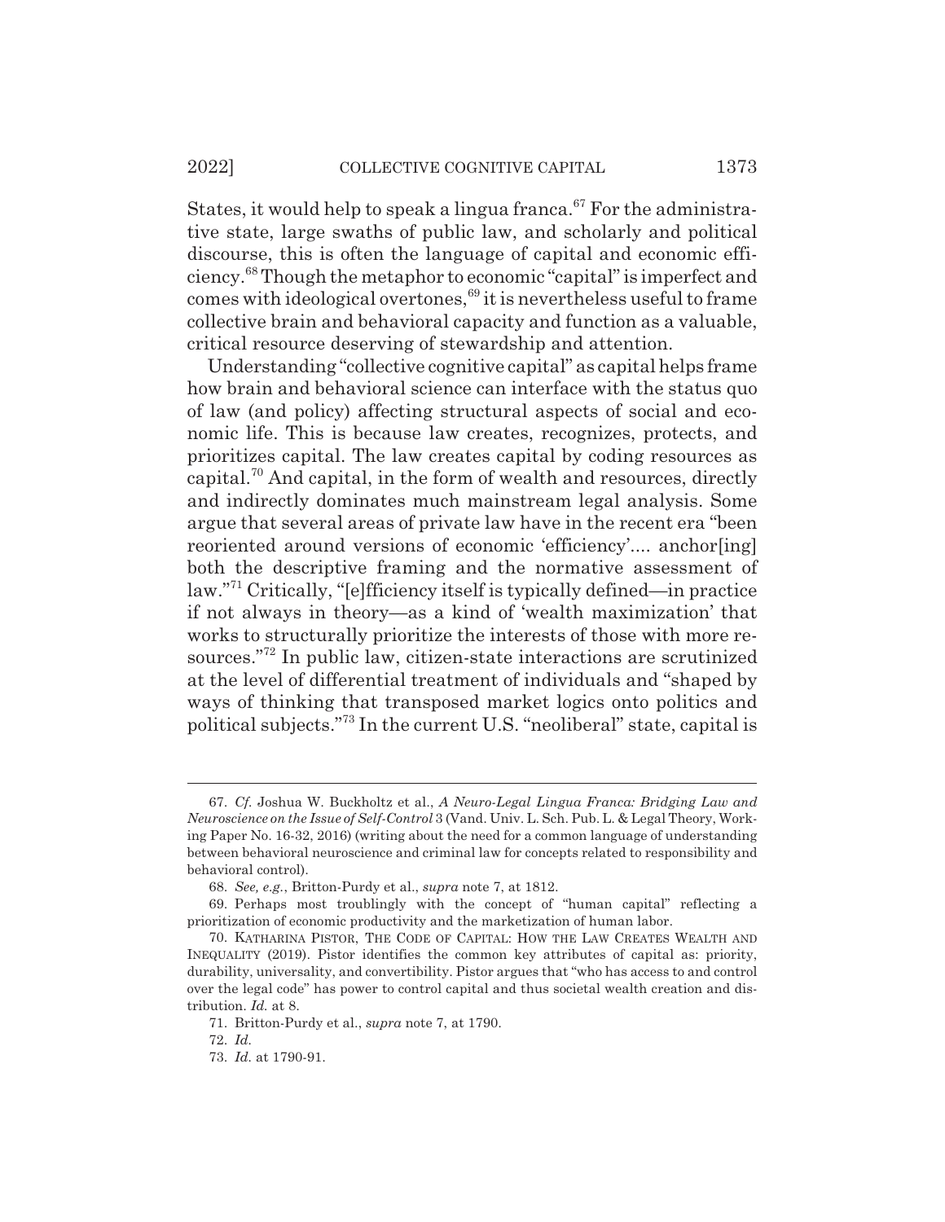States, it would help to speak a lingua franca.[67] For the administrative state, large swaths of public law, and scholarly and political discourse, this is often the language of capital and economic efficiency.[68] Though the metaphor to economic "capital" is imperfect and comes with ideological overtones,[69] it is nevertheless useful to frame collective brain and behavioral capacity and function as a valuable, critical resource deserving of stewardship and attention.

Understanding "collective cognitive capital" as capital helps frame how brain and behavioral science can interface with the status quo of law (and policy) affecting structural aspects of social and economic life. This is because law creates, recognizes, protects, and prioritizes capital. The law creates capital by coding resources as capital.[70] And capital, in the form of wealth and resources, directly and indirectly dominates much mainstream legal analysis. Some argue that several areas of private law have in the recent era "been reoriented around versions of economic 'efficiency'.... anchor[ing] both the descriptive framing and the normative assessment of law."[71] Critically, "[e]fficiency itself is typically defined—in practice if not always in theory—as a kind of 'wealth maximization' that works to structurally prioritize the interests of those with more resources."[72] In public law, citizen-state interactions are scrutinized at the level of differential treatment of individuals and "shaped by ways of thinking that transposed market logics onto politics and political subjects."[73] In the current U.S. "neoliberal" state, capital is

---

67. *Cf.* Joshua W. Buckholtz et al., *A Neuro-Legal Lingua Franca: Bridging Law and Neuroscience on the Issue of Self-Control* 3 (Vand. Univ. L. Sch. Pub. L. & Legal Theory, Working Paper No. 16-32, 2016) (writing about the need for a common language of understanding between behavioral neuroscience and criminal law for concepts related to responsibility and behavioral control).

68. *See, e.g.*, Britton-Purdy et al., *supra* note 7, at 1812.

69. Perhaps most troublingly with the concept of "human capital" reflecting a prioritization of economic productivity and the marketization of human labor.

70. KATHARINA PISTOR, THE CODE OF CAPITAL: HOW THE LAW CREATES WEALTH AND INEQUALITY (2019). Pistor identifies the common key attributes of capital as: priority, durability, universality, and convertibility. Pistor argues that "who has access to and control over the legal code" has power to control capital and thus societal wealth creation and distribution. *Id.* at 8.

71. Britton-Purdy et al., *supra* note 7, at 1790.

72. *Id.*

73. *Id.* at 1790-91.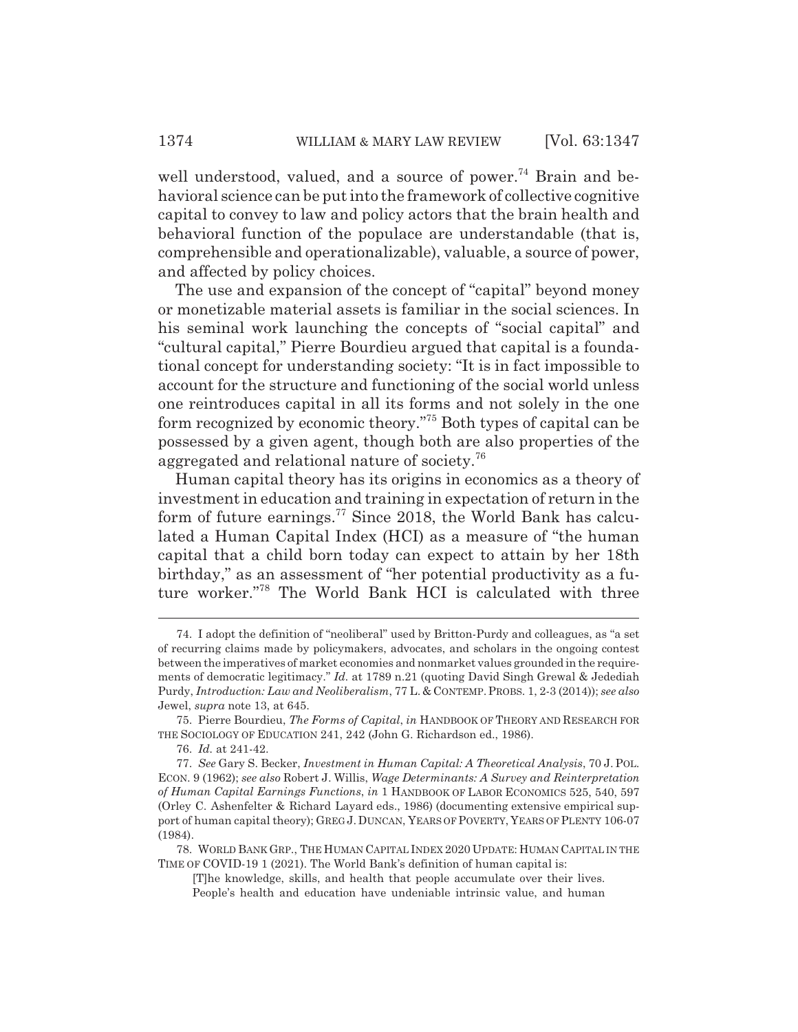well understood, valued, and a source of power.[74] Brain and behavioral science can be put into the framework of collective cognitive capital to convey to law and policy actors that the brain health and behavioral function of the populace are understandable (that is, comprehensible and operationalizable), valuable, a source of power, and affected by policy choices.

The use and expansion of the concept of "capital" beyond money or monetizable material assets is familiar in the social sciences. In his seminal work launching the concepts of "social capital" and "cultural capital," Pierre Bourdieu argued that capital is a foundational concept for understanding society: "It is in fact impossible to account for the structure and functioning of the social world unless one reintroduces capital in all its forms and not solely in the one form recognized by economic theory."[75] Both types of capital can be possessed by a given agent, though both are also properties of the aggregated and relational nature of society.[76]

Human capital theory has its origins in economics as a theory of investment in education and training in expectation of return in the form of future earnings.[77] Since 2018, the World Bank has calculated a Human Capital Index (HCI) as a measure of "the human capital that a child born today can expect to attain by her 18th birthday," as an assessment of "her potential productivity as a future worker."[78] The World Bank HCI is calculated with three

---

74. I adopt the definition of "neoliberal" used by Britton-Purdy and colleagues, as "a set of recurring claims made by policymakers, advocates, and scholars in the ongoing contest between the imperatives of market economies and nonmarket values grounded in the requirements of democratic legitimacy." *Id.* at 1789 n.21 (quoting David Singh Grewal & Jedediah Purdy, *Introduction: Law and Neoliberalism*, 77 L. & CONTEMP. PROBS. 1, 2-3 (2014)); *see also* Jewel, *supra* note 13, at 645.

75. Pierre Bourdieu, *The Forms of Capital*, *in* HANDBOOK OF THEORY AND RESEARCH FOR THE SOCIOLOGY OF EDUCATION 241, 242 (John G. Richardson ed., 1986).

76. *Id.* at 241-42.

77. *See* Gary S. Becker, *Investment in Human Capital: A Theoretical Analysis*, 70 J. POL. ECON. 9 (1962); *see also* Robert J. Willis, *Wage Determinants: A Survey and Reinterpretation of Human Capital Earnings Functions*, *in* 1 HANDBOOK OF LABOR ECONOMICS 525, 540, 597 (Orley C. Ashenfelter & Richard Layard eds., 1986) (documenting extensive empirical support of human capital theory); GREG J. DUNCAN, YEARS OF POVERTY, YEARS OF PLENTY 106-07 (1984).

78. WORLD BANK GRP., THE HUMAN CAPITAL INDEX 2020 UPDATE: HUMAN CAPITAL IN THE TIME OF COVID-19 1 (2021). The World Bank's definition of human capital is:

> [T]he knowledge, skills, and health that people accumulate over their lives. People's health and education have undeniable intrinsic value, and human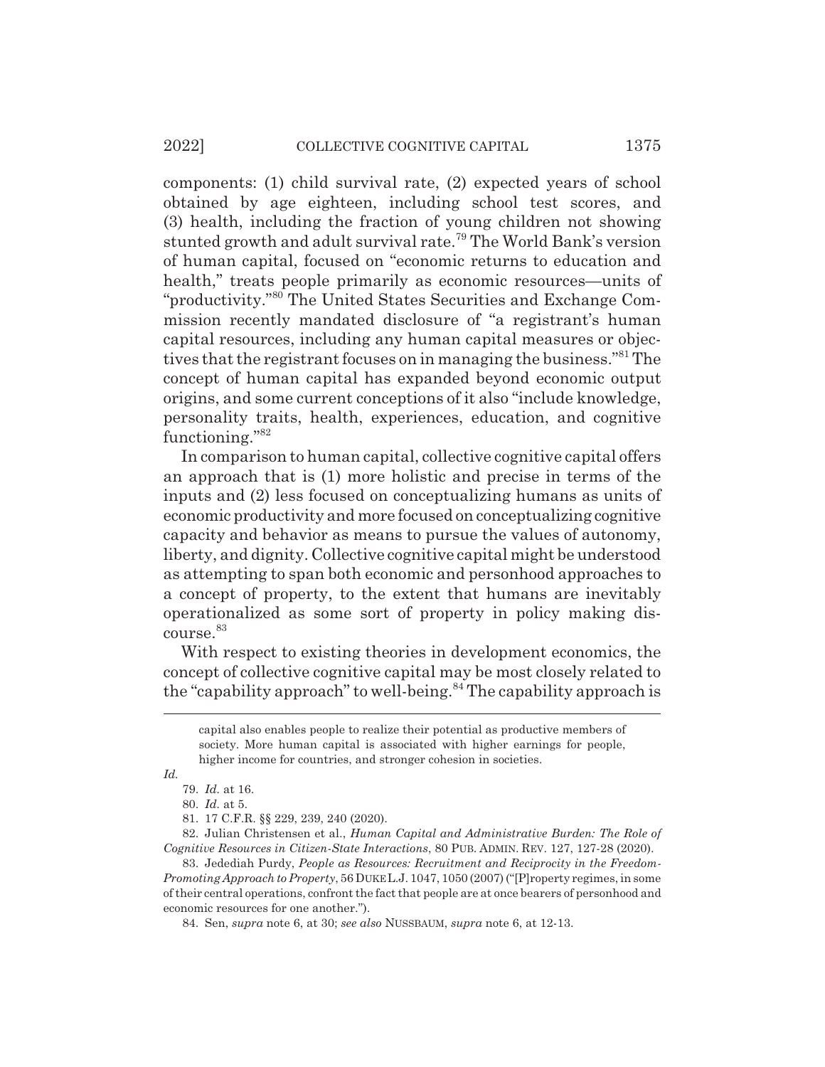components: (1) child survival rate, (2) expected years of school obtained by age eighteen, including school test scores, and (3) health, including the fraction of young children not showing stunted growth and adult survival rate.[79] The World Bank's version of human capital, focused on "economic returns to education and health," treats people primarily as economic resources—units of "productivity."[80] The United States Securities and Exchange Commission recently mandated disclosure of "a registrant's human capital resources, including any human capital measures or objectives that the registrant focuses on in managing the business."[81] The concept of human capital has expanded beyond economic output origins, and some current conceptions of it also "include knowledge, personality traits, health, experiences, education, and cognitive functioning."[82]

In comparison to human capital, collective cognitive capital offers an approach that is (1) more holistic and precise in terms of the inputs and (2) less focused on conceptualizing humans as units of economic productivity and more focused on conceptualizing cognitive capacity and behavior as means to pursue the values of autonomy, liberty, and dignity. Collective cognitive capital might be understood as attempting to span both economic and personhood approaches to a concept of property, to the extent that humans are inevitably operationalized as some sort of property in policy making discourse.[83]

With respect to existing theories in development economics, the concept of collective cognitive capital may be most closely related to the "capability approach" to well-being.[84] The capability approach is

---

capital also enables people to realize their potential as productive members of society. More human capital is associated with higher earnings for people, higher income for countries, and stronger cohesion in societies.

*Id.*

79. *Id.* at 16.

80. *Id.* at 5.

81. 17 C.F.R. §§ 229, 239, 240 (2020).

82. Julian Christensen et al., *Human Capital and Administrative Burden: The Role of Cognitive Resources in Citizen-State Interactions*, 80 PUB. ADMIN. REV. 127, 127-28 (2020).

83. Jedediah Purdy, *People as Resources: Recruitment and Reciprocity in the Freedom-Promoting Approach to Property*, 56 DUKE L.J. 1047, 1050 (2007) ("[P]roperty regimes, in some of their central operations, confront the fact that people are at once bearers of personhood and economic resources for one another.").

84. Sen, *supra* note 6, at 30; *see also* NUSSBAUM, *supra* note 6, at 12-13.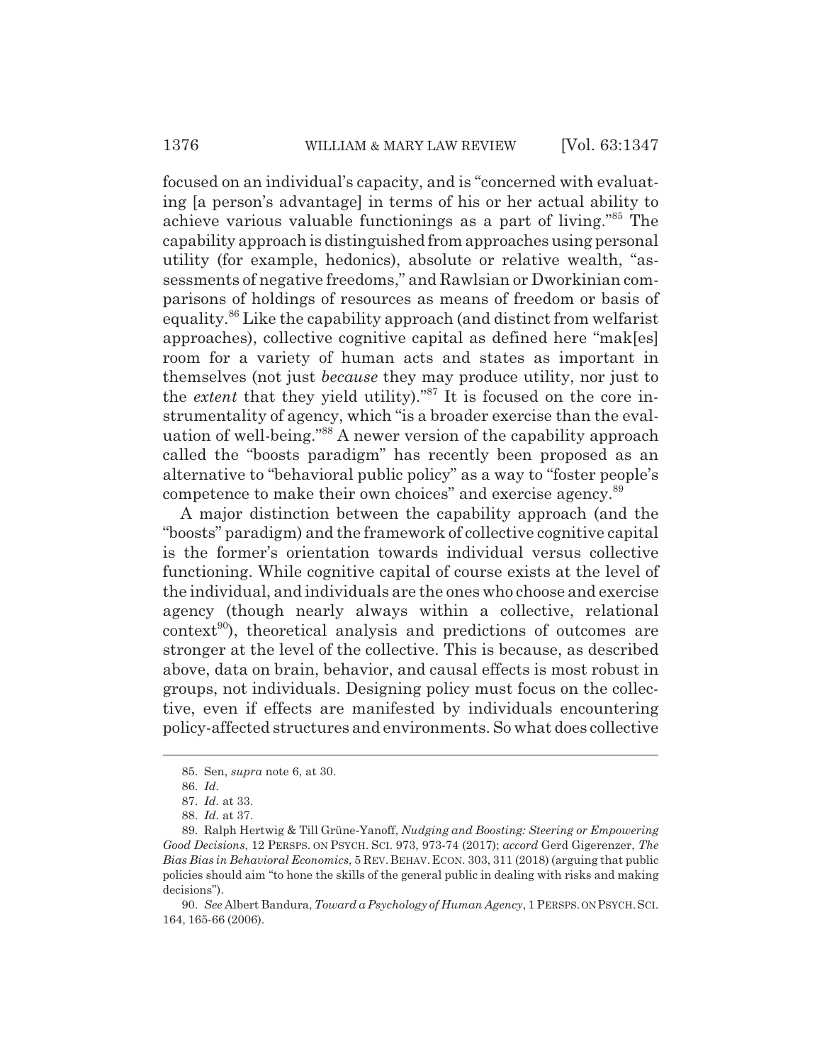focused on an individual's capacity, and is "concerned with evaluating [a person's advantage] in terms of his or her actual ability to achieve various valuable functionings as a part of living."[85] The capability approach is distinguished from approaches using personal utility (for example, hedonics), absolute or relative wealth, "assessments of negative freedoms," and Rawlsian or Dworkinian comparisons of holdings of resources as means of freedom or basis of equality.[86] Like the capability approach (and distinct from welfarist approaches), collective cognitive capital as defined here "mak[es] room for a variety of human acts and states as important in themselves (not just *because* they may produce utility, nor just to the *extent* that they yield utility)."[87] It is focused on the core instrumentality of agency, which "is a broader exercise than the evaluation of well-being."[88] A newer version of the capability approach called the "boosts paradigm" has recently been proposed as an alternative to "behavioral public policy" as a way to "foster people's competence to make their own choices" and exercise agency.[89]

A major distinction between the capability approach (and the "boosts" paradigm) and the framework of collective cognitive capital is the former's orientation towards individual versus collective functioning. While cognitive capital of course exists at the level of the individual, and individuals are the ones who choose and exercise agency (though nearly always within a collective, relational context[90]), theoretical analysis and predictions of outcomes are stronger at the level of the collective. This is because, as described above, data on brain, behavior, and causal effects is most robust in groups, not individuals. Designing policy must focus on the collective, even if effects are manifested by individuals encountering policy-affected structures and environments. So what does collective

---

85. Sen, *supra* note 6, at 30.

86. *Id.*

87. *Id.* at 33.

88. *Id.* at 37.

89. Ralph Hertwig & Till Grüne-Yanoff, *Nudging and Boosting: Steering or Empowering Good Decisions*, 12 PERSPS. ON PSYCH. SCI. 973, 973-74 (2017); *accord* Gerd Gigerenzer, *The Bias Bias in Behavioral Economics*, 5 REV. BEHAV. ECON. 303, 311 (2018) (arguing that public policies should aim "to hone the skills of the general public in dealing with risks and making decisions").

90. *See* Albert Bandura, *Toward a Psychology of Human Agency*, 1 PERSPS. ON PSYCH. SCI. 164, 165-66 (2006).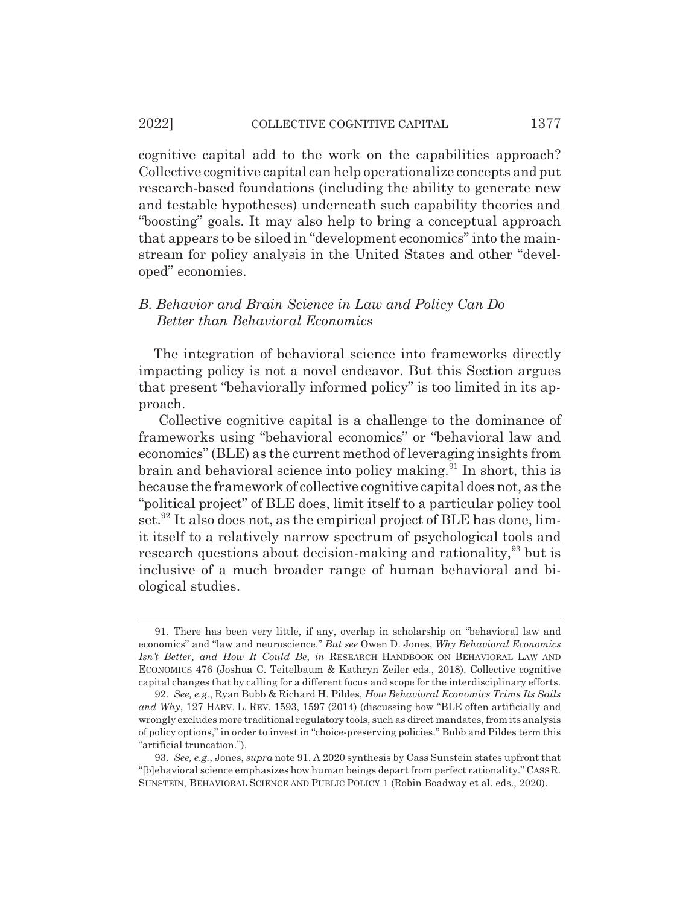cognitive capital add to the work on the capabilities approach? Collective cognitive capital can help operationalize concepts and put research-based foundations (including the ability to generate new and testable hypotheses) underneath such capability theories and "boosting" goals. It may also help to bring a conceptual approach that appears to be siloed in "development economics" into the mainstream for policy analysis in the United States and other "developed" economies.

### *B. Behavior and Brain Science in Law and Policy Can Do Better than Behavioral Economics*

The integration of behavioral science into frameworks directly impacting policy is not a novel endeavor. But this Section argues that present "behaviorally informed policy" is too limited in its approach.

Collective cognitive capital is a challenge to the dominance of frameworks using "behavioral economics" or "behavioral law and economics" (BLE) as the current method of leveraging insights from brain and behavioral science into policy making.[91] In short, this is because the framework of collective cognitive capital does not, as the "political project" of BLE does, limit itself to a particular policy tool set.[92] It also does not, as the empirical project of BLE has done, limit itself to a relatively narrow spectrum of psychological tools and research questions about decision-making and rationality,[93] but is inclusive of a much broader range of human behavioral and biological studies.

---

91. There has been very little, if any, overlap in scholarship on "behavioral law and economics" and "law and neuroscience." *But see* Owen D. Jones, *Why Behavioral Economics Isn't Better, and How It Could Be*, *in* RESEARCH HANDBOOK ON BEHAVIORAL LAW AND ECONOMICS 476 (Joshua C. Teitelbaum & Kathryn Zeiler eds., 2018). Collective cognitive capital changes that by calling for a different focus and scope for the interdisciplinary efforts.

92. *See, e.g.*, Ryan Bubb & Richard H. Pildes, *How Behavioral Economics Trims Its Sails and Why*, 127 HARV. L. REV. 1593, 1597 (2014) (discussing how "BLE often artificially and wrongly excludes more traditional regulatory tools, such as direct mandates, from its analysis of policy options," in order to invest in "choice-preserving policies." Bubb and Pildes term this "artificial truncation.").

93. *See, e.g.*, Jones, *supra* note 91. A 2020 synthesis by Cass Sunstein states upfront that "[b]ehavioral science emphasizes how human beings depart from perfect rationality." CASS R. SUNSTEIN, BEHAVIORAL SCIENCE AND PUBLIC POLICY 1 (Robin Boadway et al. eds., 2020).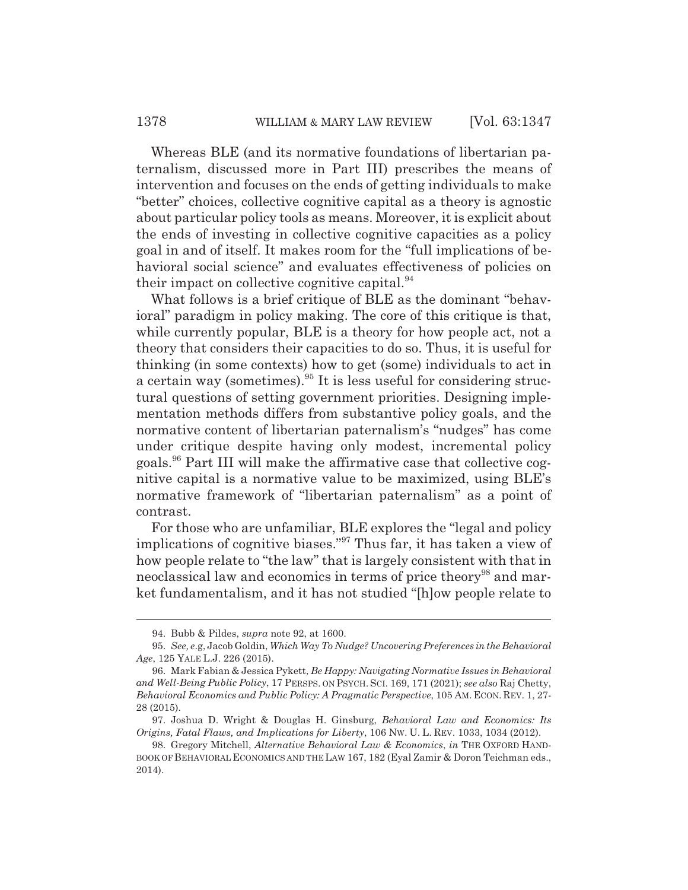Whereas BLE (and its normative foundations of libertarian paternalism, discussed more in Part III) prescribes the means of intervention and focuses on the ends of getting individuals to make "better" choices, collective cognitive capital as a theory is agnostic about particular policy tools as means. Moreover, it is explicit about the ends of investing in collective cognitive capacities as a policy goal in and of itself. It makes room for the "full implications of behavioral social science" and evaluates effectiveness of policies on their impact on collective cognitive capital.[94]

What follows is a brief critique of BLE as the dominant "behavioral" paradigm in policy making. The core of this critique is that, while currently popular, BLE is a theory for how people act, not a theory that considers their capacities to do so. Thus, it is useful for thinking (in some contexts) how to get (some) individuals to act in a certain way (sometimes).[95] It is less useful for considering structural questions of setting government priorities. Designing implementation methods differs from substantive policy goals, and the normative content of libertarian paternalism's "nudges" has come under critique despite having only modest, incremental policy goals.[96] Part III will make the affirmative case that collective cognitive capital is a normative value to be maximized, using BLE's normative framework of "libertarian paternalism" as a point of contrast.

For those who are unfamiliar, BLE explores the "legal and policy implications of cognitive biases."[97] Thus far, it has taken a view of how people relate to "the law" that is largely consistent with that in neoclassical law and economics in terms of price theory[98] and market fundamentalism, and it has not studied "[h]ow people relate to

94. Bubb & Pildes, *supra* note 92, at 1600.

95. *See, e.*g, Jacob Goldin, *Which Way To Nudge? Uncovering Preferences in the Behavioral Age*, 125 YALE L.J. 226 (2015).

96. Mark Fabian & Jessica Pykett, *Be Happy: Navigating Normative Issues in Behavioral and Well-Being Public Policy*, 17 PERSPS. ON PSYCH. SCI. 169, 171 (2021); *see also* Raj Chetty, *Behavioral Economics and Public Policy: A Pragmatic Perspective*, 105 AM. ECON. REV. 1, 27-28 (2015).

97. Joshua D. Wright & Douglas H. Ginsburg, *Behavioral Law and Economics: Its Origins, Fatal Flaws, and Implications for Liberty*, 106 NW. U. L. REV. 1033, 1034 (2012).

98. Gregory Mitchell, *Alternative Behavioral Law & Economics*, *in* THE OXFORD HANDBOOK OF BEHAVIORAL ECONOMICS AND THE LAW 167, 182 (Eyal Zamir & Doron Teichman eds., 2014).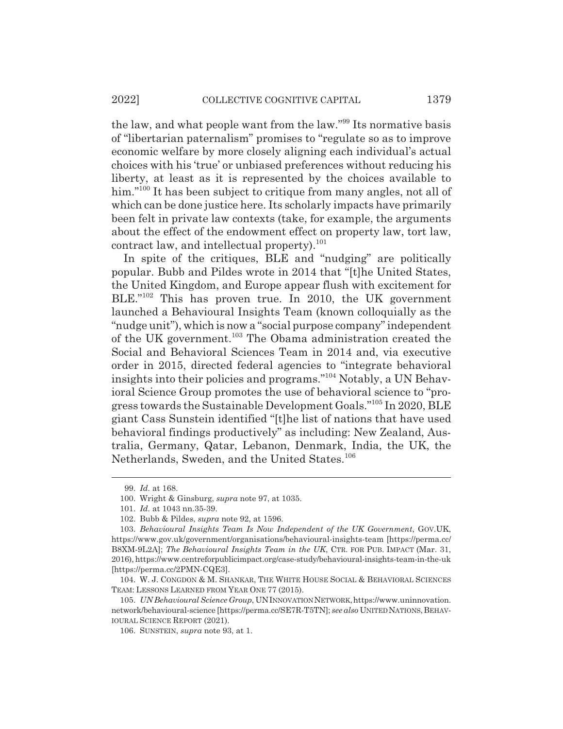the law, and what people want from the law."[99] Its normative basis of "libertarian paternalism" promises to "regulate so as to improve economic welfare by more closely aligning each individual's actual choices with his 'true' or unbiased preferences without reducing his liberty, at least as it is represented by the choices available to him."[100] It has been subject to critique from many angles, not all of which can be done justice here. Its scholarly impacts have primarily been felt in private law contexts (take, for example, the arguments about the effect of the endowment effect on property law, tort law, contract law, and intellectual property).[101]

In spite of the critiques, BLE and "nudging" are politically popular. Bubb and Pildes wrote in 2014 that "[t]he United States, the United Kingdom, and Europe appear flush with excitement for BLE."[102] This has proven true. In 2010, the UK government launched a Behavioural Insights Team (known colloquially as the "nudge unit"), which is now a "social purpose company" independent of the UK government.[103] The Obama administration created the Social and Behavioral Sciences Team in 2014 and, via executive order in 2015, directed federal agencies to "integrate behavioral insights into their policies and programs."[104] Notably, a UN Behavioral Science Group promotes the use of behavioral science to "progress towards the Sustainable Development Goals."[105] In 2020, BLE giant Cass Sunstein identified "[t]he list of nations that have used behavioral findings productively" as including: New Zealand, Australia, Germany, Qatar, Lebanon, Denmark, India, the UK, the Netherlands, Sweden, and the United States.[106]

---

99. *Id.* at 168.

100. Wright & Ginsburg, *supra* note 97, at 1035.

101. *Id.* at 1043 nn.35-39.

102. Bubb & Pildes, *supra* note 92, at 1596.

103. *Behavioural Insights Team Is Now Independent of the UK Government*, GOV.UK, https://www.gov.uk/government/organisations/behavioural-insights-team [https://perma.cc/B8XM-9L2A]; *The Behavioural Insights Team in the UK*, CTR. FOR PUB. IMPACT (Mar. 31, 2016), https://www.centreforpublicimpact.org/case-study/behavioural-insights-team-in-the-uk [https://perma.cc/2PMN-CQE3].

104. W. J. CONGDON & M. SHANKAR, THE WHITE HOUSE SOCIAL & BEHAVIORAL SCIENCES TEAM: LESSONS LEARNED FROM YEAR ONE 77 (2015).

105. *UN Behavioural Science Group*, UN INNOVATION NETWORK, https://www.uninnovation.network/behavioural-science [https://perma.cc/SE7R-T5TN]; *see also* UNITED NATIONS, BEHAVIOURAL SCIENCE REPORT (2021).

106. SUNSTEIN, *supra* note 93, at 1.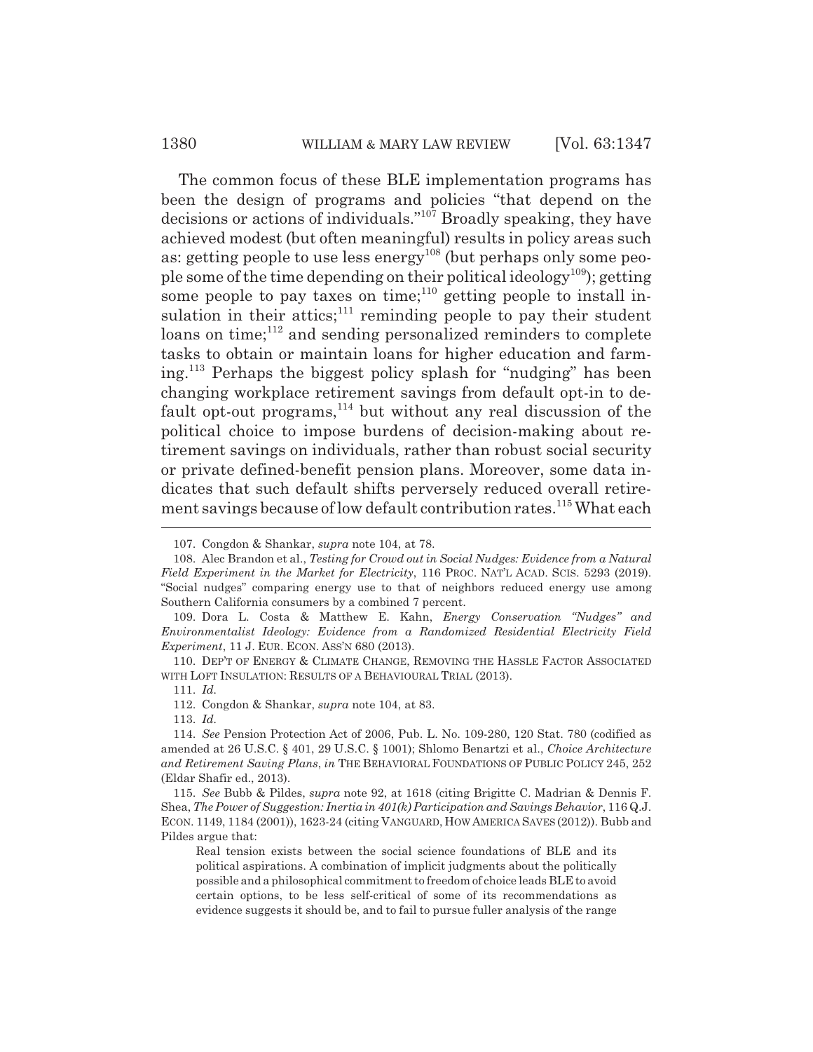The common focus of these BLE implementation programs has been the design of programs and policies "that depend on the decisions or actions of individuals."[107] Broadly speaking, they have achieved modest (but often meaningful) results in policy areas such as: getting people to use less energy[108] (but perhaps only some people some of the time depending on their political ideology[109]); getting some people to pay taxes on time;[110] getting people to install insulation in their attics;[111] reminding people to pay their student loans on time;[112] and sending personalized reminders to complete tasks to obtain or maintain loans for higher education and farming.[113] Perhaps the biggest policy splash for "nudging" has been changing workplace retirement savings from default opt-in to default opt-out programs,[114] but without any real discussion of the political choice to impose burdens of decision-making about retirement savings on individuals, rather than robust social security or private defined-benefit pension plans. Moreover, some data indicates that such default shifts perversely reduced overall retirement savings because of low default contribution rates.[115] What each

---

107. Congdon & Shankar, *supra* note 104, at 78.

108. Alec Brandon et al., *Testing for Crowd out in Social Nudges: Evidence from a Natural Field Experiment in the Market for Electricity*, 116 PROC. NAT'L ACAD. SCIS. 5293 (2019). "Social nudges" comparing energy use to that of neighbors reduced energy use among Southern California consumers by a combined 7 percent.

109. Dora L. Costa & Matthew E. Kahn, *Energy Conservation "Nudges" and Environmentalist Ideology: Evidence from a Randomized Residential Electricity Field Experiment*, 11 J. EUR. ECON. ASS'N 680 (2013).

110. DEP'T OF ENERGY & CLIMATE CHANGE, REMOVING THE HASSLE FACTOR ASSOCIATED WITH LOFT INSULATION: RESULTS OF A BEHAVIOURAL TRIAL (2013).

111. *Id.*

112. Congdon & Shankar, *supra* note 104, at 83.

113. *Id.*

114. *See* Pension Protection Act of 2006, Pub. L. No. 109-280, 120 Stat. 780 (codified as amended at 26 U.S.C. § 401, 29 U.S.C. § 1001); Shlomo Benartzi et al., *Choice Architecture and Retirement Saving Plans*, *in* THE BEHAVIORAL FOUNDATIONS OF PUBLIC POLICY 245, 252 (Eldar Shafir ed., 2013).

115. *See* Bubb & Pildes, *supra* note 92, at 1618 (citing Brigitte C. Madrian & Dennis F. Shea, *The Power of Suggestion: Inertia in 401(k) Participation and Savings Behavior*, 116 Q.J. ECON. 1149, 1184 (2001)), 1623-24 (citing VANGUARD, HOW AMERICA SAVES (2012)). Bubb and Pildes argue that:

> Real tension exists between the social science foundations of BLE and its political aspirations. A combination of implicit judgments about the politically possible and a philosophical commitment to freedom of choice leads BLE to avoid certain options, to be less self-critical of some of its recommendations as evidence suggests it should be, and to fail to pursue fuller analysis of the range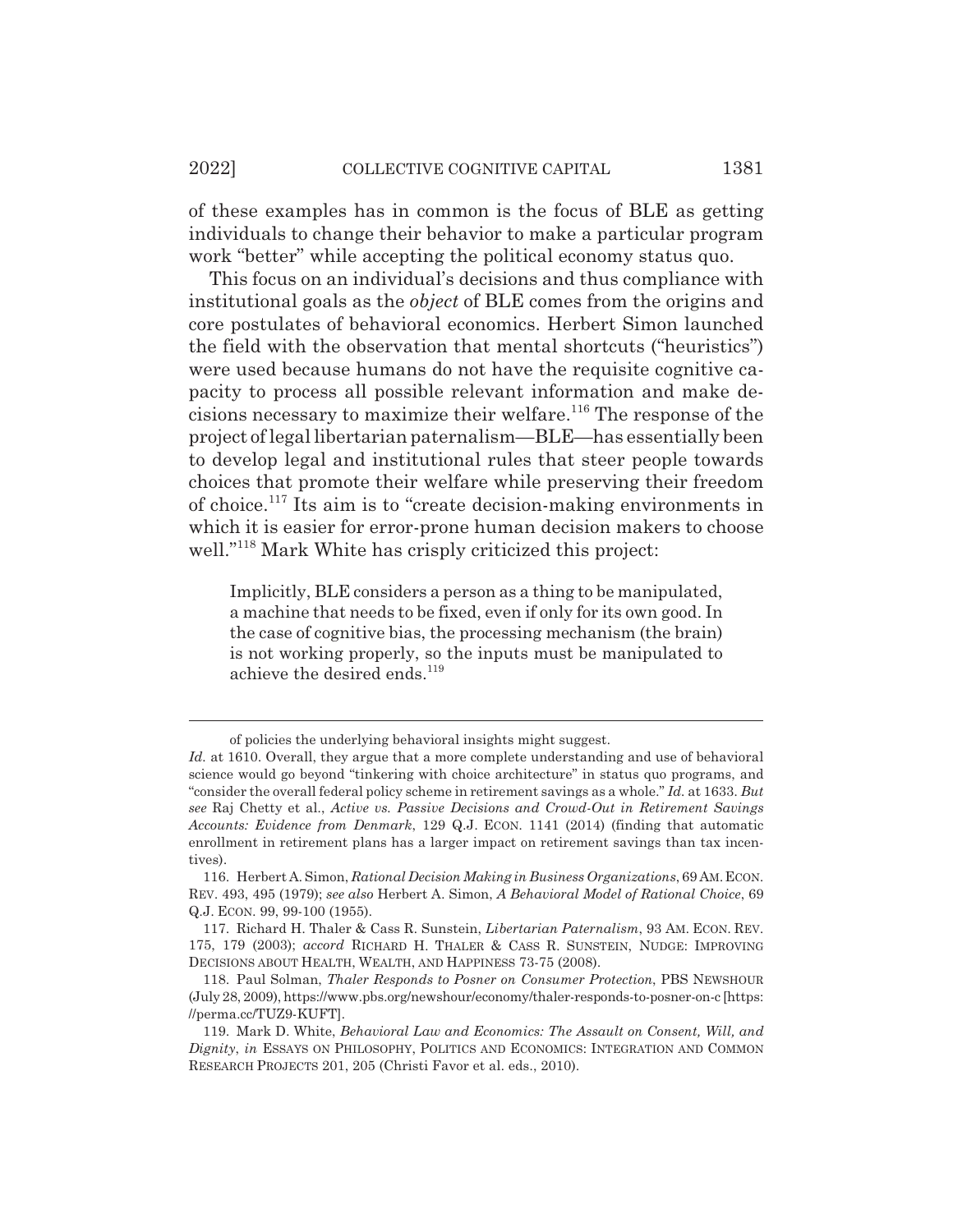of these examples has in common is the focus of BLE as getting individuals to change their behavior to make a particular program work "better" while accepting the political economy status quo.

This focus on an individual's decisions and thus compliance with institutional goals as the *object* of BLE comes from the origins and core postulates of behavioral economics. Herbert Simon launched the field with the observation that mental shortcuts ("heuristics") were used because humans do not have the requisite cognitive capacity to process all possible relevant information and make decisions necessary to maximize their welfare.[116] The response of the project of legal libertarian paternalism—BLE—has essentially been to develop legal and institutional rules that steer people towards choices that promote their welfare while preserving their freedom of choice.[117] Its aim is to "create decision-making environments in which it is easier for error-prone human decision makers to choose well."[118] Mark White has crisply criticized this project:

> Implicitly, BLE considers a person as a thing to be manipulated, a machine that needs to be fixed, even if only for its own good. In the case of cognitive bias, the processing mechanism (the brain) is not working properly, so the inputs must be manipulated to achieve the desired ends.[119]

---

of policies the underlying behavioral insights might suggest.

*Id.* at 1610. Overall, they argue that a more complete understanding and use of behavioral science would go beyond "tinkering with choice architecture" in status quo programs, and "consider the overall federal policy scheme in retirement savings as a whole." *Id.* at 1633. *But see* Raj Chetty et al., *Active vs. Passive Decisions and Crowd-Out in Retirement Savings Accounts: Evidence from Denmark*, 129 Q.J. ECON. 1141 (2014) (finding that automatic enrollment in retirement plans has a larger impact on retirement savings than tax incentives).

116. Herbert A. Simon, *Rational Decision Making in Business Organizations*, 69 AM. ECON. REV. 493, 495 (1979); *see also* Herbert A. Simon, *A Behavioral Model of Rational Choice*, 69 Q.J. ECON. 99, 99-100 (1955).

117. Richard H. Thaler & Cass R. Sunstein, *Libertarian Paternalism*, 93 AM. ECON. REV. 175, 179 (2003); *accord* RICHARD H. THALER & CASS R. SUNSTEIN, NUDGE: IMPROVING DECISIONS ABOUT HEALTH, WEALTH, AND HAPPINESS 73-75 (2008).

118. Paul Solman, *Thaler Responds to Posner on Consumer Protection*, PBS NEWSHOUR (July 28, 2009), https://www.pbs.org/newshour/economy/thaler-responds-to-posner-on-c [https://perma.cc/TUZ9-KUFT].

119. Mark D. White, *Behavioral Law and Economics: The Assault on Consent, Will, and Dignity*, *in* ESSAYS ON PHILOSOPHY, POLITICS AND ECONOMICS: INTEGRATION AND COMMON RESEARCH PROJECTS 201, 205 (Christi Favor et al. eds., 2010).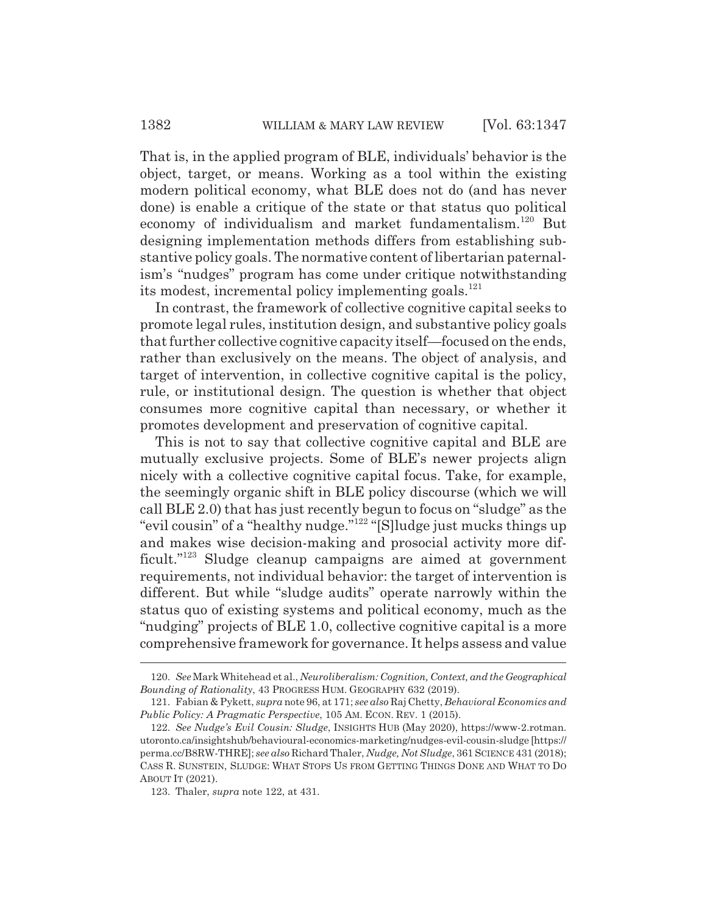That is, in the applied program of BLE, individuals' behavior is the object, target, or means. Working as a tool within the existing modern political economy, what BLE does not do (and has never done) is enable a critique of the state or that status quo political economy of individualism and market fundamentalism.[120] But designing implementation methods differs from establishing substantive policy goals. The normative content of libertarian paternalism's "nudges" program has come under critique notwithstanding its modest, incremental policy implementing goals.[121]

In contrast, the framework of collective cognitive capital seeks to promote legal rules, institution design, and substantive policy goals that further collective cognitive capacity itself—focused on the ends, rather than exclusively on the means. The object of analysis, and target of intervention, in collective cognitive capital is the policy, rule, or institutional design. The question is whether that object consumes more cognitive capital than necessary, or whether it promotes development and preservation of cognitive capital.

This is not to say that collective cognitive capital and BLE are mutually exclusive projects. Some of BLE's newer projects align nicely with a collective cognitive capital focus. Take, for example, the seemingly organic shift in BLE policy discourse (which we will call BLE 2.0) that has just recently begun to focus on "sludge" as the "evil cousin" of a "healthy nudge."[122] "[S]ludge just mucks things up and makes wise decision-making and prosocial activity more difficult."[123] Sludge cleanup campaigns are aimed at government requirements, not individual behavior: the target of intervention is different. But while "sludge audits" operate narrowly within the status quo of existing systems and political economy, much as the "nudging" projects of BLE 1.0, collective cognitive capital is a more comprehensive framework for governance. It helps assess and value

---

120. *See* Mark Whitehead et al., *Neuroliberalism: Cognition, Context, and the Geographical Bounding of Rationality*, 43 PROGRESS HUM. GEOGRAPHY 632 (2019).

121. Fabian & Pykett, *supra* note 96, at 171; *see also* Raj Chetty, *Behavioral Economics and Public Policy: A Pragmatic Perspective*, 105 AM. ECON. REV. 1 (2015).

122. *See Nudge's Evil Cousin: Sludge*, INSIGHTS HUB (May 2020), https://www-2.rotman.utoronto.ca/insightshub/behavioural-economics-marketing/nudges-evil-cousin-sludge [https://perma.cc/B8RW-THRE]; *see also* Richard Thaler, *Nudge, Not Sludge*, 361 SCIENCE 431 (2018); CASS R. SUNSTEIN, SLUDGE: WHAT STOPS US FROM GETTING THINGS DONE AND WHAT TO DO ABOUT IT (2021).

123. Thaler, *supra* note 122, at 431.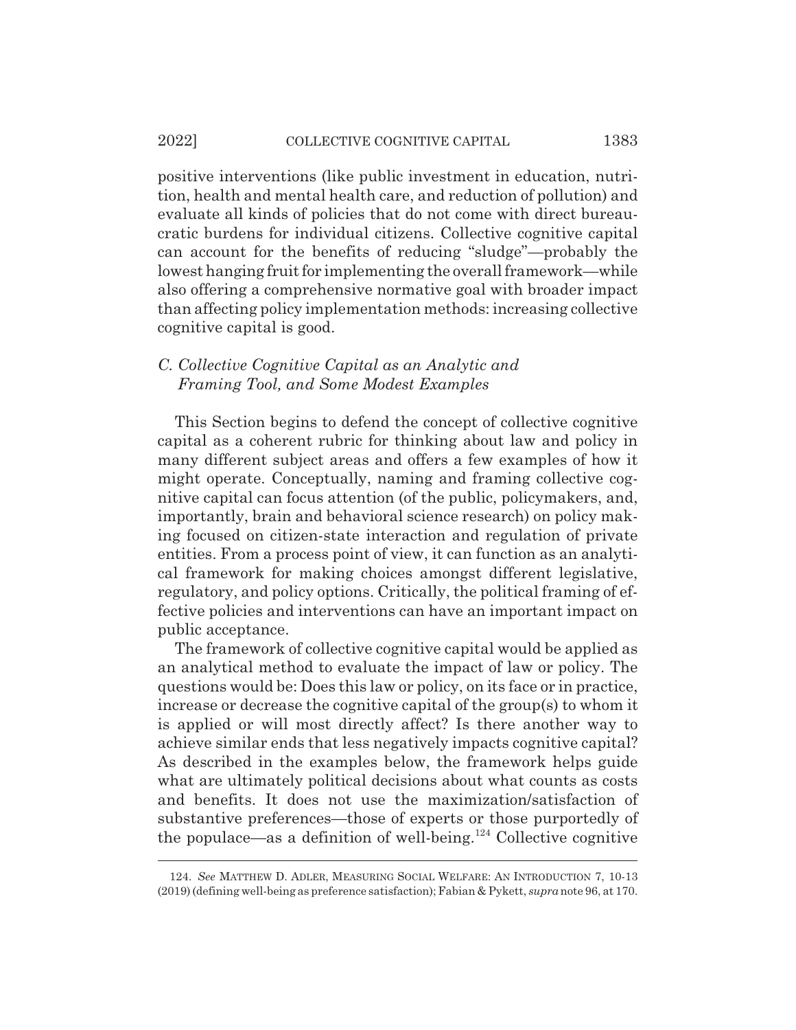positive interventions (like public investment in education, nutrition, health and mental health care, and reduction of pollution) and evaluate all kinds of policies that do not come with direct bureaucratic burdens for individual citizens. Collective cognitive capital can account for the benefits of reducing "sludge"—probably the lowest hanging fruit for implementing the overall framework—while also offering a comprehensive normative goal with broader impact than affecting policy implementation methods: increasing collective cognitive capital is good.

### *C. Collective Cognitive Capital as an Analytic and Framing Tool, and Some Modest Examples*

This Section begins to defend the concept of collective cognitive capital as a coherent rubric for thinking about law and policy in many different subject areas and offers a few examples of how it might operate. Conceptually, naming and framing collective cognitive capital can focus attention (of the public, policymakers, and, importantly, brain and behavioral science research) on policy making focused on citizen-state interaction and regulation of private entities. From a process point of view, it can function as an analytical framework for making choices amongst different legislative, regulatory, and policy options. Critically, the political framing of effective policies and interventions can have an important impact on public acceptance.

The framework of collective cognitive capital would be applied as an analytical method to evaluate the impact of law or policy. The questions would be: Does this law or policy, on its face or in practice, increase or decrease the cognitive capital of the group(s) to whom it is applied or will most directly affect? Is there another way to achieve similar ends that less negatively impacts cognitive capital? As described in the examples below, the framework helps guide what are ultimately political decisions about what counts as costs and benefits. It does not use the maximization/satisfaction of substantive preferences—those of experts or those purportedly of the populace—as a definition of well-being.[124] Collective cognitive

---

124. *See* MATTHEW D. ADLER, MEASURING SOCIAL WELFARE: AN INTRODUCTION 7, 10-13 (2019) (defining well-being as preference satisfaction); Fabian & Pykett, *supra* note 96, at 170.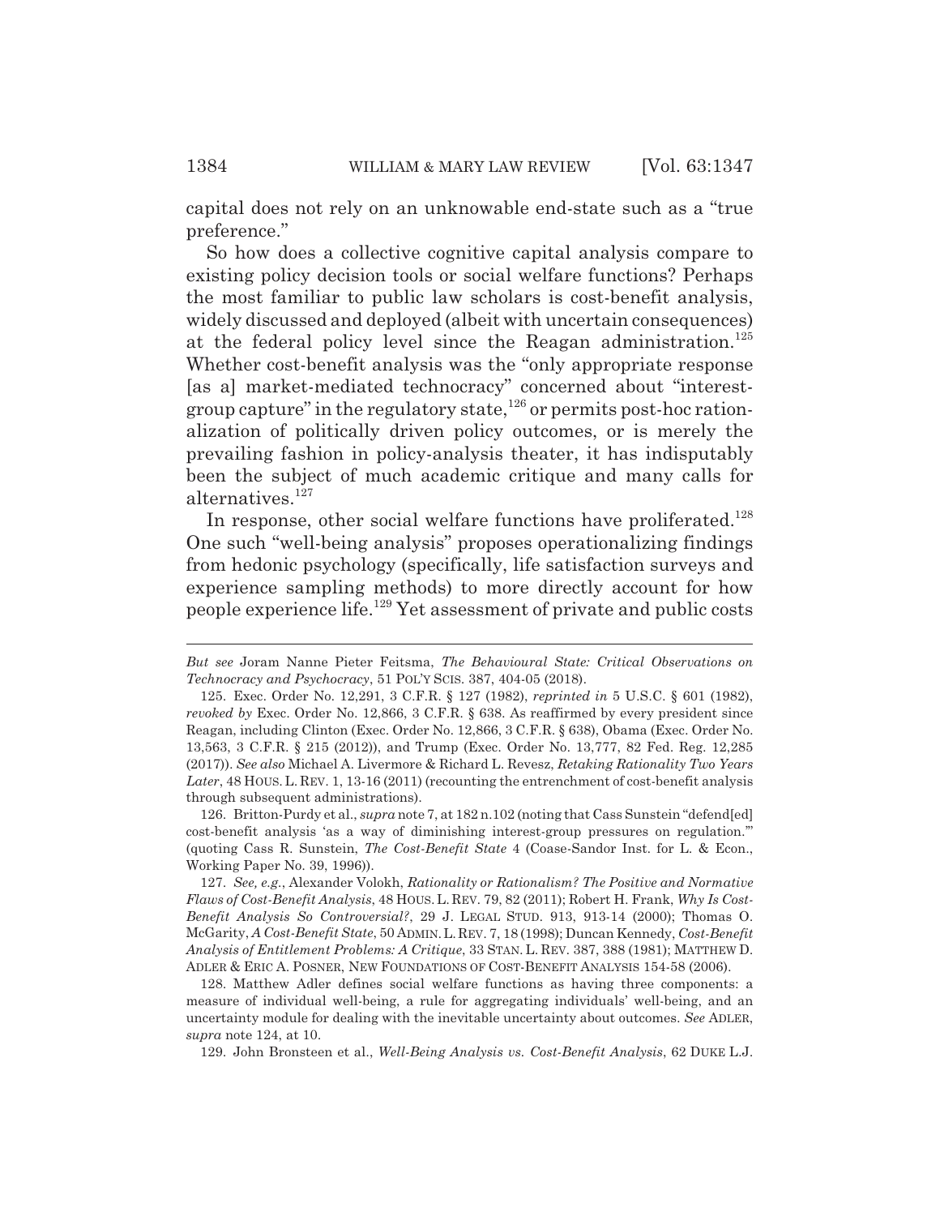capital does not rely on an unknowable end-state such as a "true preference."

So how does a collective cognitive capital analysis compare to existing policy decision tools or social welfare functions? Perhaps the most familiar to public law scholars is cost-benefit analysis, widely discussed and deployed (albeit with uncertain consequences) at the federal policy level since the Reagan administration.[125] Whether cost-benefit analysis was the "only appropriate response [as a] market-mediated technocracy" concerned about "interest-group capture" in the regulatory state,[126] or permits post-hoc rationalization of politically driven policy outcomes, or is merely the prevailing fashion in policy-analysis theater, it has indisputably been the subject of much academic critique and many calls for alternatives.[127]

In response, other social welfare functions have proliferated.[128] One such "well-being analysis" proposes operationalizing findings from hedonic psychology (specifically, life satisfaction surveys and experience sampling methods) to more directly account for how people experience life.[129] Yet assessment of private and public costs

---

*But see* Joram Nanne Pieter Feitsma, *The Behavioural State: Critical Observations on Technocracy and Psychocracy*, 51 POL'Y SCIS. 387, 404-05 (2018).

125. Exec. Order No. 12,291, 3 C.F.R. § 127 (1982), *reprinted in* 5 U.S.C. § 601 (1982), *revoked by* Exec. Order No. 12,866, 3 C.F.R. § 638. As reaffirmed by every president since Reagan, including Clinton (Exec. Order No. 12,866, 3 C.F.R. § 638), Obama (Exec. Order No. 13,563, 3 C.F.R. § 215 (2012)), and Trump (Exec. Order No. 13,777, 82 Fed. Reg. 12,285 (2017)). *See also* Michael A. Livermore & Richard L. Revesz, *Retaking Rationality Two Years Later*, 48 HOUS. L. REV. 1, 13-16 (2011) (recounting the entrenchment of cost-benefit analysis through subsequent administrations).

126. Britton-Purdy et al., *supra* note 7, at 182 n.102 (noting that Cass Sunstein "defend[ed] cost-benefit analysis 'as a way of diminishing interest-group pressures on regulation.'" (quoting Cass R. Sunstein, *The Cost-Benefit State* 4 (Coase-Sandor Inst. for L. & Econ., Working Paper No. 39, 1996)).

127. *See, e.g.*, Alexander Volokh, *Rationality or Rationalism? The Positive and Normative Flaws of Cost-Benefit Analysis*, 48 HOUS. L. REV. 79, 82 (2011); Robert H. Frank, *Why Is Cost-Benefit Analysis So Controversial?*, 29 J. LEGAL STUD. 913, 913-14 (2000); Thomas O. McGarity, *A Cost-Benefit State*, 50 ADMIN. L. REV. 7, 18 (1998); Duncan Kennedy, *Cost-Benefit Analysis of Entitlement Problems: A Critique*, 33 STAN. L. REV. 387, 388 (1981); MATTHEW D. ADLER & ERIC A. POSNER, NEW FOUNDATIONS OF COST-BENEFIT ANALYSIS 154-58 (2006).

128. Matthew Adler defines social welfare functions as having three components: a measure of individual well-being, a rule for aggregating individuals' well-being, and an uncertainty module for dealing with the inevitable uncertainty about outcomes. *See* ADLER, *supra* note 124, at 10.

129. John Bronsteen et al., *Well-Being Analysis vs. Cost-Benefit Analysis*, 62 DUKE L.J.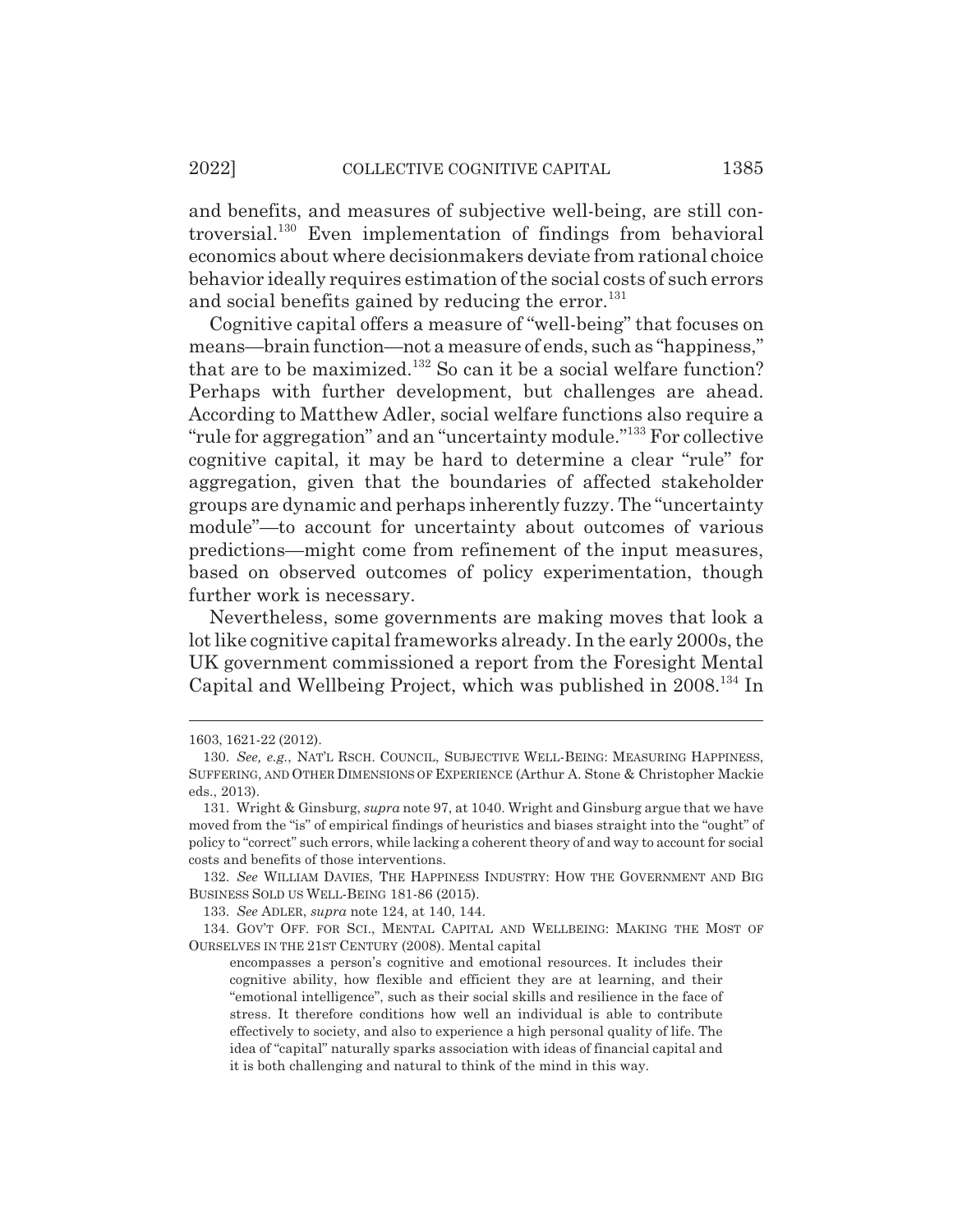and benefits, and measures of subjective well-being, are still controversial.[130] Even implementation of findings from behavioral economics about where decisionmakers deviate from rational choice behavior ideally requires estimation of the social costs of such errors and social benefits gained by reducing the error.[131]

Cognitive capital offers a measure of "well-being" that focuses on means—brain function—not a measure of ends, such as "happiness," that are to be maximized.[132] So can it be a social welfare function? Perhaps with further development, but challenges are ahead. According to Matthew Adler, social welfare functions also require a "rule for aggregation" and an "uncertainty module."[133] For collective cognitive capital, it may be hard to determine a clear "rule" for aggregation, given that the boundaries of affected stakeholder groups are dynamic and perhaps inherently fuzzy. The "uncertainty module"—to account for uncertainty about outcomes of various predictions—might come from refinement of the input measures, based on observed outcomes of policy experimentation, though further work is necessary.

Nevertheless, some governments are making moves that look a lot like cognitive capital frameworks already. In the early 2000s, the UK government commissioned a report from the Foresight Mental Capital and Wellbeing Project, which was published in 2008.[134] In

---

1603, 1621-22 (2012).

130. *See, e.g.*, NAT'L RSCH. COUNCIL, SUBJECTIVE WELL-BEING: MEASURING HAPPINESS, SUFFERING, AND OTHER DIMENSIONS OF EXPERIENCE (Arthur A. Stone & Christopher Mackie eds., 2013).

131. Wright & Ginsburg, *supra* note 97, at 1040. Wright and Ginsburg argue that we have moved from the "is" of empirical findings of heuristics and biases straight into the "ought" of policy to "correct" such errors, while lacking a coherent theory of and way to account for social costs and benefits of those interventions.

132. *See* WILLIAM DAVIES, THE HAPPINESS INDUSTRY: HOW THE GOVERNMENT AND BIG BUSINESS SOLD US WELL-BEING 181-86 (2015).

133. *See* ADLER, *supra* note 124, at 140, 144.

134. GOV'T OFF. FOR SCI., MENTAL CAPITAL AND WELLBEING: MAKING THE MOST OF OURSELVES IN THE 21ST CENTURY (2008). Mental capital

> encompasses a person's cognitive and emotional resources. It includes their cognitive ability, how flexible and efficient they are at learning, and their "emotional intelligence", such as their social skills and resilience in the face of stress. It therefore conditions how well an individual is able to contribute effectively to society, and also to experience a high personal quality of life. The idea of "capital" naturally sparks association with ideas of financial capital and it is both challenging and natural to think of the mind in this way.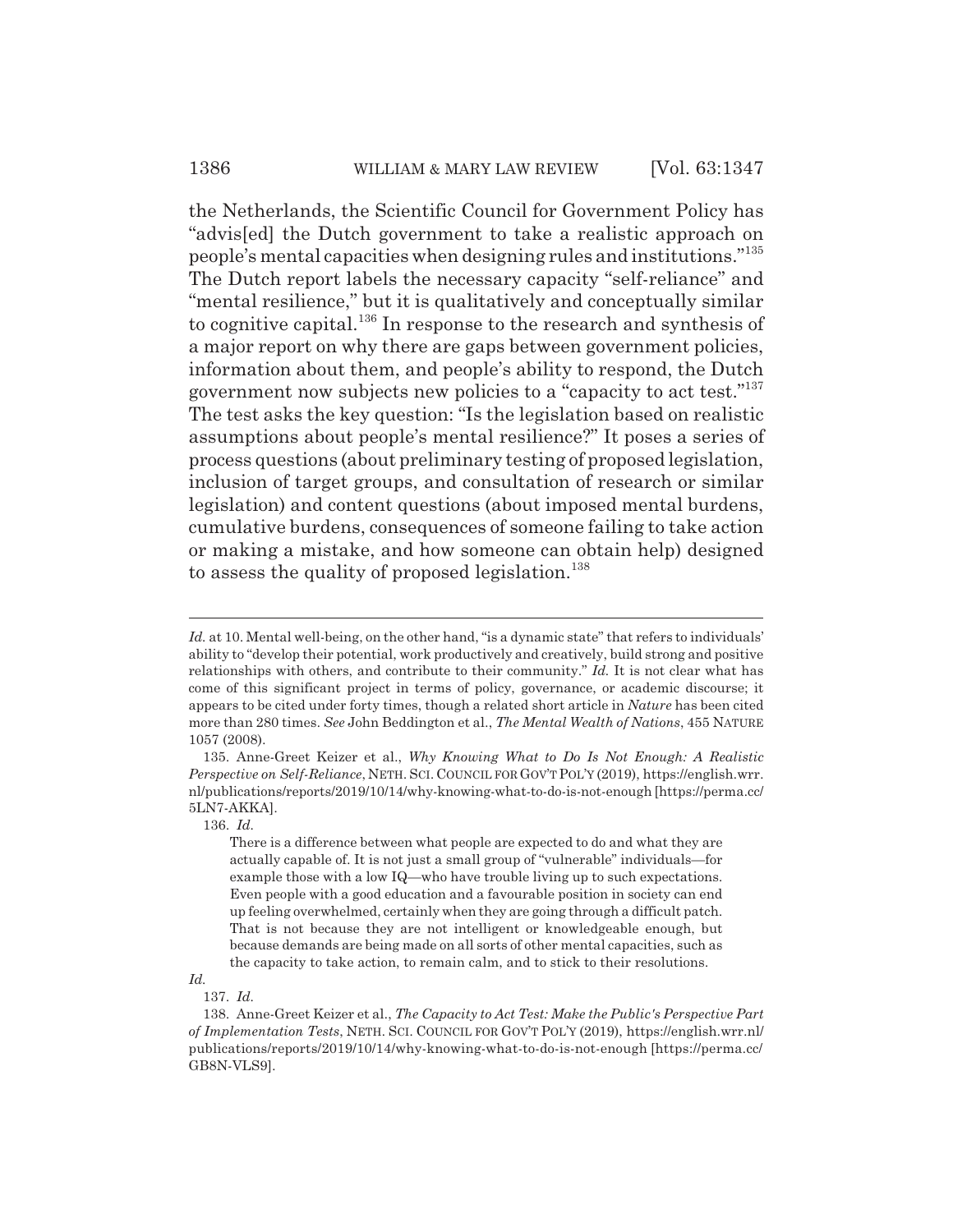the Netherlands, the Scientific Council for Government Policy has "advis[ed] the Dutch government to take a realistic approach on people's mental capacities when designing rules and institutions."[135] The Dutch report labels the necessary capacity "self-reliance" and "mental resilience," but it is qualitatively and conceptually similar to cognitive capital.[136] In response to the research and synthesis of a major report on why there are gaps between government policies, information about them, and people's ability to respond, the Dutch government now subjects new policies to a "capacity to act test."[137] The test asks the key question: "Is the legislation based on realistic assumptions about people's mental resilience?" It poses a series of process questions (about preliminary testing of proposed legislation, inclusion of target groups, and consultation of research or similar legislation) and content questions (about imposed mental burdens, cumulative burdens, consequences of someone failing to take action or making a mistake, and how someone can obtain help) designed to assess the quality of proposed legislation.[138]

---

*Id.* at 10. Mental well-being, on the other hand, "is a dynamic state" that refers to individuals' ability to "develop their potential, work productively and creatively, build strong and positive relationships with others, and contribute to their community." *Id.* It is not clear what has come of this significant project in terms of policy, governance, or academic discourse; it appears to be cited under forty times, though a related short article in *Nature* has been cited more than 280 times. *See* John Beddington et al., *The Mental Wealth of Nations*, 455 NATURE 1057 (2008).

135. Anne-Greet Keizer et al., *Why Knowing What to Do Is Not Enough: A Realistic Perspective on Self-Reliance*, NETH. SCI. COUNCIL FOR GOV'T POL'Y (2019), https://english.wrr.nl/publications/reports/2019/10/14/why-knowing-what-to-do-is-not-enough [https://perma.cc/5LN7-AKKA].

136. *Id.*

> There is a difference between what people are expected to do and what they are actually capable of. It is not just a small group of "vulnerable" individuals—for example those with a low IQ—who have trouble living up to such expectations. Even people with a good education and a favourable position in society can end up feeling overwhelmed, certainly when they are going through a difficult patch. That is not because they are not intelligent or knowledgeable enough, but because demands are being made on all sorts of other mental capacities, such as the capacity to take action, to remain calm, and to stick to their resolutions.

*Id.*

137. *Id.*

138. Anne-Greet Keizer et al., *The Capacity to Act Test: Make the Public's Perspective Part of Implementation Tests*, NETH. SCI. COUNCIL FOR GOV'T POL'Y (2019), https://english.wrr.nl/publications/reports/2019/10/14/why-knowing-what-to-do-is-not-enough [https://perma.cc/GB8N-VLS9].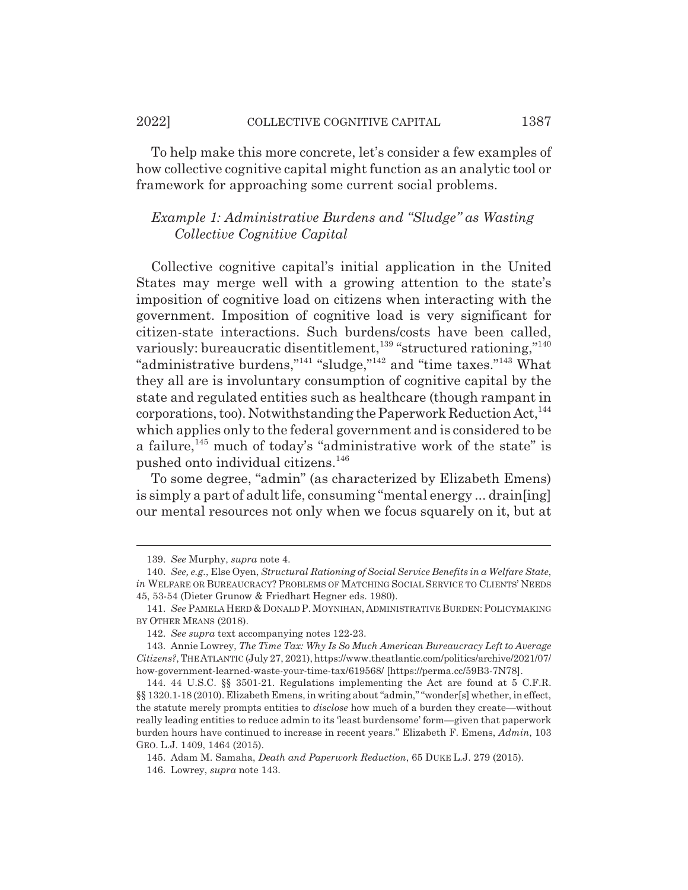To help make this more concrete, let's consider a few examples of how collective cognitive capital might function as an analytic tool or framework for approaching some current social problems.

*Example 1: Administrative Burdens and "Sludge" as Wasting Collective Cognitive Capital*

Collective cognitive capital's initial application in the United States may merge well with a growing attention to the state's imposition of cognitive load on citizens when interacting with the government. Imposition of cognitive load is very significant for citizen-state interactions. Such burdens/costs have been called, variously: bureaucratic disentitlement,[139] "structured rationing,"[140] "administrative burdens,"[141] "sludge,"[142] and "time taxes."[143] What they all are is involuntary consumption of cognitive capital by the state and regulated entities such as healthcare (though rampant in corporations, too). Notwithstanding the Paperwork Reduction Act,[144] which applies only to the federal government and is considered to be a failure,[145] much of today's "administrative work of the state" is pushed onto individual citizens.[146]

To some degree, "admin" (as characterized by Elizabeth Emens) is simply a part of adult life, consuming "mental energy ... drain[ing] our mental resources not only when we focus squarely on it, but at

---

139. *See* Murphy, *supra* note 4.

140. *See, e.g.*, Else Oyen, *Structural Rationing of Social Service Benefits in a Welfare State*, *in* WELFARE OR BUREAUCRACY? PROBLEMS OF MATCHING SOCIAL SERVICE TO CLIENTS' NEEDS 45, 53-54 (Dieter Grunow & Friedhart Hegner eds. 1980).

141. *See* PAMELA HERD & DONALD P. MOYNIHAN, ADMINISTRATIVE BURDEN: POLICYMAKING BY OTHER MEANS (2018).

142. *See supra* text accompanying notes 122-23.

143. Annie Lowrey, *The Time Tax: Why Is So Much American Bureaucracy Left to Average Citizens?*, THE ATLANTIC (July 27, 2021), https://www.theatlantic.com/politics/archive/2021/07/how-government-learned-waste-your-time-tax/619568/ [https://perma.cc/59B3-7N78].

144. 44 U.S.C. §§ 3501-21. Regulations implementing the Act are found at 5 C.F.R. §§ 1320.1-18 (2010). Elizabeth Emens, in writing about "admin," "wonder[s] whether, in effect, the statute merely prompts entities to *disclose* how much of a burden they create—without really leading entities to reduce admin to its 'least burdensome' form—given that paperwork burden hours have continued to increase in recent years." Elizabeth F. Emens, *Admin*, 103 GEO. L.J. 1409, 1464 (2015).

145. Adam M. Samaha, *Death and Paperwork Reduction*, 65 DUKE L.J. 279 (2015).

146. Lowrey, *supra* note 143.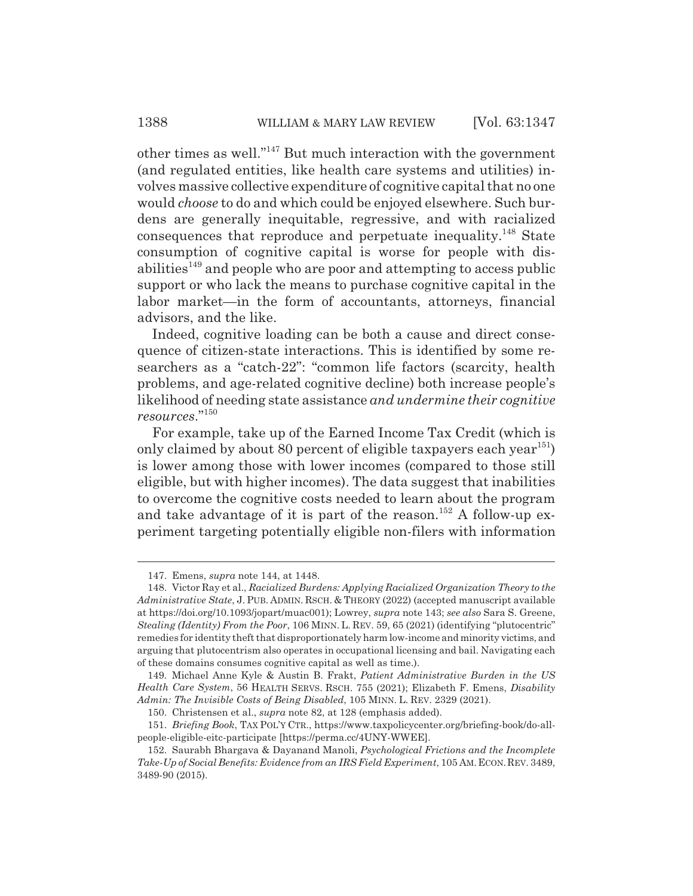other times as well."[147] But much interaction with the government (and regulated entities, like health care systems and utilities) involves massive collective expenditure of cognitive capital that no one would *choose* to do and which could be enjoyed elsewhere. Such burdens are generally inequitable, regressive, and with racialized consequences that reproduce and perpetuate inequality.[148] State consumption of cognitive capital is worse for people with disabilities[149] and people who are poor and attempting to access public support or who lack the means to purchase cognitive capital in the labor market—in the form of accountants, attorneys, financial advisors, and the like.

Indeed, cognitive loading can be both a cause and direct consequence of citizen-state interactions. This is identified by some researchers as a "catch-22": "common life factors (scarcity, health problems, and age-related cognitive decline) both increase people's likelihood of needing state assistance *and undermine their cognitive resources*."[150]

For example, take up of the Earned Income Tax Credit (which is only claimed by about 80 percent of eligible taxpayers each year[151]) is lower among those with lower incomes (compared to those still eligible, but with higher incomes). The data suggest that inabilities to overcome the cognitive costs needed to learn about the program and take advantage of it is part of the reason.[152] A follow-up experiment targeting potentially eligible non-filers with information

---

147. Emens, *supra* note 144, at 1448.

148. Victor Ray et al., *Racialized Burdens: Applying Racialized Organization Theory to the Administrative State*, J. PUB. ADMIN. RSCH. & THEORY (2022) (accepted manuscript available at https://doi.org/10.1093/jopart/muac001); Lowrey, *supra* note 143; *see also* Sara S. Greene, *Stealing (Identity) From the Poor*, 106 MINN. L. REV. 59, 65 (2021) (identifying "plutocentric" remedies for identity theft that disproportionately harm low-income and minority victims, and arguing that plutocentrism also operates in occupational licensing and bail. Navigating each of these domains consumes cognitive capital as well as time.).

149. Michael Anne Kyle & Austin B. Frakt, *Patient Administrative Burden in the US Health Care System*, 56 HEALTH SERVS. RSCH. 755 (2021); Elizabeth F. Emens, *Disability Admin: The Invisible Costs of Being Disabled*, 105 MINN. L. REV. 2329 (2021).

150. Christensen et al., *supra* note 82, at 128 (emphasis added).

151. *Briefing Book*, TAX POL'Y CTR., https://www.taxpolicycenter.org/briefing-book/do-all-people-eligible-eitc-participate [https://perma.cc/4UNY-WWEE].

152. Saurabh Bhargava & Dayanand Manoli, *Psychological Frictions and the Incomplete Take-Up of Social Benefits: Evidence from an IRS Field Experiment*, 105 AM. ECON. REV. 3489, 3489-90 (2015).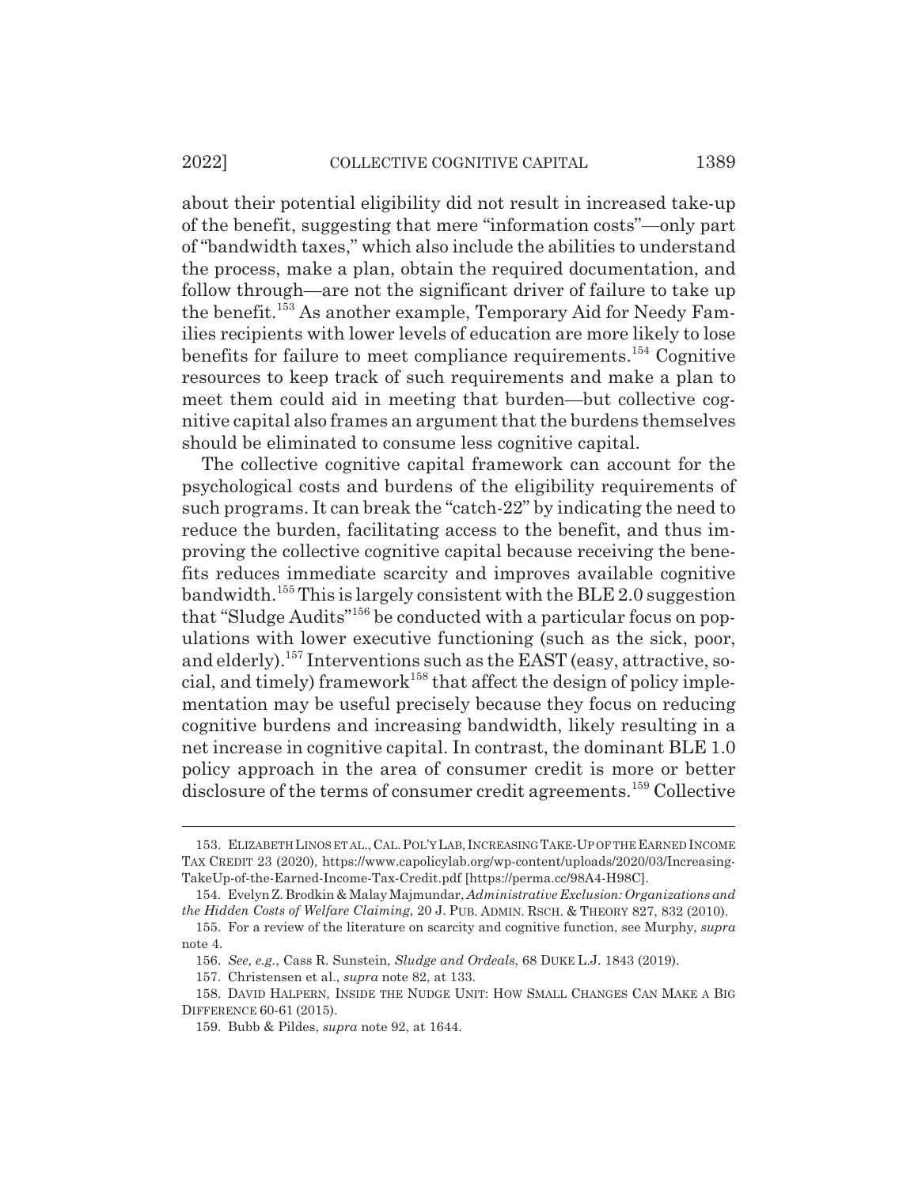about their potential eligibility did not result in increased take-up of the benefit, suggesting that mere "information costs"—only part of "bandwidth taxes," which also include the abilities to understand the process, make a plan, obtain the required documentation, and follow through—are not the significant driver of failure to take up the benefit.[153] As another example, Temporary Aid for Needy Families recipients with lower levels of education are more likely to lose benefits for failure to meet compliance requirements.[154] Cognitive resources to keep track of such requirements and make a plan to meet them could aid in meeting that burden—but collective cognitive capital also frames an argument that the burdens themselves should be eliminated to consume less cognitive capital.

The collective cognitive capital framework can account for the psychological costs and burdens of the eligibility requirements of such programs. It can break the "catch-22" by indicating the need to reduce the burden, facilitating access to the benefit, and thus improving the collective cognitive capital because receiving the benefits reduces immediate scarcity and improves available cognitive bandwidth.[155] This is largely consistent with the BLE 2.0 suggestion that "Sludge Audits"[156] be conducted with a particular focus on populations with lower executive functioning (such as the sick, poor, and elderly).[157] Interventions such as the EAST (easy, attractive, social, and timely) framework[158] that affect the design of policy implementation may be useful precisely because they focus on reducing cognitive burdens and increasing bandwidth, likely resulting in a net increase in cognitive capital. In contrast, the dominant BLE 1.0 policy approach in the area of consumer credit is more or better disclosure of the terms of consumer credit agreements.[159] Collective

153. ELIZABETH LINOS ET AL., CAL. POL'Y LAB, INCREASING TAKE-UP OF THE EARNED INCOME TAX CREDIT 23 (2020), https://www.capolicylab.org/wp-content/uploads/2020/03/Increasing-TakeUp-of-the-Earned-Income-Tax-Credit.pdf [https://perma.cc/98A4-H98C].

154. Evelyn Z. Brodkin & Malay Majmundar, *Administrative Exclusion: Organizations and the Hidden Costs of Welfare Claiming*, 20 J. PUB. ADMIN. RSCH. & THEORY 827, 832 (2010).

155. For a review of the literature on scarcity and cognitive function, see Murphy, *supra* note 4.

156. *See, e.g.*, Cass R. Sunstein, *Sludge and Ordeals*, 68 DUKE L.J. 1843 (2019).

157. Christensen et al., *supra* note 82, at 133.

158. DAVID HALPERN, INSIDE THE NUDGE UNIT: HOW SMALL CHANGES CAN MAKE A BIG DIFFERENCE 60-61 (2015).

159. Bubb & Pildes, *supra* note 92, at 1644.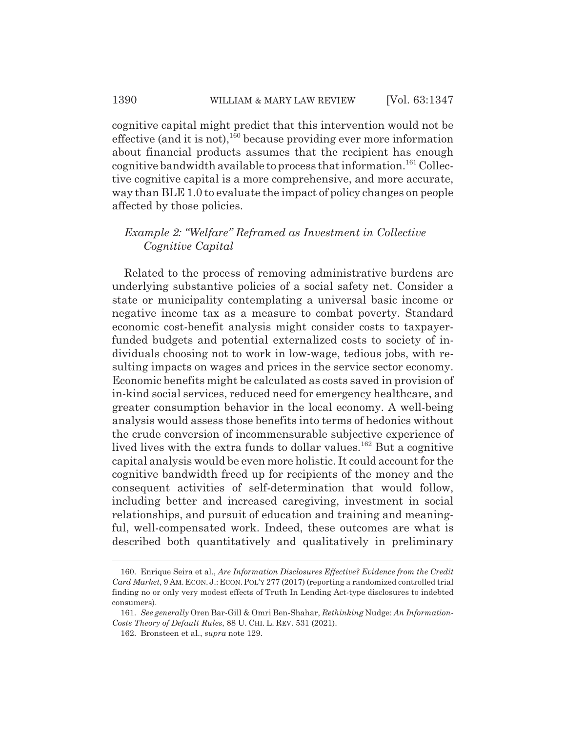cognitive capital might predict that this intervention would not be effective (and it is not),[160] because providing ever more information about financial products assumes that the recipient has enough cognitive bandwidth available to process that information.[161] Collective cognitive capital is a more comprehensive, and more accurate, way than BLE 1.0 to evaluate the impact of policy changes on people affected by those policies.

*Example 2: "Welfare" Reframed as Investment in Collective Cognitive Capital*

Related to the process of removing administrative burdens are underlying substantive policies of a social safety net. Consider a state or municipality contemplating a universal basic income or negative income tax as a measure to combat poverty. Standard economic cost-benefit analysis might consider costs to taxpayer-funded budgets and potential externalized costs to society of individuals choosing not to work in low-wage, tedious jobs, with resulting impacts on wages and prices in the service sector economy. Economic benefits might be calculated as costs saved in provision of in-kind social services, reduced need for emergency healthcare, and greater consumption behavior in the local economy. A well-being analysis would assess those benefits into terms of hedonics without the crude conversion of incommensurable subjective experience of lived lives with the extra funds to dollar values.[162] But a cognitive capital analysis would be even more holistic. It could account for the cognitive bandwidth freed up for recipients of the money and the consequent activities of self-determination that would follow, including better and increased caregiving, investment in social relationships, and pursuit of education and training and meaningful, well-compensated work. Indeed, these outcomes are what is described both quantitatively and qualitatively in preliminary

160. Enrique Seira et al., *Are Information Disclosures Effective? Evidence from the Credit Card Market*, 9 AM. ECON. J.: ECON. POL'Y 277 (2017) (reporting a randomized controlled trial finding no or only very modest effects of Truth In Lending Act-type disclosures to indebted consumers).

161. *See generally* Oren Bar-Gill & Omri Ben-Shahar, *Rethinking* Nudge: *An Information-Costs Theory of Default Rules*, 88 U. CHI. L. REV. 531 (2021).

162. Bronsteen et al., *supra* note 129.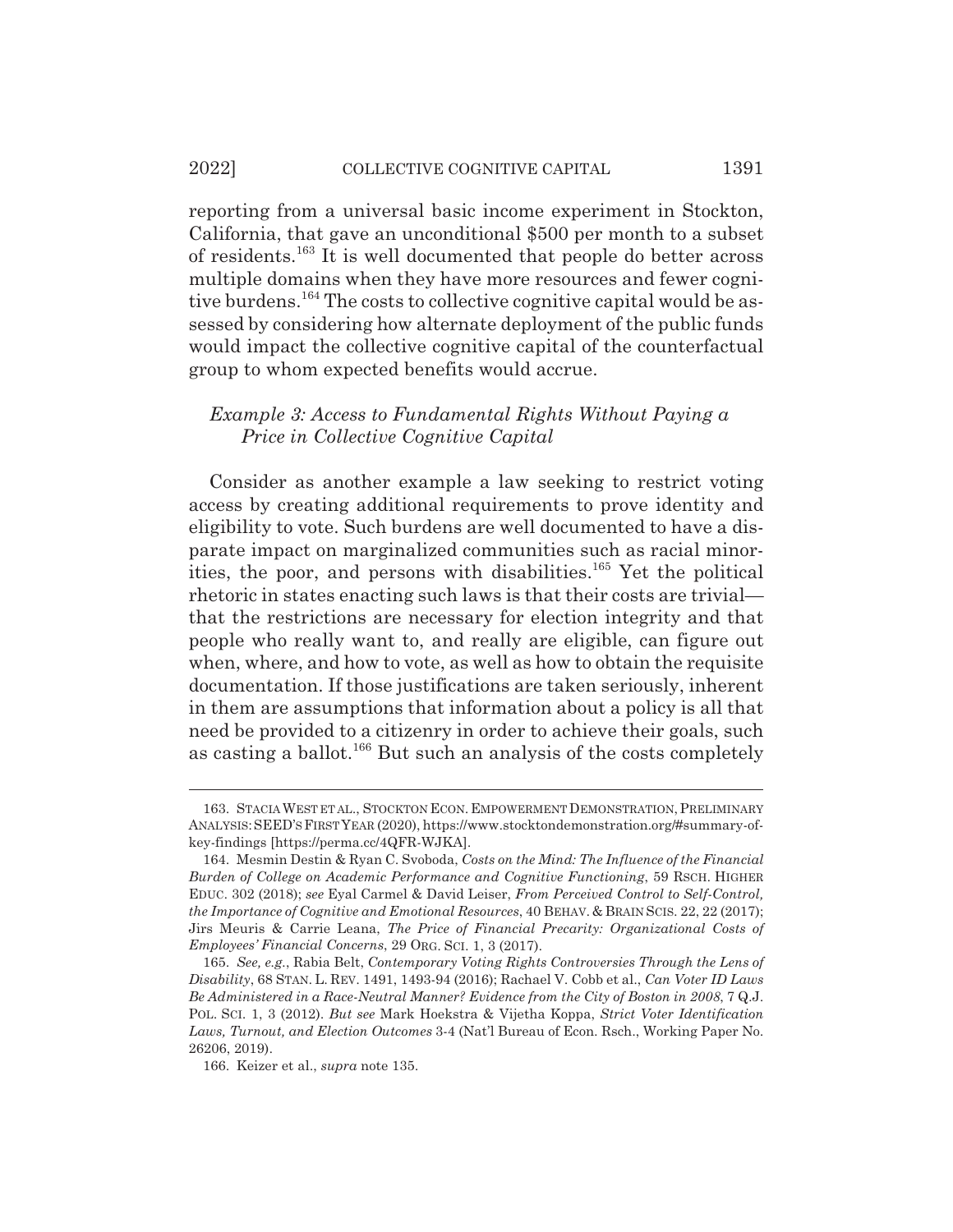reporting from a universal basic income experiment in Stockton, California, that gave an unconditional $500 per month to a subset of residents.[163] It is well documented that people do better across multiple domains when they have more resources and fewer cognitive burdens.[164] The costs to collective cognitive capital would be assessed by considering how alternate deployment of the public funds would impact the collective cognitive capital of the counterfactual group to whom expected benefits would accrue.

### *Example 3: Access to Fundamental Rights Without Paying a Price in Collective Cognitive Capital*

Consider as another example a law seeking to restrict voting access by creating additional requirements to prove identity and eligibility to vote. Such burdens are well documented to have a disparate impact on marginalized communities such as racial minorities, the poor, and persons with disabilities.[165] Yet the political rhetoric in states enacting such laws is that their costs are trivial—that the restrictions are necessary for election integrity and that people who really want to, and really are eligible, can figure out when, where, and how to vote, as well as how to obtain the requisite documentation. If those justifications are taken seriously, inherent in them are assumptions that information about a policy is all that need be provided to a citizenry in order to achieve their goals, such as casting a ballot.[166] But such an analysis of the costs completely

---

163. STACIA WEST ET AL., STOCKTON ECON. EMPOWERMENT DEMONSTRATION, PRELIMINARY ANALYSIS: SEED'S FIRST YEAR (2020), https://www.stocktondemonstration.org/#summary-of-key-findings [https://perma.cc/4QFR-WJKA].

164. Mesmin Destin & Ryan C. Svoboda, *Costs on the Mind: The Influence of the Financial Burden of College on Academic Performance and Cognitive Functioning*, 59 RSCH. HIGHER EDUC. 302 (2018); *see* Eyal Carmel & David Leiser, *From Perceived Control to Self-Control, the Importance of Cognitive and Emotional Resources*, 40 BEHAV. & BRAIN SCIS. 22, 22 (2017); Jirs Meuris & Carrie Leana, *The Price of Financial Precarity: Organizational Costs of Employees' Financial Concerns*, 29 ORG. SCI. 1, 3 (2017).

165. *See, e.g.*, Rabia Belt, *Contemporary Voting Rights Controversies Through the Lens of Disability*, 68 STAN. L. REV. 1491, 1493-94 (2016); Rachael V. Cobb et al., *Can Voter ID Laws Be Administered in a Race-Neutral Manner? Evidence from the City of Boston in 2008*, 7 Q.J. POL. SCI. 1, 3 (2012). *But see* Mark Hoekstra & Vijetha Koppa, *Strict Voter Identification Laws, Turnout, and Election Outcomes* 3-4 (Nat'l Bureau of Econ. Rsch., Working Paper No. 26206, 2019).

166. Keizer et al., *supra* note 135.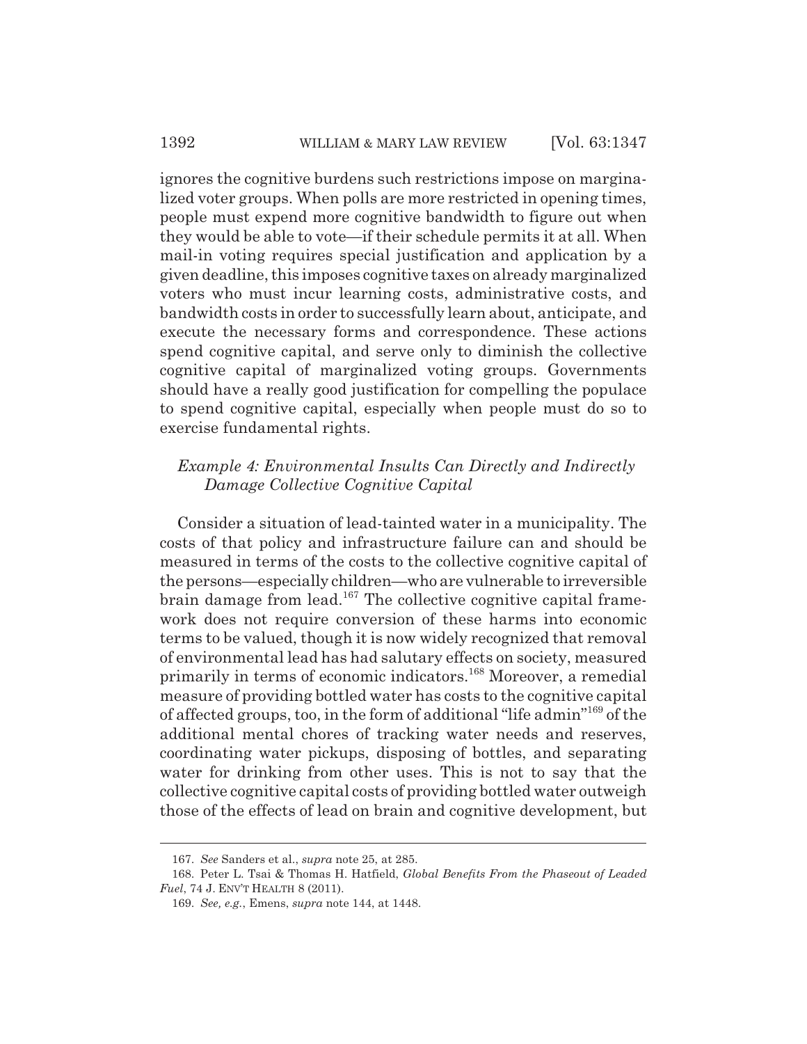ignores the cognitive burdens such restrictions impose on marginalized voter groups. When polls are more restricted in opening times, people must expend more cognitive bandwidth to figure out when they would be able to vote—if their schedule permits it at all. When mail-in voting requires special justification and application by a given deadline, this imposes cognitive taxes on already marginalized voters who must incur learning costs, administrative costs, and bandwidth costs in order to successfully learn about, anticipate, and execute the necessary forms and correspondence. These actions spend cognitive capital, and serve only to diminish the collective cognitive capital of marginalized voting groups. Governments should have a really good justification for compelling the populace to spend cognitive capital, especially when people must do so to exercise fundamental rights.

### *Example 4: Environmental Insults Can Directly and Indirectly Damage Collective Cognitive Capital*

Consider a situation of lead-tainted water in a municipality. The costs of that policy and infrastructure failure can and should be measured in terms of the costs to the collective cognitive capital of the persons—especially children—who are vulnerable to irreversible brain damage from lead.[167] The collective cognitive capital framework does not require conversion of these harms into economic terms to be valued, though it is now widely recognized that removal of environmental lead has had salutary effects on society, measured primarily in terms of economic indicators.[168] Moreover, a remedial measure of providing bottled water has costs to the cognitive capital of affected groups, too, in the form of additional "life admin"[169] of the additional mental chores of tracking water needs and reserves, coordinating water pickups, disposing of bottles, and separating water for drinking from other uses. This is not to say that the collective cognitive capital costs of providing bottled water outweigh those of the effects of lead on brain and cognitive development, but

---

167. *See* Sanders et al., *supra* note 25, at 285.

168. Peter L. Tsai & Thomas H. Hatfield, *Global Benefits From the Phaseout of Leaded Fuel*, 74 J. ENV'T HEALTH 8 (2011).

169. *See, e.g.*, Emens, *supra* note 144, at 1448.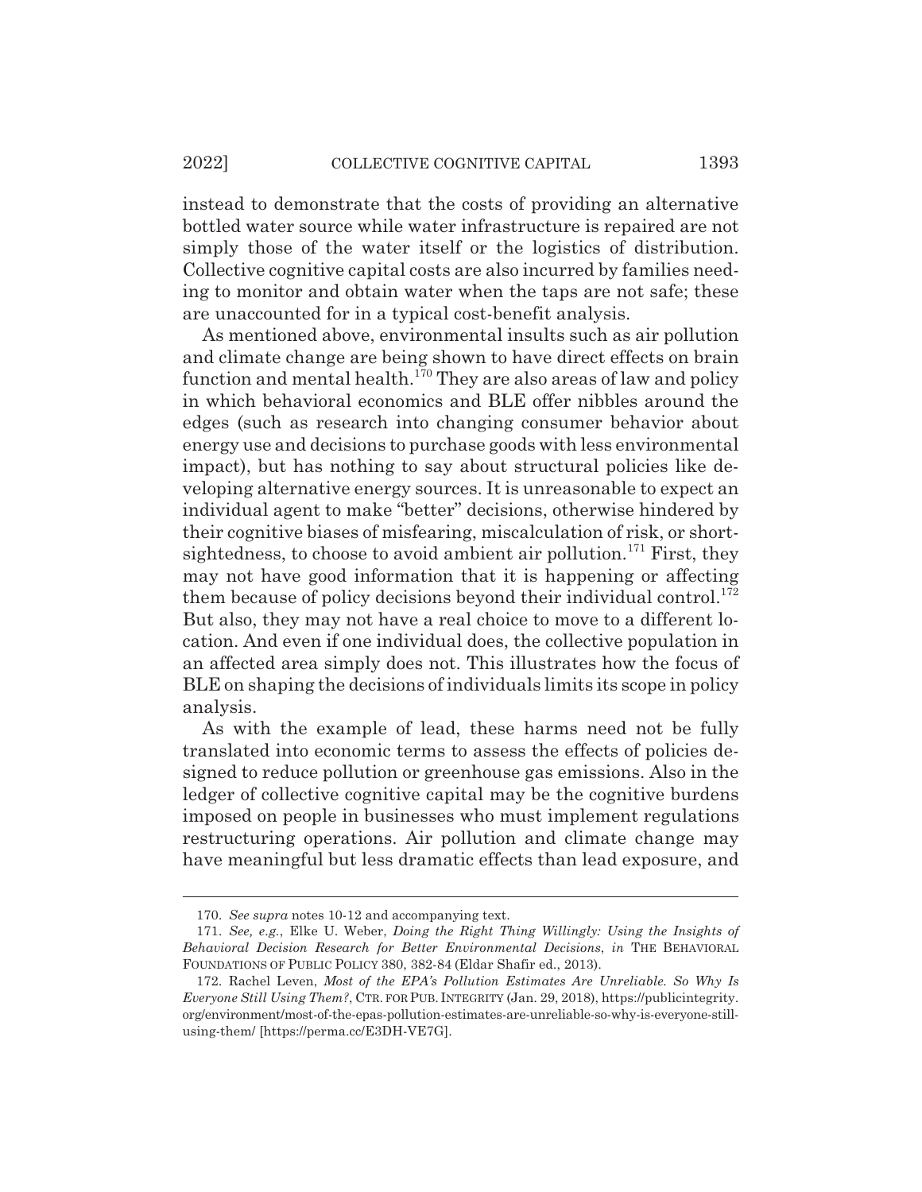instead to demonstrate that the costs of providing an alternative bottled water source while water infrastructure is repaired are not simply those of the water itself or the logistics of distribution. Collective cognitive capital costs are also incurred by families needing to monitor and obtain water when the taps are not safe; these are unaccounted for in a typical cost-benefit analysis.

As mentioned above, environmental insults such as air pollution and climate change are being shown to have direct effects on brain function and mental health.[170] They are also areas of law and policy in which behavioral economics and BLE offer nibbles around the edges (such as research into changing consumer behavior about energy use and decisions to purchase goods with less environmental impact), but has nothing to say about structural policies like developing alternative energy sources. It is unreasonable to expect an individual agent to make "better" decisions, otherwise hindered by their cognitive biases of misfearing, miscalculation of risk, or shortsightedness, to choose to avoid ambient air pollution.[171] First, they may not have good information that it is happening or affecting them because of policy decisions beyond their individual control.[172] But also, they may not have a real choice to move to a different location. And even if one individual does, the collective population in an affected area simply does not. This illustrates how the focus of BLE on shaping the decisions of individuals limits its scope in policy analysis.

As with the example of lead, these harms need not be fully translated into economic terms to assess the effects of policies designed to reduce pollution or greenhouse gas emissions. Also in the ledger of collective cognitive capital may be the cognitive burdens imposed on people in businesses who must implement regulations restructuring operations. Air pollution and climate change may have meaningful but less dramatic effects than lead exposure, and

---

170. *See supra* notes 10-12 and accompanying text.

171. *See, e.g.*, Elke U. Weber, *Doing the Right Thing Willingly: Using the Insights of Behavioral Decision Research for Better Environmental Decisions*, *in* THE BEHAVIORAL FOUNDATIONS OF PUBLIC POLICY 380, 382-84 (Eldar Shafir ed., 2013).

172. Rachel Leven, *Most of the EPA's Pollution Estimates Are Unreliable. So Why Is Everyone Still Using Them?*, CTR. FOR PUB. INTEGRITY (Jan. 29, 2018), https://publicintegrity.org/environment/most-of-the-epas-pollution-estimates-are-unreliable-so-why-is-everyone-still-using-them/ [https://perma.cc/E3DH-VE7G].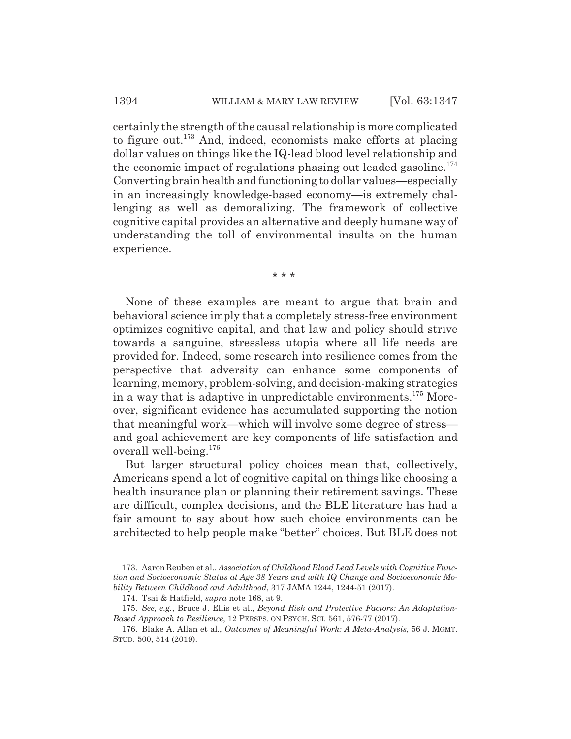certainly the strength of the causal relationship is more complicated to figure out.[173] And, indeed, economists make efforts at placing dollar values on things like the IQ-lead blood level relationship and the economic impact of regulations phasing out leaded gasoline.[174] Converting brain health and functioning to dollar values—especially in an increasingly knowledge-based economy—is extremely challenging as well as demoralizing. The framework of collective cognitive capital provides an alternative and deeply humane way of understanding the toll of environmental insults on the human experience.

\* \* \*

None of these examples are meant to argue that brain and behavioral science imply that a completely stress-free environment optimizes cognitive capital, and that law and policy should strive towards a sanguine, stressless utopia where all life needs are provided for. Indeed, some research into resilience comes from the perspective that adversity can enhance some components of learning, memory, problem-solving, and decision-making strategies in a way that is adaptive in unpredictable environments.[175] Moreover, significant evidence has accumulated supporting the notion that meaningful work—which will involve some degree of stress—and goal achievement are key components of life satisfaction and overall well-being.[176]

But larger structural policy choices mean that, collectively, Americans spend a lot of cognitive capital on things like choosing a health insurance plan or planning their retirement savings. These are difficult, complex decisions, and the BLE literature has had a fair amount to say about how such choice environments can be architected to help people make "better" choices. But BLE does not

---

173. Aaron Reuben et al., *Association of Childhood Blood Lead Levels with Cognitive Function and Socioeconomic Status at Age 38 Years and with IQ Change and Socioeconomic Mobility Between Childhood and Adulthood*, 317 JAMA 1244, 1244-51 (2017).

174. Tsai & Hatfield, *supra* note 168, at 9.

175. *See, e.g.*, Bruce J. Ellis et al., *Beyond Risk and Protective Factors: An Adaptation-Based Approach to Resilience*, 12 PERSPS. ON PSYCH. SCI. 561, 576-77 (2017).

176. Blake A. Allan et al., *Outcomes of Meaningful Work: A Meta-Analysis*, 56 J. MGMT. STUD. 500, 514 (2019).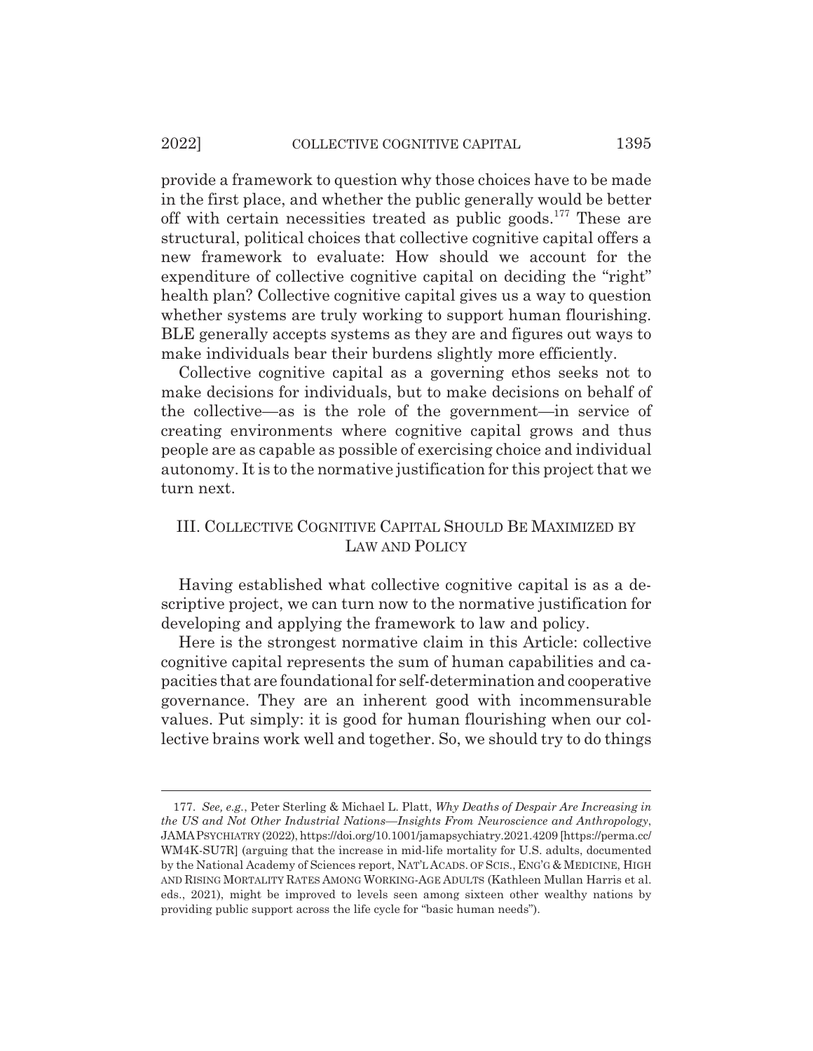provide a framework to question why those choices have to be made in the first place, and whether the public generally would be better off with certain necessities treated as public goods.[177] These are structural, political choices that collective cognitive capital offers a new framework to evaluate: How should we account for the expenditure of collective cognitive capital on deciding the "right" health plan? Collective cognitive capital gives us a way to question whether systems are truly working to support human flourishing. BLE generally accepts systems as they are and figures out ways to make individuals bear their burdens slightly more efficiently.

Collective cognitive capital as a governing ethos seeks not to make decisions for individuals, but to make decisions on behalf of the collective—as is the role of the government—in service of creating environments where cognitive capital grows and thus people are as capable as possible of exercising choice and individual autonomy. It is to the normative justification for this project that we turn next.

## III. COLLECTIVE COGNITIVE CAPITAL SHOULD BE MAXIMIZED BY LAW AND POLICY

Having established what collective cognitive capital is as a descriptive project, we can turn now to the normative justification for developing and applying the framework to law and policy.

Here is the strongest normative claim in this Article: collective cognitive capital represents the sum of human capabilities and capacities that are foundational for self-determination and cooperative governance. They are an inherent good with incommensurable values. Put simply: it is good for human flourishing when our collective brains work well and together. So, we should try to do things

---

177. *See, e.g.*, Peter Sterling & Michael L. Platt, *Why Deaths of Despair Are Increasing in the US and Not Other Industrial Nations—Insights From Neuroscience and Anthropology*, JAMA PSYCHIATRY (2022), https://doi.org/10.1001/jamapsychiatry.2021.4209 [https://perma.cc/WM4K-SU7R] (arguing that the increase in mid-life mortality for U.S. adults, documented by the National Academy of Sciences report, NAT'L ACADS. OF SCIS., ENG'G & MEDICINE, HIGH AND RISING MORTALITY RATES AMONG WORKING-AGE ADULTS (Kathleen Mullan Harris et al. eds., 2021), might be improved to levels seen among sixteen other wealthy nations by providing public support across the life cycle for "basic human needs").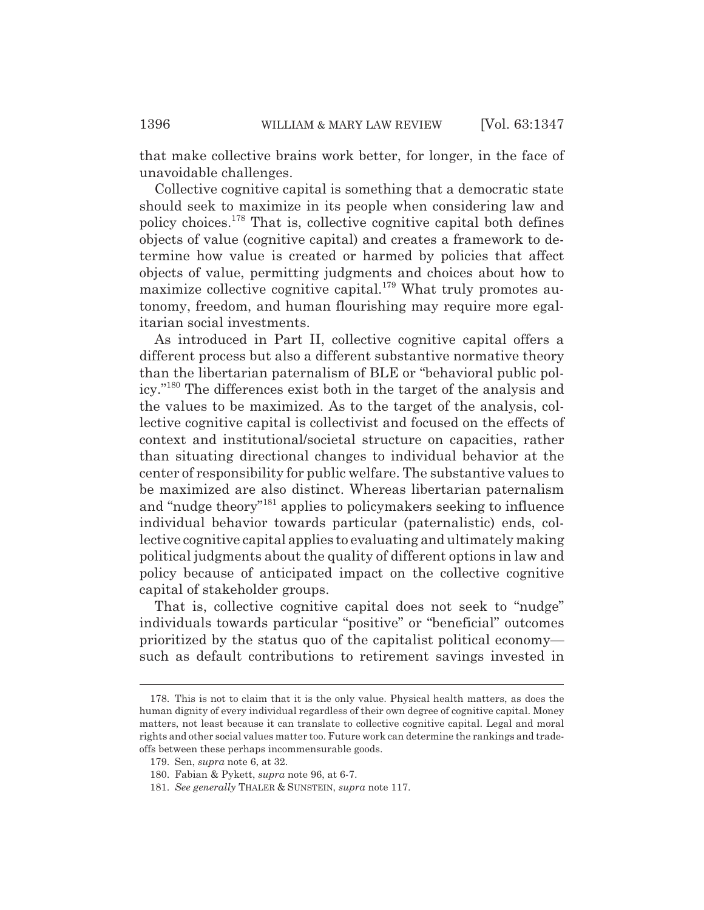that make collective brains work better, for longer, in the face of unavoidable challenges.

Collective cognitive capital is something that a democratic state should seek to maximize in its people when considering law and policy choices.[178] That is, collective cognitive capital both defines objects of value (cognitive capital) and creates a framework to determine how value is created or harmed by policies that affect objects of value, permitting judgments and choices about how to maximize collective cognitive capital.[179] What truly promotes autonomy, freedom, and human flourishing may require more egalitarian social investments.

As introduced in Part II, collective cognitive capital offers a different process but also a different substantive normative theory than the libertarian paternalism of BLE or "behavioral public policy."[180] The differences exist both in the target of the analysis and the values to be maximized. As to the target of the analysis, collective cognitive capital is collectivist and focused on the effects of context and institutional/societal structure on capacities, rather than situating directional changes to individual behavior at the center of responsibility for public welfare. The substantive values to be maximized are also distinct. Whereas libertarian paternalism and "nudge theory"[181] applies to policymakers seeking to influence individual behavior towards particular (paternalistic) ends, collective cognitive capital applies to evaluating and ultimately making political judgments about the quality of different options in law and policy because of anticipated impact on the collective cognitive capital of stakeholder groups.

That is, collective cognitive capital does not seek to "nudge" individuals towards particular "positive" or "beneficial" outcomes prioritized by the status quo of the capitalist political economy—such as default contributions to retirement savings invested in

---

178. This is not to claim that it is the only value. Physical health matters, as does the human dignity of every individual regardless of their own degree of cognitive capital. Money matters, not least because it can translate to collective cognitive capital. Legal and moral rights and other social values matter too. Future work can determine the rankings and trade-offs between these perhaps incommensurable goods.

179. Sen, *supra* note 6, at 32.

180. Fabian & Pykett, *supra* note 96, at 6-7.

181. *See generally* THALER & SUNSTEIN, *supra* note 117.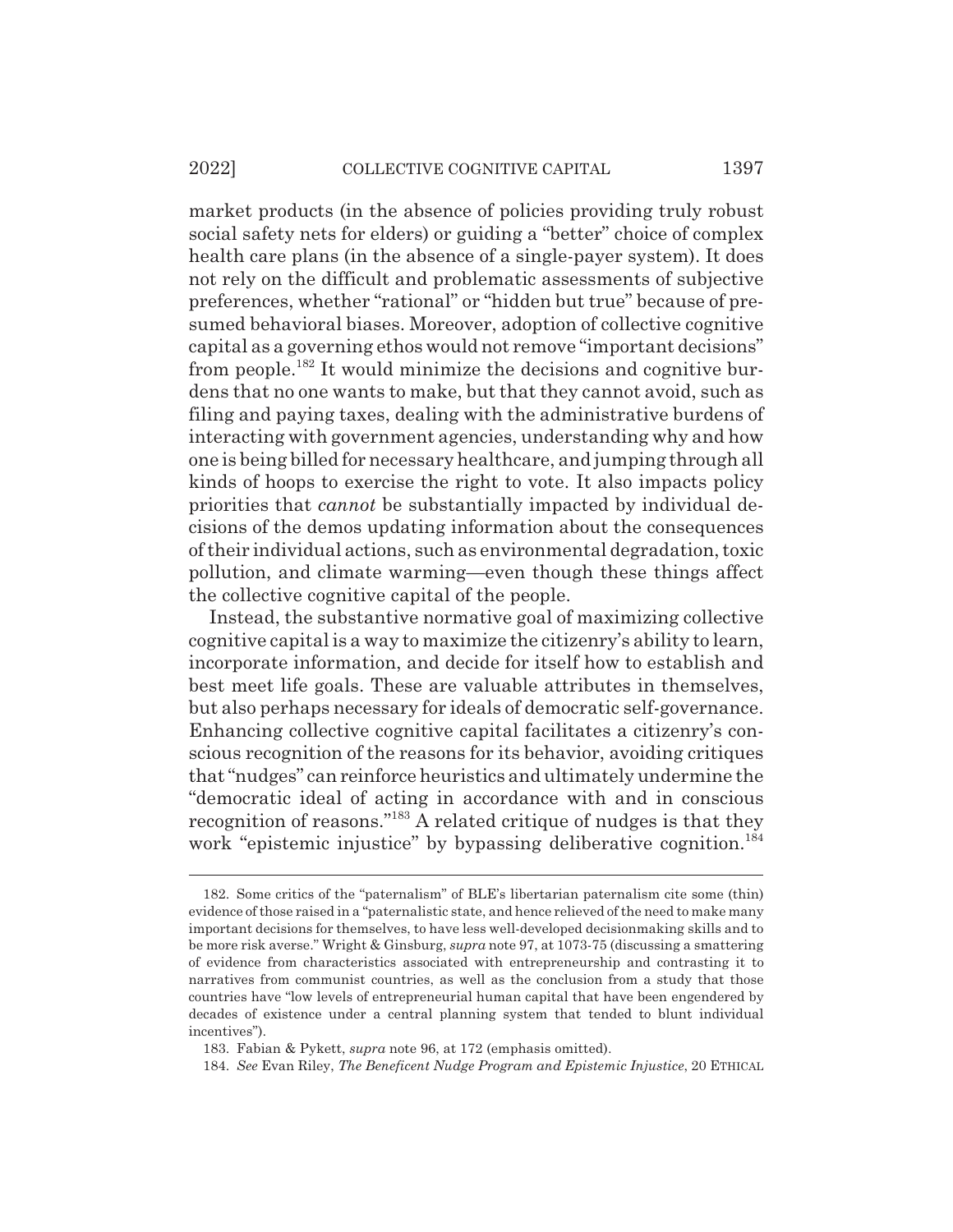market products (in the absence of policies providing truly robust social safety nets for elders) or guiding a "better" choice of complex health care plans (in the absence of a single-payer system). It does not rely on the difficult and problematic assessments of subjective preferences, whether "rational" or "hidden but true" because of presumed behavioral biases. Moreover, adoption of collective cognitive capital as a governing ethos would not remove "important decisions" from people.[182] It would minimize the decisions and cognitive burdens that no one wants to make, but that they cannot avoid, such as filing and paying taxes, dealing with the administrative burdens of interacting with government agencies, understanding why and how one is being billed for necessary healthcare, and jumping through all kinds of hoops to exercise the right to vote. It also impacts policy priorities that *cannot* be substantially impacted by individual decisions of the demos updating information about the consequences of their individual actions, such as environmental degradation, toxic pollution, and climate warming—even though these things affect the collective cognitive capital of the people.

Instead, the substantive normative goal of maximizing collective cognitive capital is a way to maximize the citizenry's ability to learn, incorporate information, and decide for itself how to establish and best meet life goals. These are valuable attributes in themselves, but also perhaps necessary for ideals of democratic self-governance. Enhancing collective cognitive capital facilitates a citizenry's conscious recognition of the reasons for its behavior, avoiding critiques that "nudges" can reinforce heuristics and ultimately undermine the "democratic ideal of acting in accordance with and in conscious recognition of reasons."[183] A related critique of nudges is that they work "epistemic injustice" by bypassing deliberative cognition.[184]

---

182. Some critics of the "paternalism" of BLE's libertarian paternalism cite some (thin) evidence of those raised in a "paternalistic state, and hence relieved of the need to make many important decisions for themselves, to have less well-developed decisionmaking skills and to be more risk averse." Wright & Ginsburg, *supra* note 97, at 1073-75 (discussing a smattering of evidence from characteristics associated with entrepreneurship and contrasting it to narratives from communist countries, as well as the conclusion from a study that those countries have "low levels of entrepreneurial human capital that have been engendered by decades of existence under a central planning system that tended to blunt individual incentives").

183. Fabian & Pykett, *supra* note 96, at 172 (emphasis omitted).

184. *See* Evan Riley, *The Beneficent Nudge Program and Epistemic Injustice*, 20 ETHICAL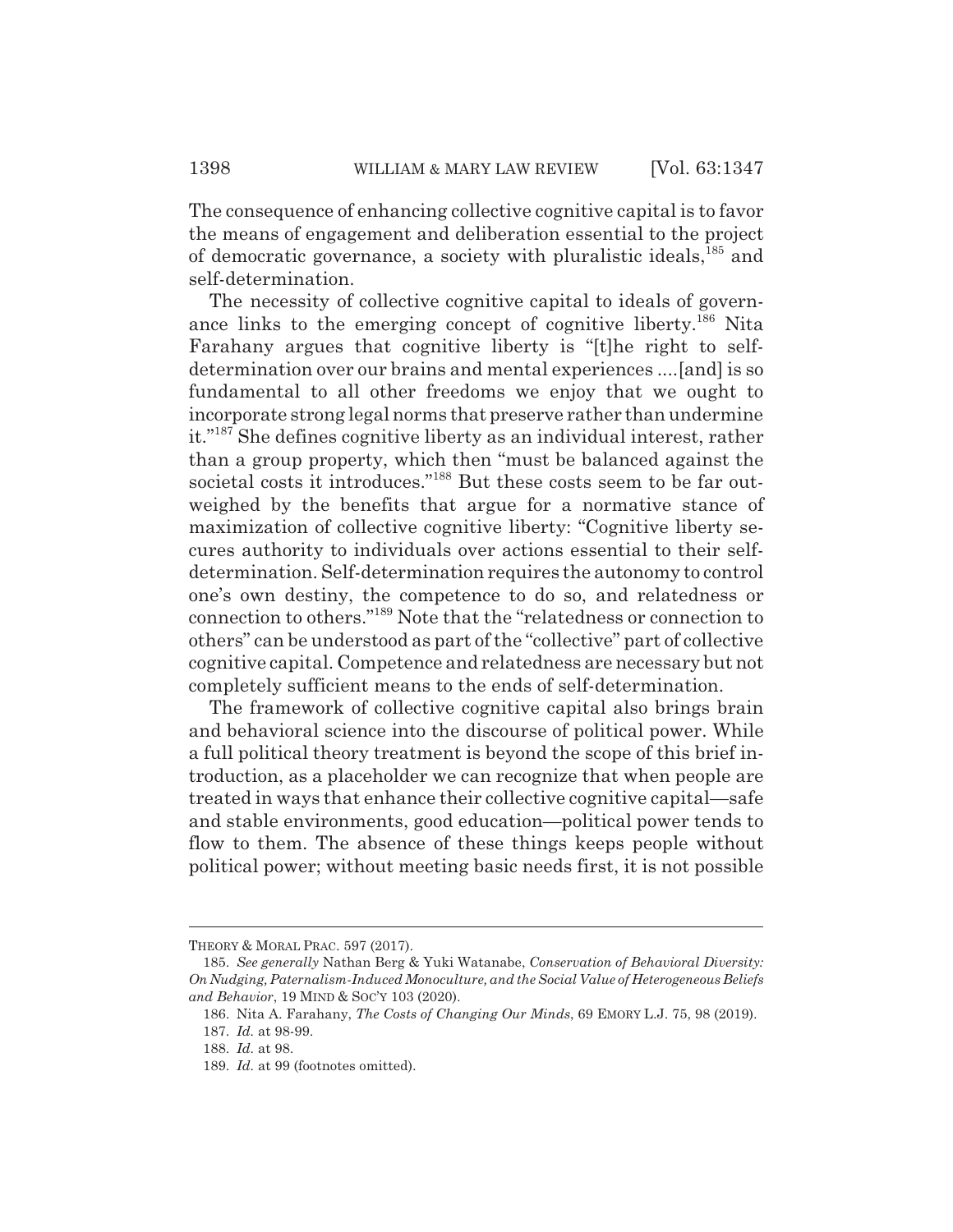The consequence of enhancing collective cognitive capital is to favor the means of engagement and deliberation essential to the project of democratic governance, a society with pluralistic ideals,[185] and self-determination.

The necessity of collective cognitive capital to ideals of governance links to the emerging concept of cognitive liberty.[186] Nita Farahany argues that cognitive liberty is "[t]he right to self-determination over our brains and mental experiences ....[and] is so fundamental to all other freedoms we enjoy that we ought to incorporate strong legal norms that preserve rather than undermine it."[187] She defines cognitive liberty as an individual interest, rather than a group property, which then "must be balanced against the societal costs it introduces."[188] But these costs seem to be far outweighed by the benefits that argue for a normative stance of maximization of collective cognitive liberty: "Cognitive liberty secures authority to individuals over actions essential to their self-determination. Self-determination requires the autonomy to control one's own destiny, the competence to do so, and relatedness or connection to others."[189] Note that the "relatedness or connection to others" can be understood as part of the "collective" part of collective cognitive capital. Competence and relatedness are necessary but not completely sufficient means to the ends of self-determination.

The framework of collective cognitive capital also brings brain and behavioral science into the discourse of political power. While a full political theory treatment is beyond the scope of this brief introduction, as a placeholder we can recognize that when people are treated in ways that enhance their collective cognitive capital—safe and stable environments, good education—political power tends to flow to them. The absence of these things keeps people without political power; without meeting basic needs first, it is not possible

---

THEORY & MORAL PRAC. 597 (2017).

185. *See generally* Nathan Berg & Yuki Watanabe, *Conservation of Behavioral Diversity: On Nudging, Paternalism-Induced Monoculture, and the Social Value of Heterogeneous Beliefs and Behavior*, 19 MIND & SOC'Y 103 (2020).

186. Nita A. Farahany, *The Costs of Changing Our Minds*, 69 EMORY L.J. 75, 98 (2019).

187. *Id.* at 98-99.

188. *Id.* at 98.

189. *Id.* at 99 (footnotes omitted).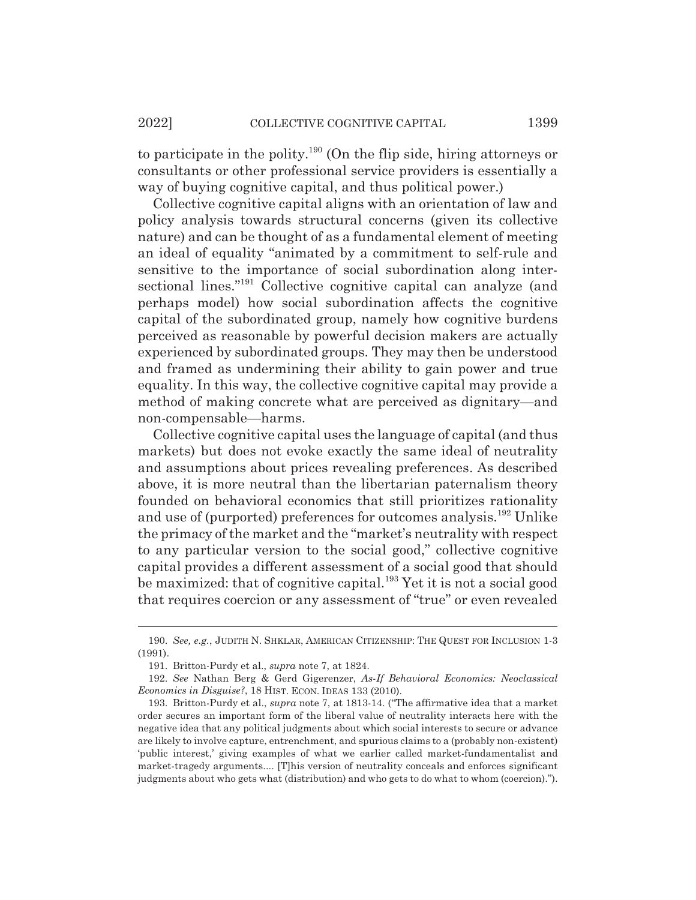to participate in the polity.[190] (On the flip side, hiring attorneys or consultants or other professional service providers is essentially a way of buying cognitive capital, and thus political power.)

Collective cognitive capital aligns with an orientation of law and policy analysis towards structural concerns (given its collective nature) and can be thought of as a fundamental element of meeting an ideal of equality "animated by a commitment to self-rule and sensitive to the importance of social subordination along intersectional lines."[191] Collective cognitive capital can analyze (and perhaps model) how social subordination affects the cognitive capital of the subordinated group, namely how cognitive burdens perceived as reasonable by powerful decision makers are actually experienced by subordinated groups. They may then be understood and framed as undermining their ability to gain power and true equality. In this way, the collective cognitive capital may provide a method of making concrete what are perceived as dignitary—and non-compensable—harms.

Collective cognitive capital uses the language of capital (and thus markets) but does not evoke exactly the same ideal of neutrality and assumptions about prices revealing preferences. As described above, it is more neutral than the libertarian paternalism theory founded on behavioral economics that still prioritizes rationality and use of (purported) preferences for outcomes analysis.[192] Unlike the primacy of the market and the "market's neutrality with respect to any particular version to the social good," collective cognitive capital provides a different assessment of a social good that should be maximized: that of cognitive capital.[193] Yet it is not a social good that requires coercion or any assessment of "true" or even revealed

---

190. *See, e.g.*, JUDITH N. SHKLAR, AMERICAN CITIZENSHIP: THE QUEST FOR INCLUSION 1-3 (1991).

191. Britton-Purdy et al., *supra* note 7, at 1824.

192. *See* Nathan Berg & Gerd Gigerenzer, *As-If Behavioral Economics: Neoclassical Economics in Disguise?*, 18 HIST. ECON. IDEAS 133 (2010).

193. Britton-Purdy et al., *supra* note 7, at 1813-14. ("The affirmative idea that a market order secures an important form of the liberal value of neutrality interacts here with the negative idea that any political judgments about which social interests to secure or advance are likely to involve capture, entrenchment, and spurious claims to a (probably non-existent) 'public interest,' giving examples of what we earlier called market-fundamentalist and market-tragedy arguments.... [T]his version of neutrality conceals and enforces significant judgments about who gets what (distribution) and who gets to do what to whom (coercion).").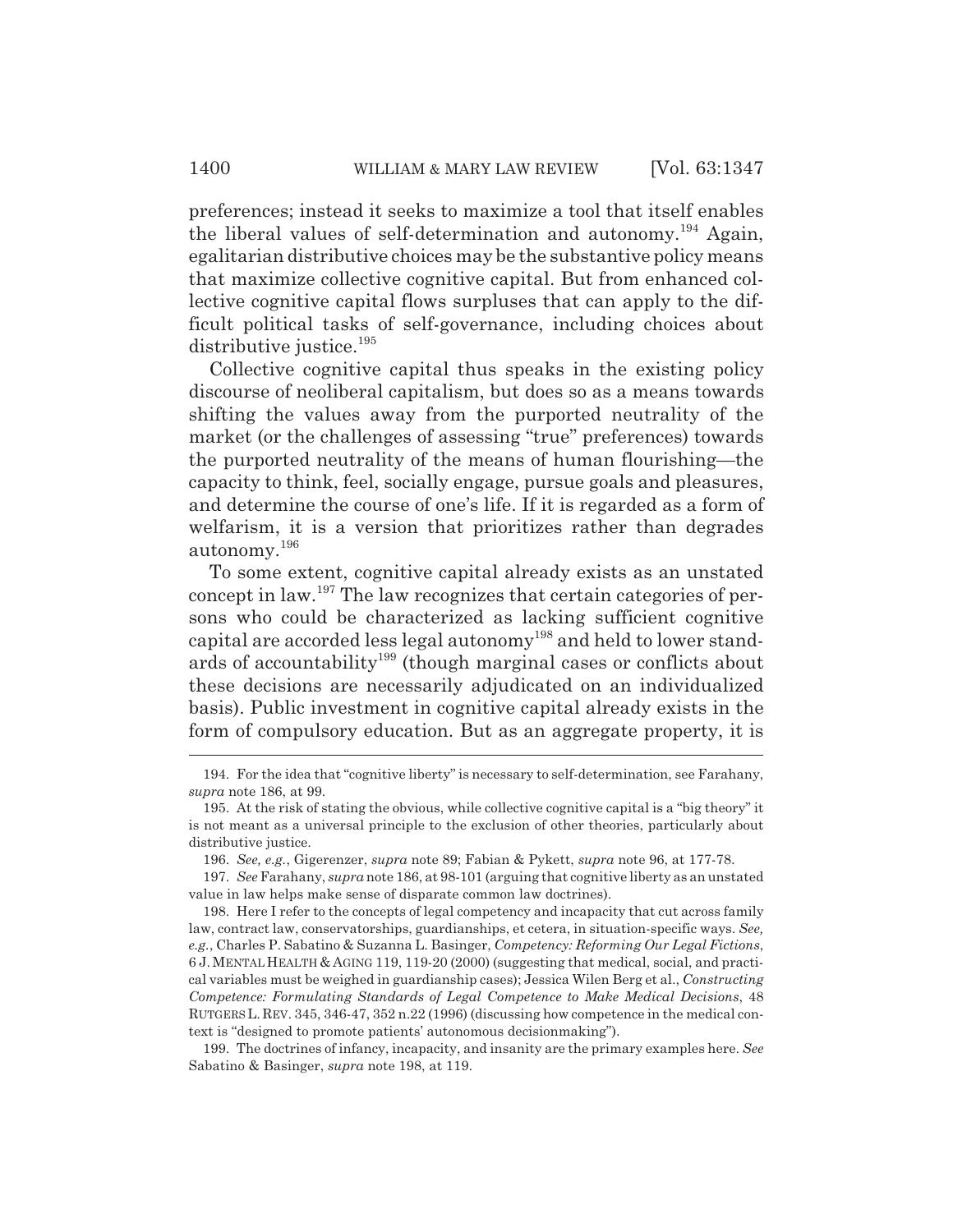preferences; instead it seeks to maximize a tool that itself enables the liberal values of self-determination and autonomy.[194] Again, egalitarian distributive choices may be the substantive policy means that maximize collective cognitive capital. But from enhanced collective cognitive capital flows surpluses that can apply to the difficult political tasks of self-governance, including choices about distributive justice.[195]

Collective cognitive capital thus speaks in the existing policy discourse of neoliberal capitalism, but does so as a means towards shifting the values away from the purported neutrality of the market (or the challenges of assessing "true" preferences) towards the purported neutrality of the means of human flourishing—the capacity to think, feel, socially engage, pursue goals and pleasures, and determine the course of one's life. If it is regarded as a form of welfarism, it is a version that prioritizes rather than degrades autonomy.[196]

To some extent, cognitive capital already exists as an unstated concept in law.[197] The law recognizes that certain categories of persons who could be characterized as lacking sufficient cognitive capital are accorded less legal autonomy[198] and held to lower standards of accountability[199] (though marginal cases or conflicts about these decisions are necessarily adjudicated on an individualized basis). Public investment in cognitive capital already exists in the form of compulsory education. But as an aggregate property, it is

---

194. For the idea that "cognitive liberty" is necessary to self-determination, see Farahany, *supra* note 186, at 99.

195. At the risk of stating the obvious, while collective cognitive capital is a "big theory" it is not meant as a universal principle to the exclusion of other theories, particularly about distributive justice.

196. *See, e.g.*, Gigerenzer, *supra* note 89; Fabian & Pykett, *supra* note 96, at 177-78.

197. *See* Farahany, *supra* note 186, at 98-101 (arguing that cognitive liberty as an unstated value in law helps make sense of disparate common law doctrines).

198. Here I refer to the concepts of legal competency and incapacity that cut across family law, contract law, conservatorships, guardianships, et cetera, in situation-specific ways. *See, e.g.*, Charles P. Sabatino & Suzanna L. Basinger, *Competency: Reforming Our Legal Fictions*, 6 J. MENTAL HEALTH & AGING 119, 119-20 (2000) (suggesting that medical, social, and practical variables must be weighed in guardianship cases); Jessica Wilen Berg et al., *Constructing Competence: Formulating Standards of Legal Competence to Make Medical Decisions*, 48 RUTGERS L. REV. 345, 346-47, 352 n.22 (1996) (discussing how competence in the medical context is "designed to promote patients' autonomous decisionmaking").

199. The doctrines of infancy, incapacity, and insanity are the primary examples here. *See* Sabatino & Basinger, *supra* note 198, at 119.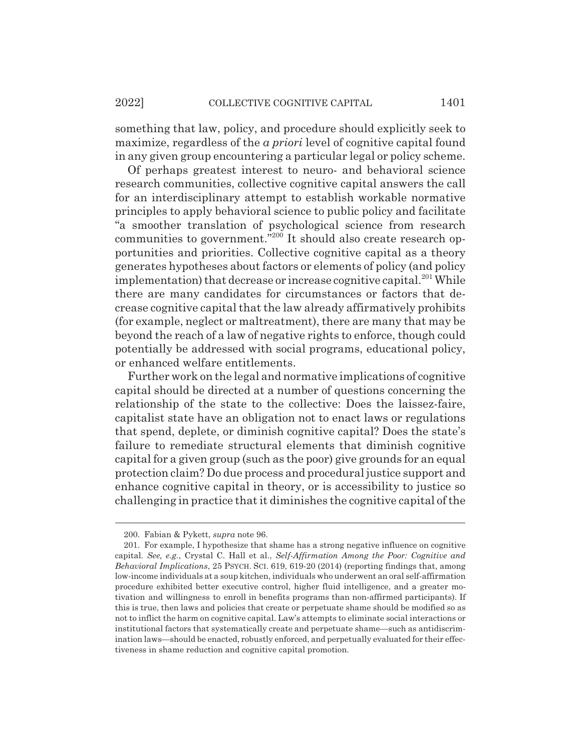something that law, policy, and procedure should explicitly seek to maximize, regardless of the *a priori* level of cognitive capital found in any given group encountering a particular legal or policy scheme.

Of perhaps greatest interest to neuro- and behavioral science research communities, collective cognitive capital answers the call for an interdisciplinary attempt to establish workable normative principles to apply behavioral science to public policy and facilitate "a smoother translation of psychological science from research communities to government."[200] It should also create research opportunities and priorities. Collective cognitive capital as a theory generates hypotheses about factors or elements of policy (and policy implementation) that decrease or increase cognitive capital.[201] While there are many candidates for circumstances or factors that decrease cognitive capital that the law already affirmatively prohibits (for example, neglect or maltreatment), there are many that may be beyond the reach of a law of negative rights to enforce, though could potentially be addressed with social programs, educational policy, or enhanced welfare entitlements.

Further work on the legal and normative implications of cognitive capital should be directed at a number of questions concerning the relationship of the state to the collective: Does the laissez-faire, capitalist state have an obligation not to enact laws or regulations that spend, deplete, or diminish cognitive capital? Does the state's failure to remediate structural elements that diminish cognitive capital for a given group (such as the poor) give grounds for an equal protection claim? Do due process and procedural justice support and enhance cognitive capital in theory, or is accessibility to justice so challenging in practice that it diminishes the cognitive capital of the

---

200. Fabian & Pykett, *supra* note 96.

201. For example, I hypothesize that shame has a strong negative influence on cognitive capital. *See, e.g.*, Crystal C. Hall et al., *Self-Affirmation Among the Poor: Cognitive and Behavioral Implications*, 25 PSYCH. SCI. 619, 619-20 (2014) (reporting findings that, among low-income individuals at a soup kitchen, individuals who underwent an oral self-affirmation procedure exhibited better executive control, higher fluid intelligence, and a greater motivation and willingness to enroll in benefits programs than non-affirmed participants). If this is true, then laws and policies that create or perpetuate shame should be modified so as not to inflict the harm on cognitive capital. Law's attempts to eliminate social interactions or institutional factors that systematically create and perpetuate shame—such as antidiscrimination laws—should be enacted, robustly enforced, and perpetually evaluated for their effectiveness in shame reduction and cognitive capital promotion.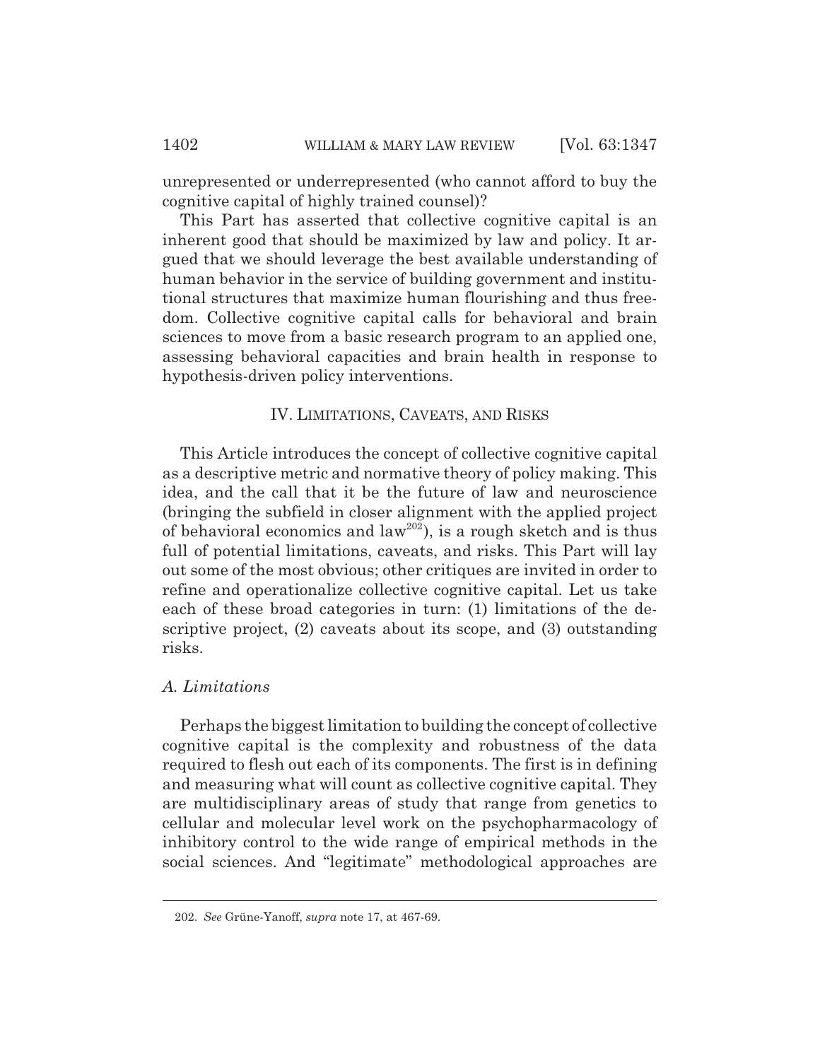unrepresented or underrepresented (who cannot afford to buy the cognitive capital of highly trained counsel)?

This Part has asserted that collective cognitive capital is an inherent good that should be maximized by law and policy. It argued that we should leverage the best available understanding of human behavior in the service of building government and institutional structures that maximize human flourishing and thus freedom. Collective cognitive capital calls for behavioral and brain sciences to move from a basic research program to an applied one, assessing behavioral capacities and brain health in response to hypothesis-driven policy interventions.

## IV. LIMITATIONS, CAVEATS, AND RISKS

This Article introduces the concept of collective cognitive capital as a descriptive metric and normative theory of policy making. This idea, and the call that it be the future of law and neuroscience (bringing the subfield in closer alignment with the applied project of behavioral economics and law[202]), is a rough sketch and is thus full of potential limitations, caveats, and risks. This Part will lay out some of the most obvious; other critiques are invited in order to refine and operationalize collective cognitive capital. Let us take each of these broad categories in turn: (1) limitations of the descriptive project, (2) caveats about its scope, and (3) outstanding risks.

### *A. Limitations*

Perhaps the biggest limitation to building the concept of collective cognitive capital is the complexity and robustness of the data required to flesh out each of its components. The first is in defining and measuring what will count as collective cognitive capital. They are multidisciplinary areas of study that range from genetics to cellular and molecular level work on the psychopharmacology of inhibitory control to the wide range of empirical methods in the social sciences. And "legitimate" methodological approaches are

---

202. *See* Grüne-Yanoff, *supra* note 17, at 467-69.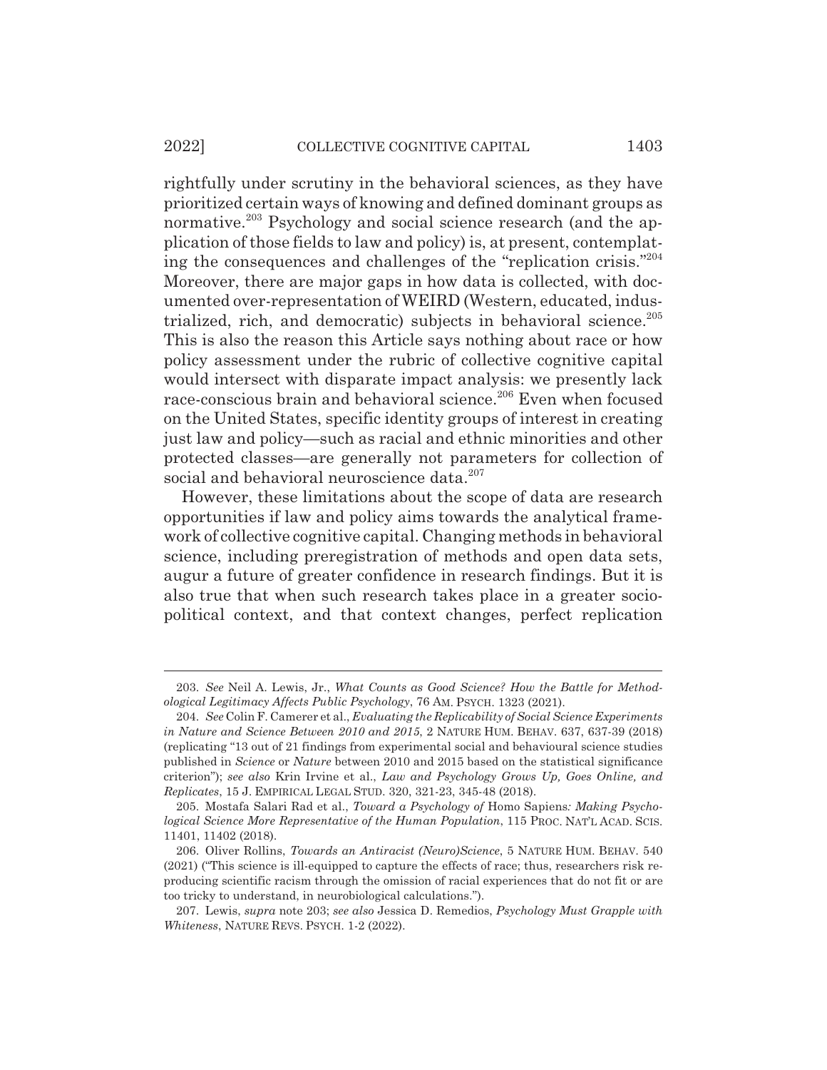rightfully under scrutiny in the behavioral sciences, as they have prioritized certain ways of knowing and defined dominant groups as normative.[203] Psychology and social science research (and the application of those fields to law and policy) is, at present, contemplating the consequences and challenges of the "replication crisis."[204] Moreover, there are major gaps in how data is collected, with documented over-representation of WEIRD (Western, educated, industrialized, rich, and democratic) subjects in behavioral science.[205] This is also the reason this Article says nothing about race or how policy assessment under the rubric of collective cognitive capital would intersect with disparate impact analysis: we presently lack race-conscious brain and behavioral science.[206] Even when focused on the United States, specific identity groups of interest in creating just law and policy—such as racial and ethnic minorities and other protected classes—are generally not parameters for collection of social and behavioral neuroscience data.[207]

However, these limitations about the scope of data are research opportunities if law and policy aims towards the analytical framework of collective cognitive capital. Changing methods in behavioral science, including preregistration of methods and open data sets, augur a future of greater confidence in research findings. But it is also true that when such research takes place in a greater sociopolitical context, and that context changes, perfect replication

---

203. *See* Neil A. Lewis, Jr., *What Counts as Good Science? How the Battle for Methodological Legitimacy Affects Public Psychology*, 76 AM. PSYCH. 1323 (2021).

204. *See* Colin F. Camerer et al., *Evaluating the Replicability of Social Science Experiments in Nature and Science Between 2010 and 2015*, 2 NATURE HUM. BEHAV. 637, 637-39 (2018) (replicating "13 out of 21 findings from experimental social and behavioural science studies published in *Science* or *Nature* between 2010 and 2015 based on the statistical significance criterion"); *see also* Krin Irvine et al., *Law and Psychology Grows Up, Goes Online, and Replicates*, 15 J. EMPIRICAL LEGAL STUD. 320, 321-23, 345-48 (2018).

205. Mostafa Salari Rad et al., *Toward a Psychology of* Homo Sapiens*: Making Psychological Science More Representative of the Human Population*, 115 PROC. NAT'L ACAD. SCIS. 11401, 11402 (2018).

206. Oliver Rollins, *Towards an Antiracist (Neuro)Science*, 5 NATURE HUM. BEHAV. 540 (2021) ("This science is ill-equipped to capture the effects of race; thus, researchers risk reproducing scientific racism through the omission of racial experiences that do not fit or are too tricky to understand, in neurobiological calculations.").

207. Lewis, *supra* note 203; *see also* Jessica D. Remedios, *Psychology Must Grapple with Whiteness*, NATURE REVS. PSYCH. 1-2 (2022).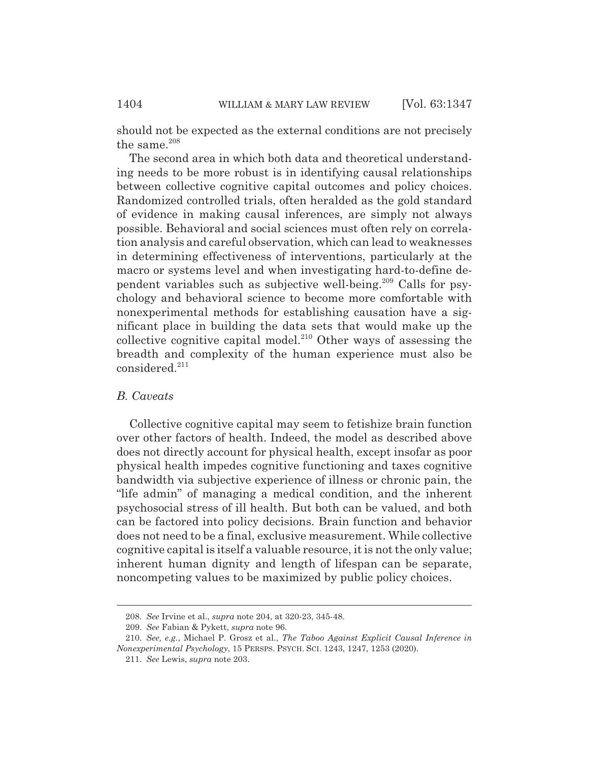should not be expected as the external conditions are not precisely the same.[208]

The second area in which both data and theoretical understanding needs to be more robust is in identifying causal relationships between collective cognitive capital outcomes and policy choices. Randomized controlled trials, often heralded as the gold standard of evidence in making causal inferences, are simply not always possible. Behavioral and social sciences must often rely on correlation analysis and careful observation, which can lead to weaknesses in determining effectiveness of interventions, particularly at the macro or systems level and when investigating hard-to-define dependent variables such as subjective well-being.[209] Calls for psychology and behavioral science to become more comfortable with nonexperimental methods for establishing causation have a significant place in building the data sets that would make up the collective cognitive capital model.[210] Other ways of assessing the breadth and complexity of the human experience must also be considered.[211]

### *B. Caveats*

Collective cognitive capital may seem to fetishize brain function over other factors of health. Indeed, the model as described above does not directly account for physical health, except insofar as poor physical health impedes cognitive functioning and taxes cognitive bandwidth via subjective experience of illness or chronic pain, the "life admin" of managing a medical condition, and the inherent psychosocial stress of ill health. But both can be valued, and both can be factored into policy decisions. Brain function and behavior does not need to be a final, exclusive measurement. While collective cognitive capital is itself a valuable resource, it is not the only value; inherent human dignity and length of lifespan can be separate, noncompeting values to be maximized by public policy choices.

---

208. *See* Irvine et al., *supra* note 204, at 320-23, 345-48.

209. *See* Fabian & Pykett, *supra* note 96.

210. *See, e.g.*, Michael P. Grosz et al., *The Taboo Against Explicit Causal Inference in Nonexperimental Psychology*, 15 PERSPS. PSYCH. SCI. 1243, 1247, 1253 (2020).

211. *See* Lewis, *supra* note 203.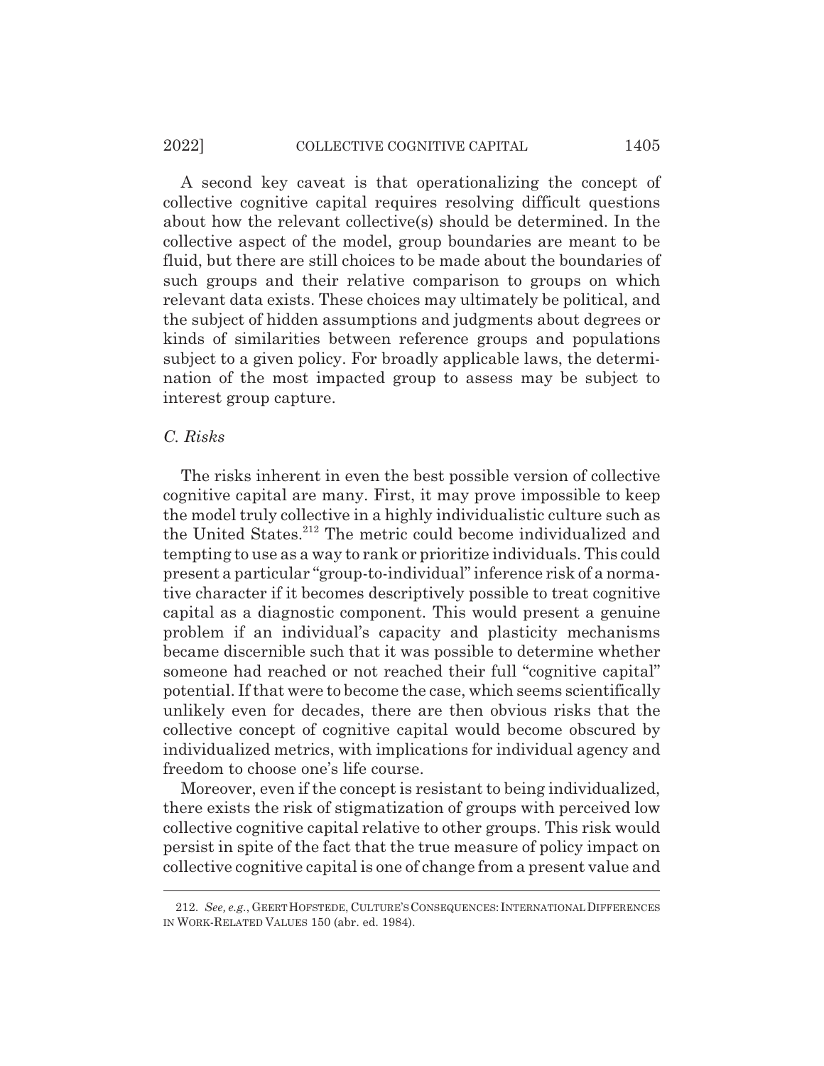A second key caveat is that operationalizing the concept of collective cognitive capital requires resolving difficult questions about how the relevant collective(s) should be determined. In the collective aspect of the model, group boundaries are meant to be fluid, but there are still choices to be made about the boundaries of such groups and their relative comparison to groups on which relevant data exists. These choices may ultimately be political, and the subject of hidden assumptions and judgments about degrees or kinds of similarities between reference groups and populations subject to a given policy. For broadly applicable laws, the determination of the most impacted group to assess may be subject to interest group capture.

### *C. Risks*

The risks inherent in even the best possible version of collective cognitive capital are many. First, it may prove impossible to keep the model truly collective in a highly individualistic culture such as the United States.[212] The metric could become individualized and tempting to use as a way to rank or prioritize individuals. This could present a particular "group-to-individual" inference risk of a normative character if it becomes descriptively possible to treat cognitive capital as a diagnostic component. This would present a genuine problem if an individual's capacity and plasticity mechanisms became discernible such that it was possible to determine whether someone had reached or not reached their full "cognitive capital" potential. If that were to become the case, which seems scientifically unlikely even for decades, there are then obvious risks that the collective concept of cognitive capital would become obscured by individualized metrics, with implications for individual agency and freedom to choose one's life course.

Moreover, even if the concept is resistant to being individualized, there exists the risk of stigmatization of groups with perceived low collective cognitive capital relative to other groups. This risk would persist in spite of the fact that the true measure of policy impact on collective cognitive capital is one of change from a present value and

---

212. *See, e.g.*, GEERT HOFSTEDE, CULTURE'S CONSEQUENCES: INTERNATIONAL DIFFERENCES IN WORK-RELATED VALUES 150 (abr. ed. 1984).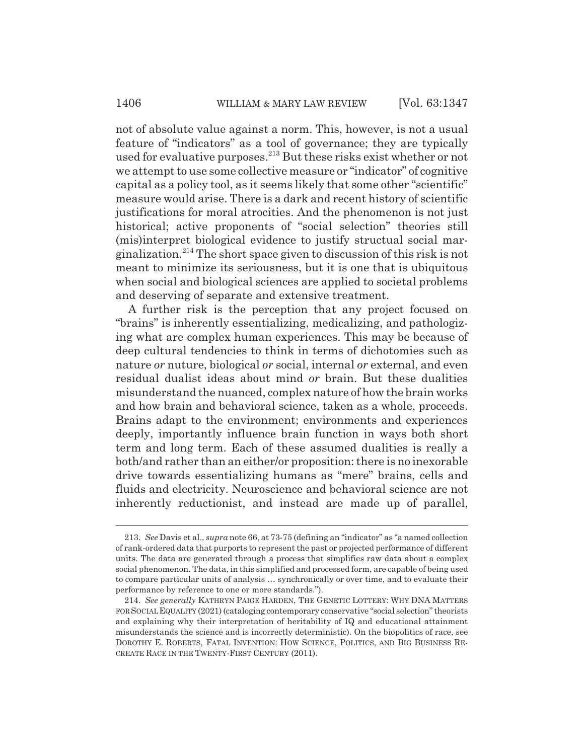not of absolute value against a norm. This, however, is not a usual feature of "indicators" as a tool of governance; they are typically used for evaluative purposes.[213] But these risks exist whether or not we attempt to use some collective measure or "indicator" of cognitive capital as a policy tool, as it seems likely that some other "scientific" measure would arise. There is a dark and recent history of scientific justifications for moral atrocities. And the phenomenon is not just historical; active proponents of "social selection" theories still (mis)interpret biological evidence to justify structural social marginalization.[214] The short space given to discussion of this risk is not meant to minimize its seriousness, but it is one that is ubiquitous when social and biological sciences are applied to societal problems and deserving of separate and extensive treatment.

A further risk is the perception that any project focused on "brains" is inherently essentializing, medicalizing, and pathologizing what are complex human experiences. This may be because of deep cultural tendencies to think in terms of dichotomies such as nature *or* nuture, biological *or* social, internal *or* external, and even residual dualist ideas about mind *or* brain. But these dualities misunderstand the nuanced, complex nature of how the brain works and how brain and behavioral science, taken as a whole, proceeds. Brains adapt to the environment; environments and experiences deeply, importantly influence brain function in ways both short term and long term. Each of these assumed dualities is really a both/and rather than an either/or proposition: there is no inexorable drive towards essentializing humans as "mere" brains, cells and fluids and electricity. Neuroscience and behavioral science are not inherently reductionist, and instead are made up of parallel,

---

213. *See* Davis et al., *supra* note 66, at 73-75 (defining an "indicator" as "a named collection of rank-ordered data that purports to represent the past or projected performance of different units. The data are generated through a process that simplifies raw data about a complex social phenomenon. The data, in this simplified and processed form, are capable of being used to compare particular units of analysis ... synchronically or over time, and to evaluate their performance by reference to one or more standards.").

214. *See generally* KATHRYN PAIGE HARDEN, THE GENETIC LOTTERY: WHY DNA MATTERS FOR SOCIAL EQUALITY (2021) (cataloging contemporary conservative "social selection" theorists and explaining why their interpretation of heritability of IQ and educational attainment misunderstands the science and is incorrectly deterministic). On the biopolitics of race, see DOROTHY E. ROBERTS, FATAL INVENTION: HOW SCIENCE, POLITICS, AND BIG BUSINESS RE-CREATE RACE IN THE TWENTY-FIRST CENTURY (2011).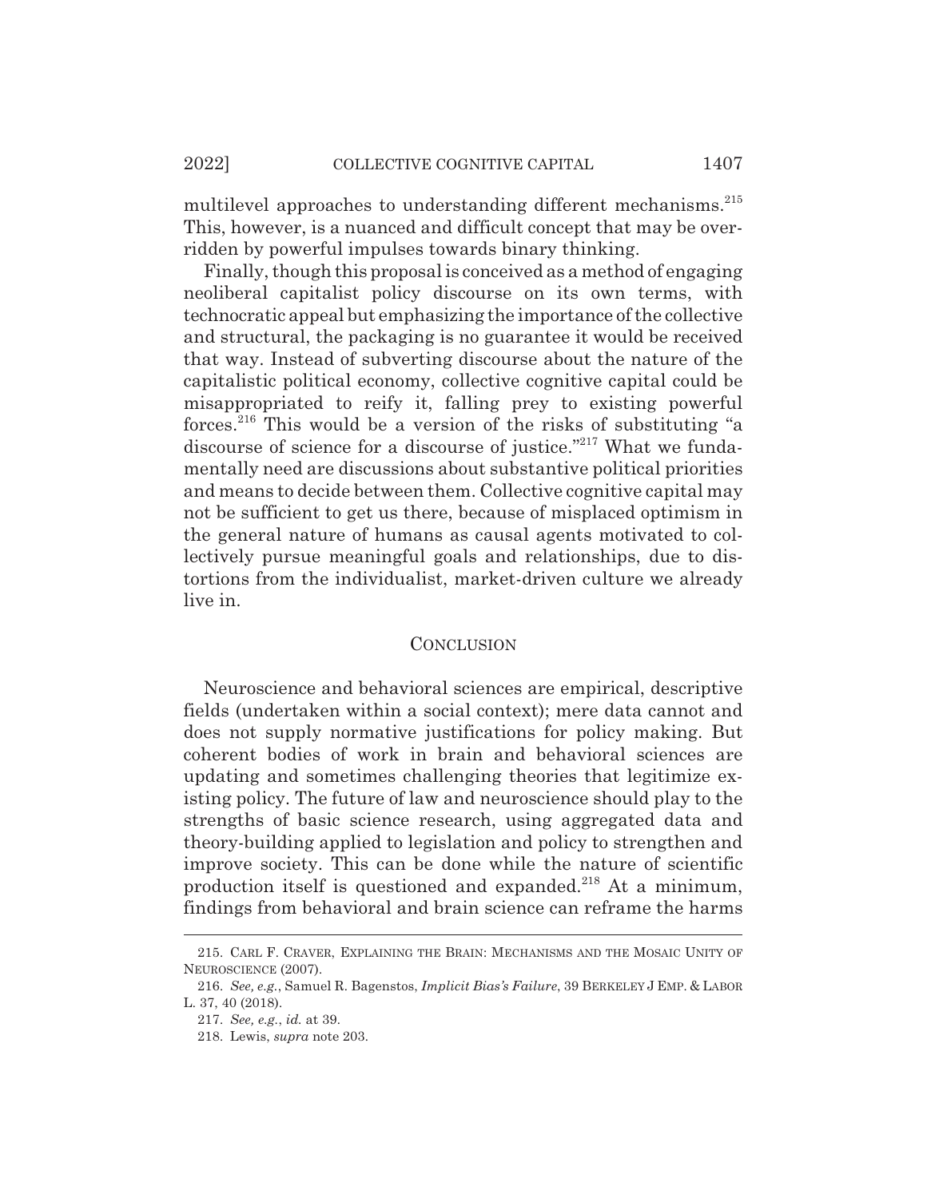multilevel approaches to understanding different mechanisms.[215] This, however, is a nuanced and difficult concept that may be overridden by powerful impulses towards binary thinking.

Finally, though this proposal is conceived as a method of engaging neoliberal capitalist policy discourse on its own terms, with technocratic appeal but emphasizing the importance of the collective and structural, the packaging is no guarantee it would be received that way. Instead of subverting discourse about the nature of the capitalistic political economy, collective cognitive capital could be misappropriated to reify it, falling prey to existing powerful forces.[216] This would be a version of the risks of substituting "a discourse of science for a discourse of justice."[217] What we fundamentally need are discussions about substantive political priorities and means to decide between them. Collective cognitive capital may not be sufficient to get us there, because of misplaced optimism in the general nature of humans as causal agents motivated to collectively pursue meaningful goals and relationships, due to distortions from the individualist, market-driven culture we already live in.

## CONCLUSION

Neuroscience and behavioral sciences are empirical, descriptive fields (undertaken within a social context); mere data cannot and does not supply normative justifications for policy making. But coherent bodies of work in brain and behavioral sciences are updating and sometimes challenging theories that legitimize existing policy. The future of law and neuroscience should play to the strengths of basic science research, using aggregated data and theory-building applied to legislation and policy to strengthen and improve society. This can be done while the nature of scientific production itself is questioned and expanded.[218] At a minimum, findings from behavioral and brain science can reframe the harms

---

215. CARL F. CRAVER, EXPLAINING THE BRAIN: MECHANISMS AND THE MOSAIC UNITY OF NEUROSCIENCE (2007).

216. *See, e.g.*, Samuel R. Bagenstos, *Implicit Bias's Failure*, 39 BERKELEY J EMP. & LABOR L. 37, 40 (2018).

217. *See, e.g.*, *id.* at 39.

218. Lewis, *supra* note 203.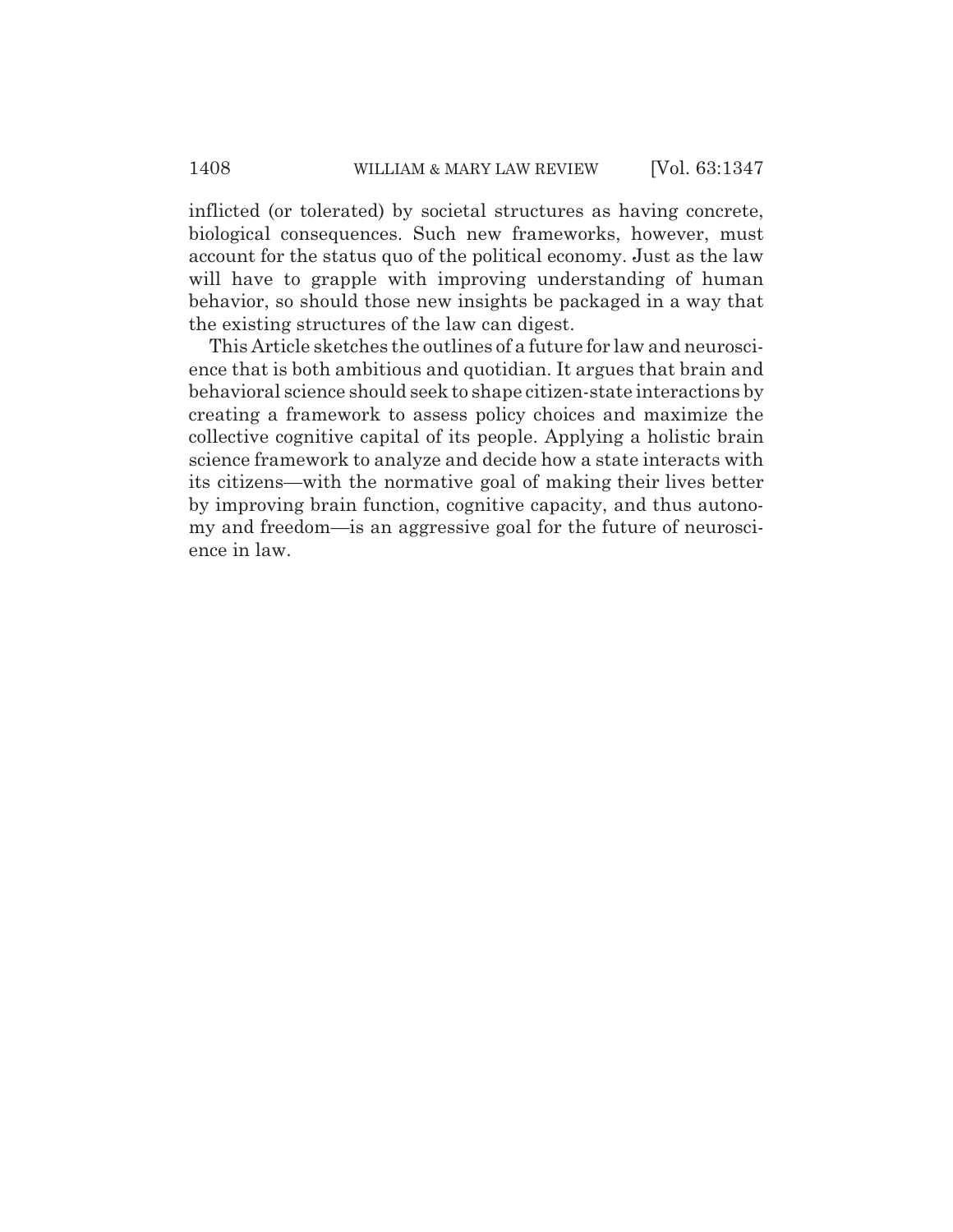inflicted (or tolerated) by societal structures as having concrete, biological consequences. Such new frameworks, however, must account for the status quo of the political economy. Just as the law will have to grapple with improving understanding of human behavior, so should those new insights be packaged in a way that the existing structures of the law can digest.

This Article sketches the outlines of a future for law and neuroscience that is both ambitious and quotidian. It argues that brain and behavioral science should seek to shape citizen-state interactions by creating a framework to assess policy choices and maximize the collective cognitive capital of its people. Applying a holistic brain science framework to analyze and decide how a state interacts with its citizens—with the normative goal of making their lives better by improving brain function, cognitive capacity, and thus autonomy and freedom—is an aggressive goal for the future of neuroscience in law.